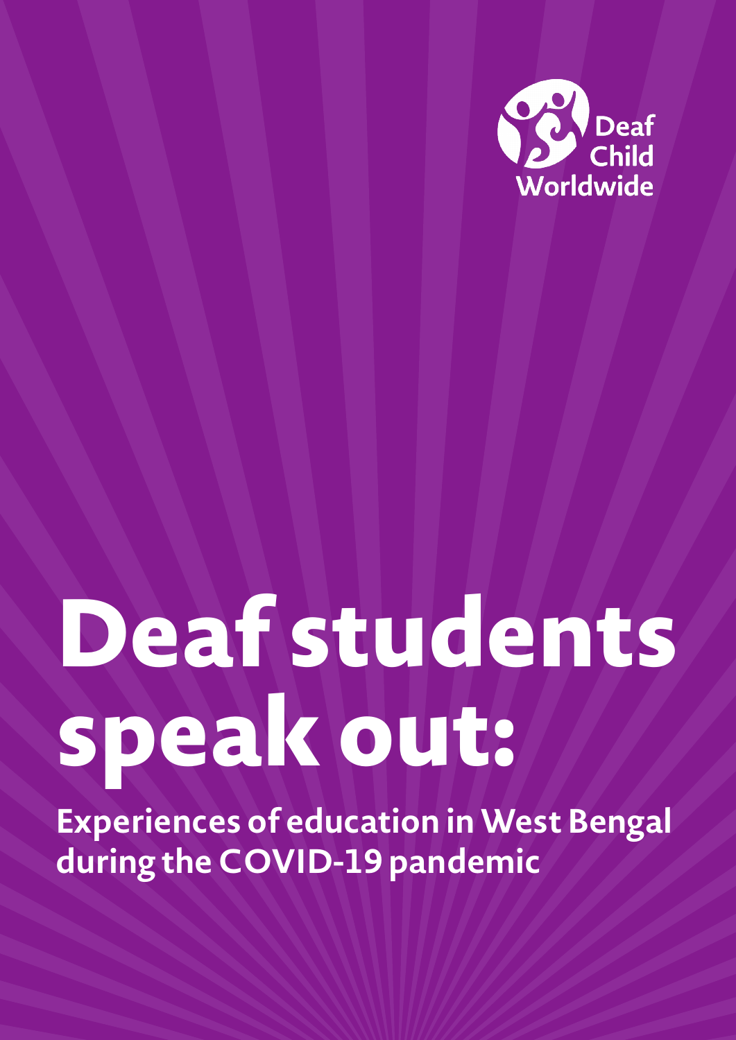Deaf Child Worldwide

# Deaf students speak out:

## Experiences of education in West Bengal during the COVID-19 pandemic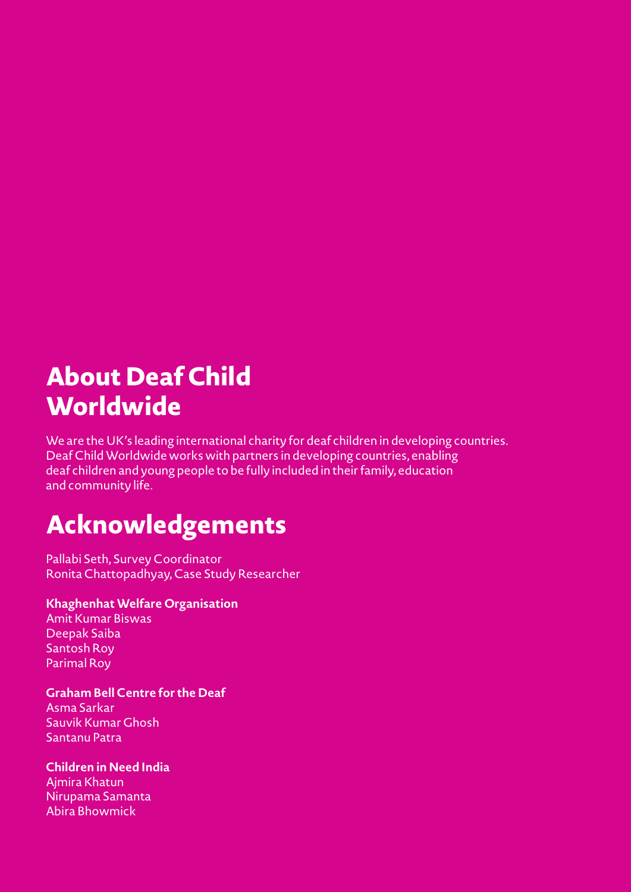## About Deaf Child Worldwide

We are the UK's leading international charity for deaf children in developing countries. Deaf Child Worldwide works with partners in developing countries, enabling deaf children and young people to be fully included in their family, education and community life.

## Acknowledgements

Pallabi Seth, Survey Coordinator
Ronita Chattopadhyay, Case Study Researcher

**Khaghenhat Welfare Organisation**
Amit Kumar Biswas
Deepak Saiba
Santosh Roy
Parimal Roy

**Graham Bell Centre for the Deaf**
Asma Sarkar
Sauvik Kumar Ghosh
Santanu Patra

**Children in Need India**
Ajmira Khatun
Nirupama Samanta
Abira Bhowmick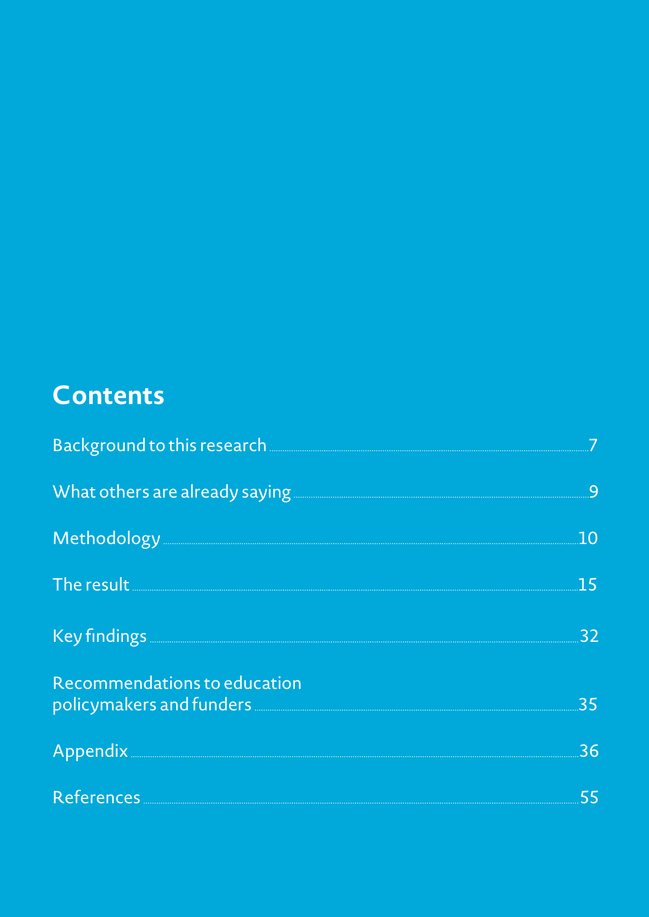# Contents

Background to this research ........ 7

What others are already saying ........ 9

Methodology ........ 10

The result ........ 15

Key findings ........ 32

Recommendations to education policymakers and funders ........ 35

Appendix ........ 36

References ........ 55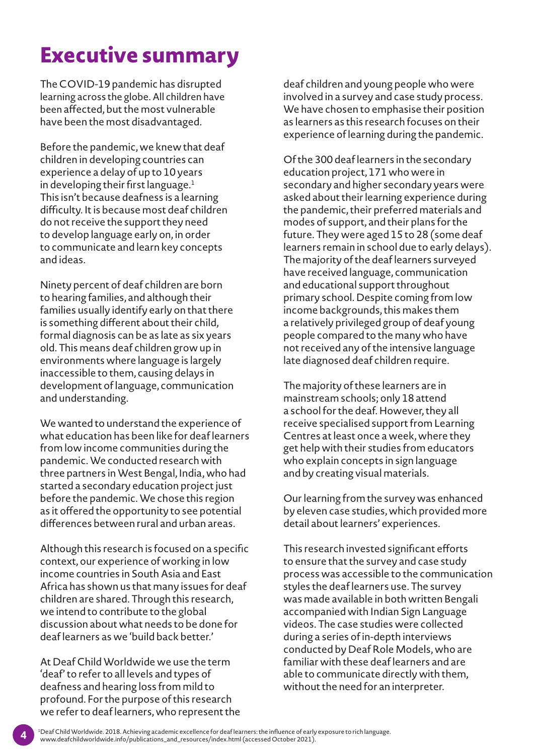# Executive summary

The COVID-19 pandemic has disrupted learning across the globe. All children have been affected, but the most vulnerable have been the most disadvantaged.

Before the pandemic, we knew that deaf children in developing countries can experience a delay of up to 10 years in developing their first language.[1] This isn't because deafness is a learning difficulty. It is because most deaf children do not receive the support they need to develop language early on, in order to communicate and learn key concepts and ideas.

Ninety percent of deaf children are born to hearing families, and although their families usually identify early on that there is something different about their child, formal diagnosis can be as late as six years old. This means deaf children grow up in environments where language is largely inaccessible to them, causing delays in development of language, communication and understanding.

We wanted to understand the experience of what education has been like for deaf learners from low income communities during the pandemic. We conducted research with three partners in West Bengal, India, who had started a secondary education project just before the pandemic. We chose this region as it offered the opportunity to see potential differences between rural and urban areas.

Although this research is focused on a specific context, our experience of working in low income countries in South Asia and East Africa has shown us that many issues for deaf children are shared. Through this research, we intend to contribute to the global discussion about what needs to be done for deaf learners as we 'build back better.'

At Deaf Child Worldwide we use the term 'deaf' to refer to all levels and types of deafness and hearing loss from mild to profound. For the purpose of this research we refer to deaf learners, who represent the deaf children and young people who were involved in a survey and case study process. We have chosen to emphasise their position as learners as this research focuses on their experience of learning during the pandemic.

Of the 300 deaf learners in the secondary education project, 171 who were in secondary and higher secondary years were asked about their learning experience during the pandemic, their preferred materials and modes of support, and their plans for the future. They were aged 15 to 28 (some deaf learners remain in school due to early delays). The majority of the deaf learners surveyed have received language, communication and educational support throughout primary school. Despite coming from low income backgrounds, this makes them a relatively privileged group of deaf young people compared to the many who have not received any of the intensive language late diagnosed deaf children require.

The majority of these learners are in mainstream schools; only 18 attend a school for the deaf. However, they all receive specialised support from Learning Centres at least once a week, where they get help with their studies from educators who explain concepts in sign language and by creating visual materials.

Our learning from the survey was enhanced by eleven case studies, which provided more detail about learners' experiences.

This research invested significant efforts to ensure that the survey and case study process was accessible to the communication styles the deaf learners use. The survey was made available in both written Bengali accompanied with Indian Sign Language videos. The case studies were collected during a series of in-depth interviews conducted by Deaf Role Models, who are familiar with these deaf learners and are able to communicate directly with them, without the need for an interpreter.

[1] Deaf Child Worldwide. 2018. Achieving academic excellence for deaf learners: the influence of early exposure to rich language. www.deafchildworldwide.info/publications_and_resources/index.html (accessed October 2021).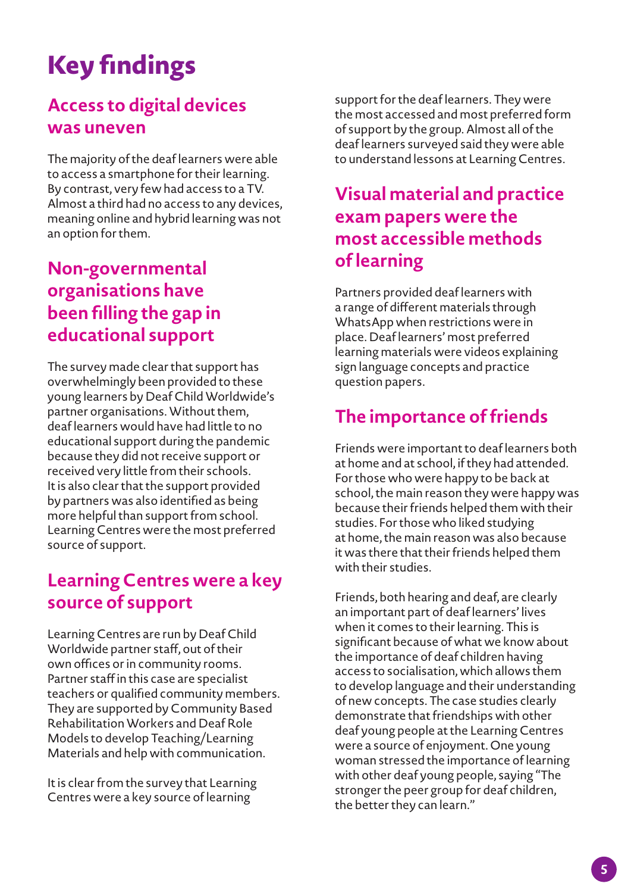# Key findings

## Access to digital devices was uneven

The majority of the deaf learners were able to access a smartphone for their learning. By contrast, very few had access to a TV. Almost a third had no access to any devices, meaning online and hybrid learning was not an option for them.

## Non-governmental organisations have been filling the gap in educational support

The survey made clear that support has overwhelmingly been provided to these young learners by Deaf Child Worldwide's partner organisations. Without them, deaf learners would have had little to no educational support during the pandemic because they did not receive support or received very little from their schools. It is also clear that the support provided by partners was also identified as being more helpful than support from school. Learning Centres were the most preferred source of support.

## Learning Centres were a key source of support

Learning Centres are run by Deaf Child Worldwide partner staff, out of their own offices or in community rooms. Partner staff in this case are specialist teachers or qualified community members. They are supported by Community Based Rehabilitation Workers and Deaf Role Models to develop Teaching/Learning Materials and help with communication.

It is clear from the survey that Learning Centres were a key source of learning support for the deaf learners. They were the most accessed and most preferred form of support by the group. Almost all of the deaf learners surveyed said they were able to understand lessons at Learning Centres.

## Visual material and practice exam papers were the most accessible methods of learning

Partners provided deaf learners with a range of different materials through WhatsApp when restrictions were in place. Deaf learners' most preferred learning materials were videos explaining sign language concepts and practice question papers.

## The importance of friends

Friends were important to deaf learners both at home and at school, if they had attended. For those who were happy to be back at school, the main reason they were happy was because their friends helped them with their studies. For those who liked studying at home, the main reason was also because it was there that their friends helped them with their studies.

Friends, both hearing and deaf, are clearly an important part of deaf learners' lives when it comes to their learning. This is significant because of what we know about the importance of deaf children having access to socialisation, which allows them to develop language and their understanding of new concepts. The case studies clearly demonstrate that friendships with other deaf young people at the Learning Centres were a source of enjoyment. One young woman stressed the importance of learning with other deaf young people, saying "The stronger the peer group for deaf children, the better they can learn."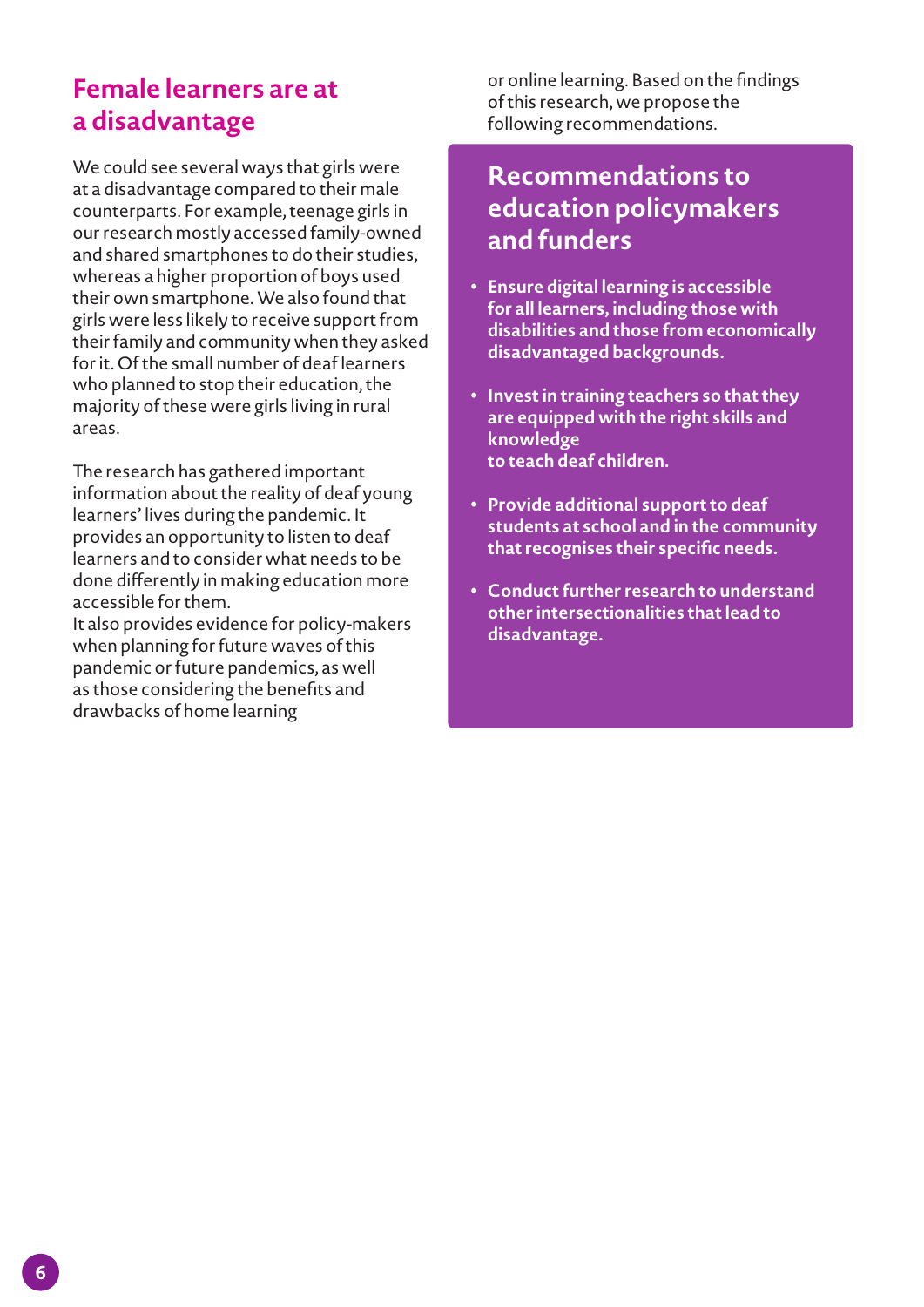## Female learners are at a disadvantage

We could see several ways that girls were at a disadvantage compared to their male counterparts. For example, teenage girls in our research mostly accessed family-owned and shared smartphones to do their studies, whereas a higher proportion of boys used their own smartphone. We also found that girls were less likely to receive support from their family and community when they asked for it. Of the small number of deaf learners who planned to stop their education, the majority of these were girls living in rural areas.

The research has gathered important information about the reality of deaf young learners' lives during the pandemic. It provides an opportunity to listen to deaf learners and to consider what needs to be done differently in making education more accessible for them.
It also provides evidence for policy-makers when planning for future waves of this pandemic or future pandemics, as well as those considering the benefits and drawbacks of home learning or online learning. Based on the findings of this research, we propose the following recommendations.

## Recommendations to education policymakers and funders

- **Ensure digital learning is accessible for all learners, including those with disabilities and those from economically disadvantaged backgrounds.**
- **Invest in training teachers so that they are equipped with the right skills and knowledge to teach deaf children.**
- **Provide additional support to deaf students at school and in the community that recognises their specific needs.**
- **Conduct further research to understand other intersectionalities that lead to disadvantage.**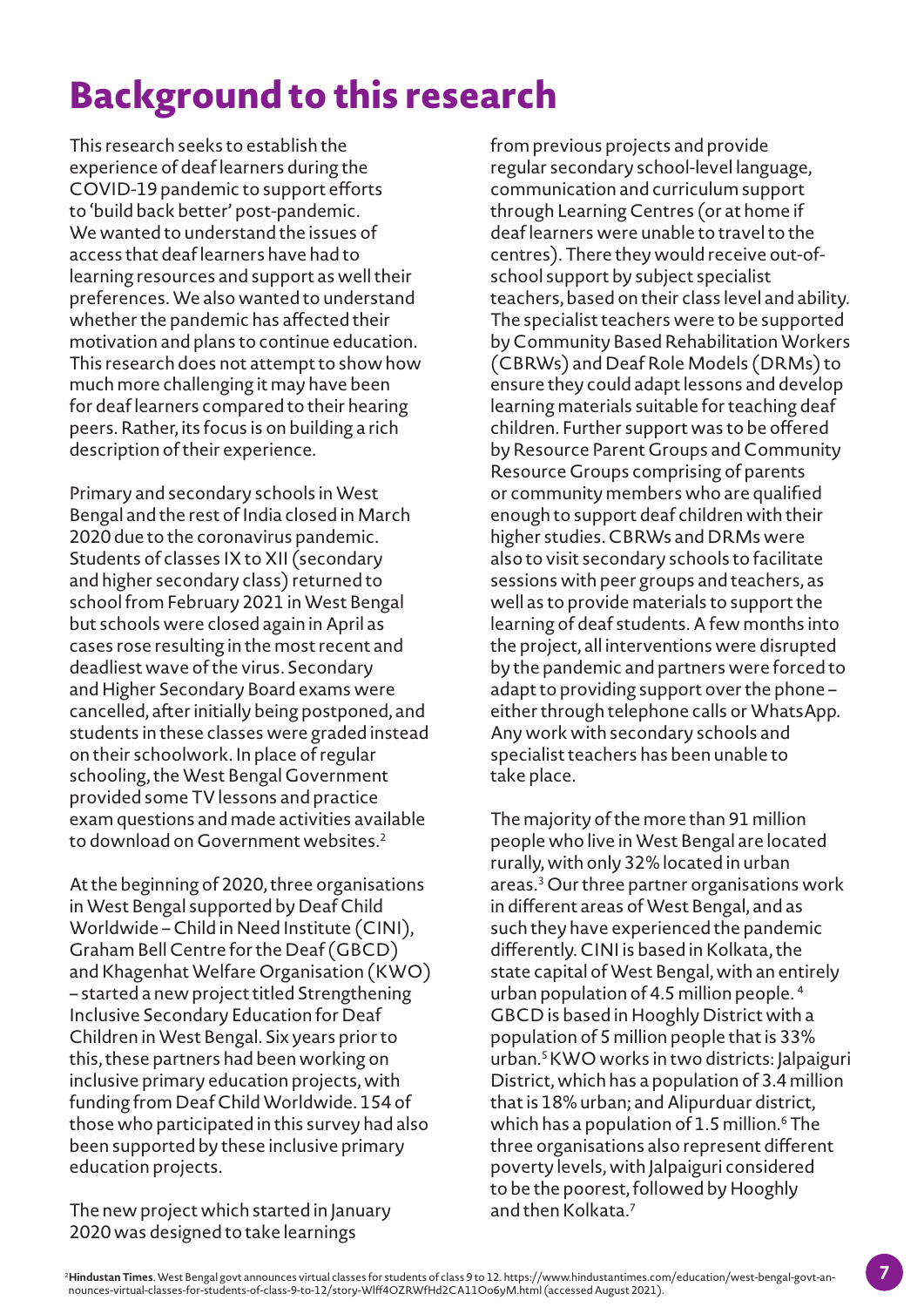# Background to this research

This research seeks to establish the experience of deaf learners during the COVID-19 pandemic to support efforts to 'build back better' post-pandemic. We wanted to understand the issues of access that deaf learners have had to learning resources and support as well their preferences. We also wanted to understand whether the pandemic has affected their motivation and plans to continue education. This research does not attempt to show how much more challenging it may have been for deaf learners compared to their hearing peers. Rather, its focus is on building a rich description of their experience.

Primary and secondary schools in West Bengal and the rest of India closed in March 2020 due to the coronavirus pandemic. Students of classes IX to XII (secondary and higher secondary class) returned to school from February 2021 in West Bengal but schools were closed again in April as cases rose resulting in the most recent and deadliest wave of the virus. Secondary and Higher Secondary Board exams were cancelled, after initially being postponed, and students in these classes were graded instead on their schoolwork. In place of regular schooling, the West Bengal Government provided some TV lessons and practice exam questions and made activities available to download on Government websites.[2]

At the beginning of 2020, three organisations in West Bengal supported by Deaf Child Worldwide – Child in Need Institute (CINI), Graham Bell Centre for the Deaf (GBCD) and Khagenhat Welfare Organisation (KWO) – started a new project titled Strengthening Inclusive Secondary Education for Deaf Children in West Bengal. Six years prior to this, these partners had been working on inclusive primary education projects, with funding from Deaf Child Worldwide. 154 of those who participated in this survey had also been supported by these inclusive primary education projects.

The new project which started in January 2020 was designed to take learnings from previous projects and provide regular secondary school-level language, communication and curriculum support through Learning Centres (or at home if deaf learners were unable to travel to the centres). There they would receive out-of-school support by subject specialist teachers, based on their class level and ability. The specialist teachers were to be supported by Community Based Rehabilitation Workers (CBRWs) and Deaf Role Models (DRMs) to ensure they could adapt lessons and develop learning materials suitable for teaching deaf children. Further support was to be offered by Resource Parent Groups and Community Resource Groups comprising of parents or community members who are qualified enough to support deaf children with their higher studies. CBRWs and DRMs were also to visit secondary schools to facilitate sessions with peer groups and teachers, as well as to provide materials to support the learning of deaf students. A few months into the project, all interventions were disrupted by the pandemic and partners were forced to adapt to providing support over the phone – either through telephone calls or WhatsApp. Any work with secondary schools and specialist teachers has been unable to take place.

The majority of the more than 91 million people who live in West Bengal are located rurally, with only 32% located in urban areas.[3] Our three partner organisations work in different areas of West Bengal, and as such they have experienced the pandemic differently. CINI is based in Kolkata, the state capital of West Bengal, with an entirely urban population of 4.5 million people.[4] GBCD is based in Hooghly District with a population of 5 million people that is 33% urban.[5] KWO works in two districts: Jalpaiguri District, which has a population of 3.4 million that is 18% urban; and Alipurduar district, which has a population of 1.5 million.[6] The three organisations also represent different poverty levels, with Jalpaiguri considered to be the poorest, followed by Hooghly and then Kolkata.[7]

[2] **Hindustan Times**. West Bengal govt announces virtual classes for students of class 9 to 12. https://www.hindustantimes.com/education/west-bengal-govt-announces-virtual-classes-for-students-of-class-9-to-12/story-Wlff4OZRWfHd2CA11Oo6yM.html (accessed August 2021).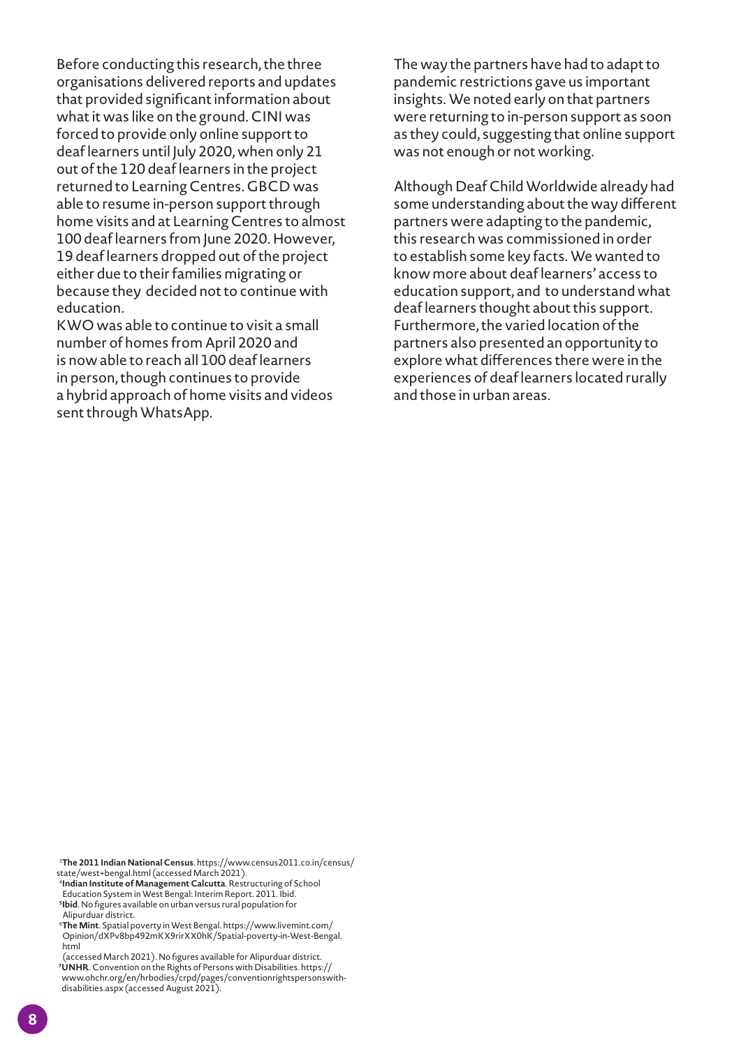Before conducting this research, the three organisations delivered reports and updates that provided significant information about what it was like on the ground. CINI was forced to provide only online support to deaf learners until July 2020, when only 21 out of the 120 deaf learners in the project returned to Learning Centres. GBCD was able to resume in-person support through home visits and at Learning Centres to almost 100 deaf learners from June 2020. However, 19 deaf learners dropped out of the project either due to their families migrating or because they decided not to continue with education.

KWO was able to continue to visit a small number of homes from April 2020 and is now able to reach all 100 deaf learners in person, though continues to provide a hybrid approach of home visits and videos sent through WhatsApp.

The way the partners have had to adapt to pandemic restrictions gave us important insights. We noted early on that partners were returning to in-person support as soon as they could, suggesting that online support was not enough or not working.

Although Deaf Child Worldwide already had some understanding about the way different partners were adapting to the pandemic, this research was commissioned in order to establish some key facts. We wanted to know more about deaf learners' access to education support, and to understand what deaf learners thought about this support. Furthermore, the varied location of the partners also presented an opportunity to explore what differences there were in the experiences of deaf learners located rurally and those in urban areas.

[3] **The 2011 Indian National Census**. https://www.census2011.co.in/census/state/west+bengal.html (accessed March 2021).

[4] **Indian Institute of Management Calcutta**. Restructuring of School Education System in West Bengal: Interim Report. 2011. Ibid.

[5] **Ibid**. No figures available on urban versus rural population for Alipurduar district.

[6] **The Mint**. Spatial poverty in West Bengal. https://www.livemint.com/Opinion/dXPv8bp492mKX9rirXX0hK/Spatial-poverty-in-West-Bengal.html (accessed March 2021). No figures available for Alipurduar district.

[7] **UNHR**. Convention on the Rights of Persons with Disabilities. https://www.ohchr.org/en/hrbodies/crpd/pages/conventionrightspersonswithdisabilities.aspx (accessed August 2021).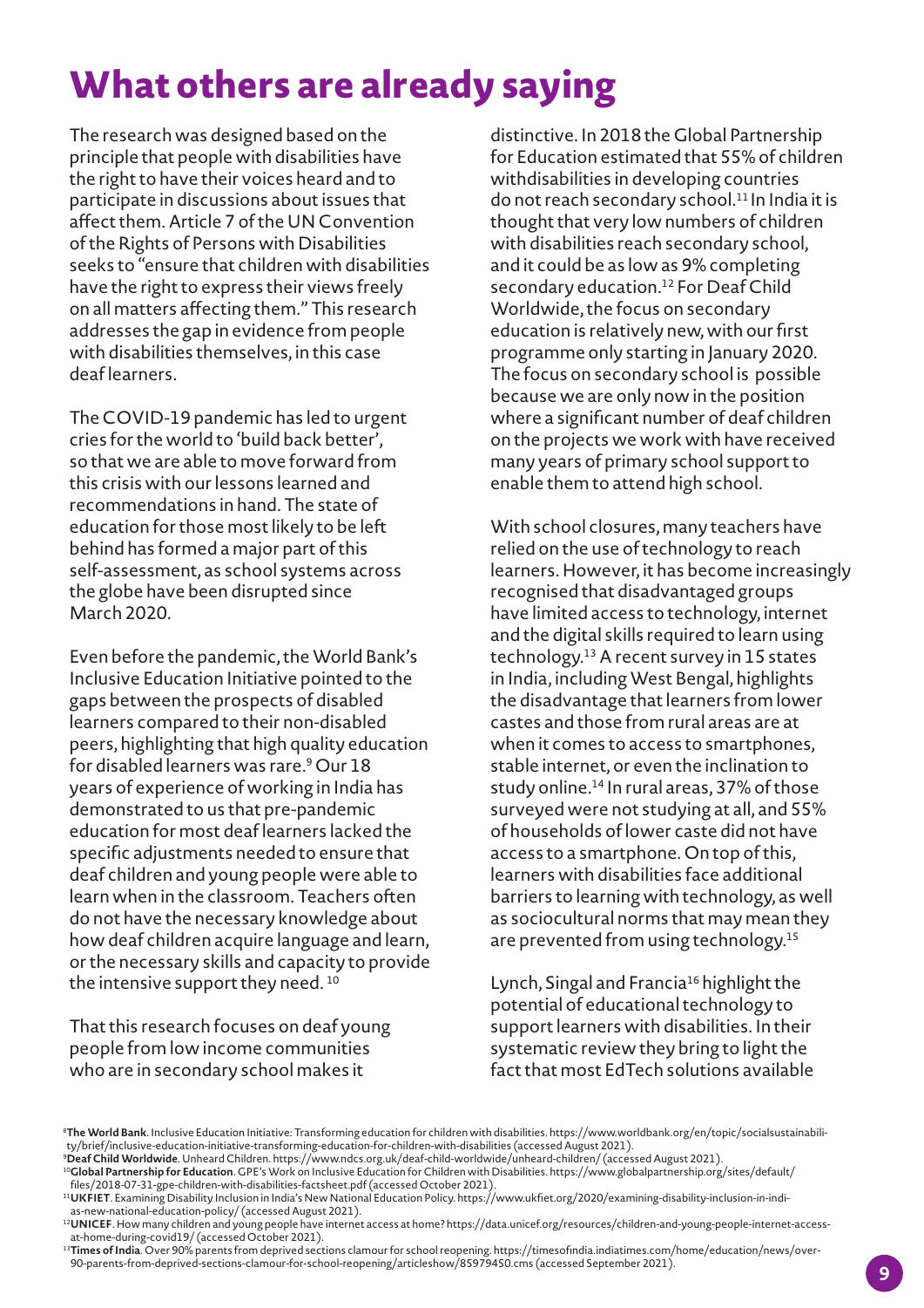# What others are already saying

The research was designed based on the principle that people with disabilities have the right to have their voices heard and to participate in discussions about issues that affect them. Article 7 of the UN Convention of the Rights of Persons with Disabilities seeks to "ensure that children with disabilities have the right to express their views freely on all matters affecting them." This research addresses the gap in evidence from people with disabilities themselves, in this case deaf learners.

The COVID-19 pandemic has led to urgent cries for the world to 'build back better', so that we are able to move forward from this crisis with our lessons learned and recommendations in hand. The state of education for those most likely to be left behind has formed a major part of this self-assessment, as school systems across the globe have been disrupted since March 2020.

Even before the pandemic, the World Bank's Inclusive Education Initiative pointed to the gaps between the prospects of disabled learners compared to their non-disabled peers, highlighting that high quality education for disabled learners was rare.[9] Our 18 years of experience of working in India has demonstrated to us that pre-pandemic education for most deaf learners lacked the specific adjustments needed to ensure that deaf children and young people were able to learn when in the classroom. Teachers often do not have the necessary knowledge about how deaf children acquire language and learn, or the necessary skills and capacity to provide the intensive support they need.[10]

That this research focuses on deaf young people from low income communities who are in secondary school makes it distinctive. In 2018 the Global Partnership for Education estimated that 55% of children withdisabilities in developing countries do not reach secondary school.[11] In India it is thought that very low numbers of children with disabilities reach secondary school, and it could be as low as 9% completing secondary education.[12] For Deaf Child Worldwide, the focus on secondary education is relatively new, with our first programme only starting in January 2020. The focus on secondary school is possible because we are only now in the position where a significant number of deaf children on the projects we work with have received many years of primary school support to enable them to attend high school.

With school closures, many teachers have relied on the use of technology to reach learners. However, it has become increasingly recognised that disadvantaged groups have limited access to technology, internet and the digital skills required to learn using technology.[13] A recent survey in 15 states in India, including West Bengal, highlights the disadvantage that learners from lower castes and those from rural areas are at when it comes to access to smartphones, stable internet, or even the inclination to study online.[14] In rural areas, 37% of those surveyed were not studying at all, and 55% of households of lower caste did not have access to a smartphone. On top of this, learners with disabilities face additional barriers to learning with technology, as well as sociocultural norms that may mean they are prevented from using technology.[15]

Lynch, Singal and Francia[16] highlight the potential of educational technology to support learners with disabilities. In their systematic review they bring to light the fact that most EdTech solutions available

---

[8] **The World Bank**. Inclusive Education Initiative: Transforming education for children with disabilities. https://www.worldbank.org/en/topic/socialsustainability/brief/inclusive-education-initiative-transforming-education-for-children-with-disabilities (accessed August 2021).

[9] **Deaf Child Worldwide**. Unheard Children. https://www.ndcs.org.uk/deaf-child-worldwide/unheard-children/ (accessed August 2021).

[10] **Global Partnership for Education**. GPE's Work on Inclusive Education for Children with Disabilities. https://www.globalpartnership.org/sites/default/files/2018-07-31-gpe-children-with-disabilities-factsheet.pdf (accessed October 2021).

[11] **UKFIET**. Examining Disability Inclusion in India's New National Education Policy. https://www.ukfiet.org/2020/examining-disability-inclusion-in-indias-new-national-education-policy/ (accessed August 2021).

[12] **UNICEF**. How many children and young people have internet access at home? https://data.unicef.org/resources/children-and-young-people-internet-access-at-home-during-covid19/ (accessed October 2021).

[13] **Times of India**. Over 90% parents from deprived sections clamour for school reopening. https://timesofindia.indiatimes.com/home/education/news/over-90-parents-from-deprived-sections-clamour-for-school-reopening/articleshow/85979450.cms (accessed September 2021).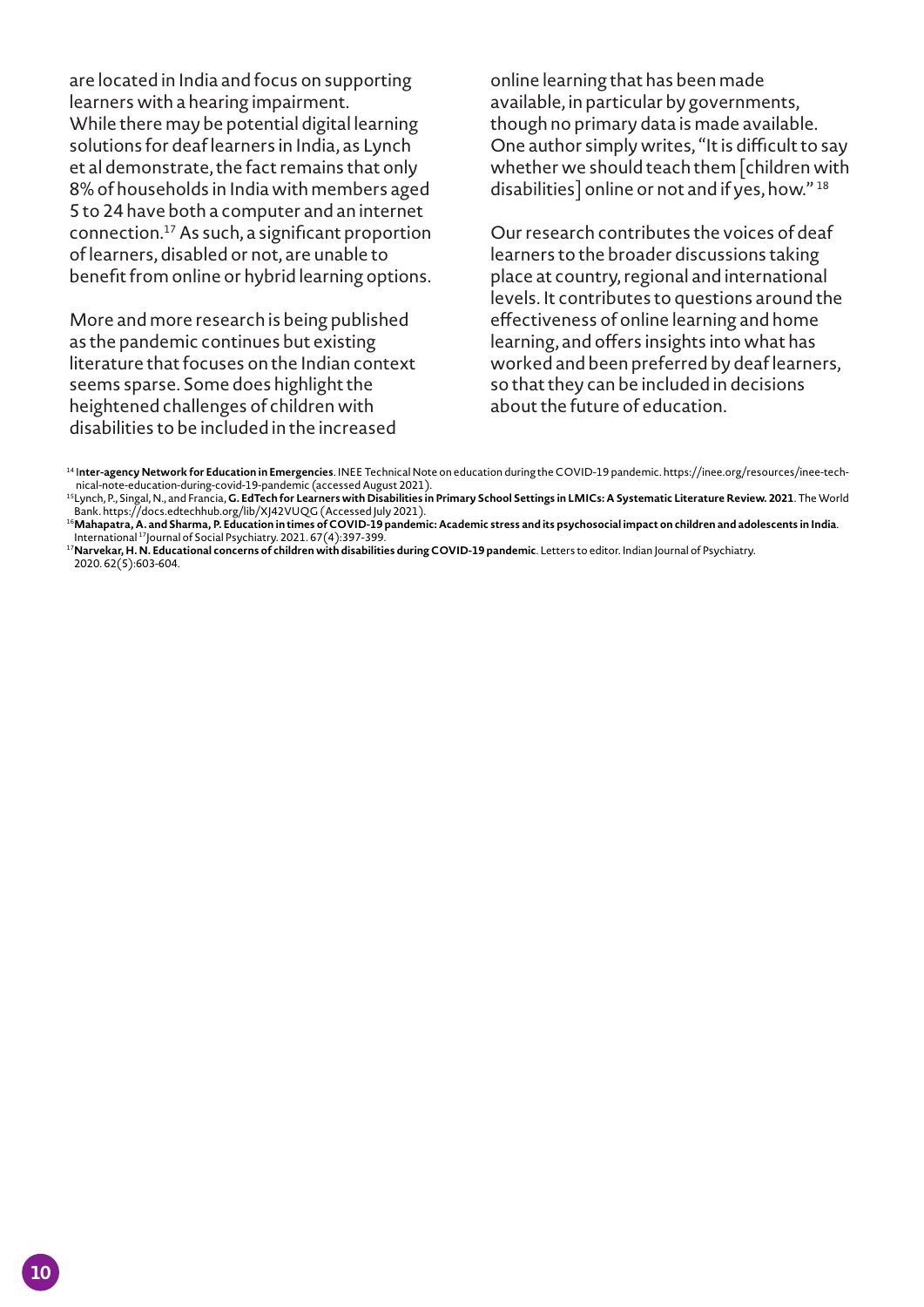are located in India and focus on supporting learners with a hearing impairment. While there may be potential digital learning solutions for deaf learners in India, as Lynch et al demonstrate, the fact remains that only 8% of households in India with members aged 5 to 24 have both a computer and an internet connection.[17] As such, a significant proportion of learners, disabled or not, are unable to benefit from online or hybrid learning options.

More and more research is being published as the pandemic continues but existing literature that focuses on the Indian context seems sparse. Some does highlight the heightened challenges of children with disabilities to be included in the increased online learning that has been made available, in particular by governments, though no primary data is made available. One author simply writes, "It is difficult to say whether we should teach them [children with disabilities] online or not and if yes, how." [18]

Our research contributes the voices of deaf learners to the broader discussions taking place at country, regional and international levels. It contributes to questions around the effectiveness of online learning and home learning, and offers insights into what has worked and been preferred by deaf learners, so that they can be included in decisions about the future of education.

---

[14] **Inter-agency Network for Education in Emergencies**. INEE Technical Note on education during the COVID-19 pandemic. https://inee.org/resources/inee-technical-note-education-during-covid-19-pandemic (accessed August 2021).

[15] Lynch, P., Singal, N., and Francia, **G. EdTech for Learners with Disabilities in Primary School Settings in LMICs: A Systematic Literature Review. 2021**. The World Bank. https://docs.edtechhub.org/lib/XJ42VUQG (Accessed July 2021).

[16] **Mahapatra, A. and Sharma, P. Education in times of COVID-19 pandemic: Academic stress and its psychosocial impact on children and adolescents in India**. International [17] Journal of Social Psychiatry. 2021. 67(4):397-399.

[17] **Narvekar, H. N. Educational concerns of children with disabilities during COVID-19 pandemic**. Letters to editor. Indian Journal of Psychiatry. 2020. 62(5):603-604.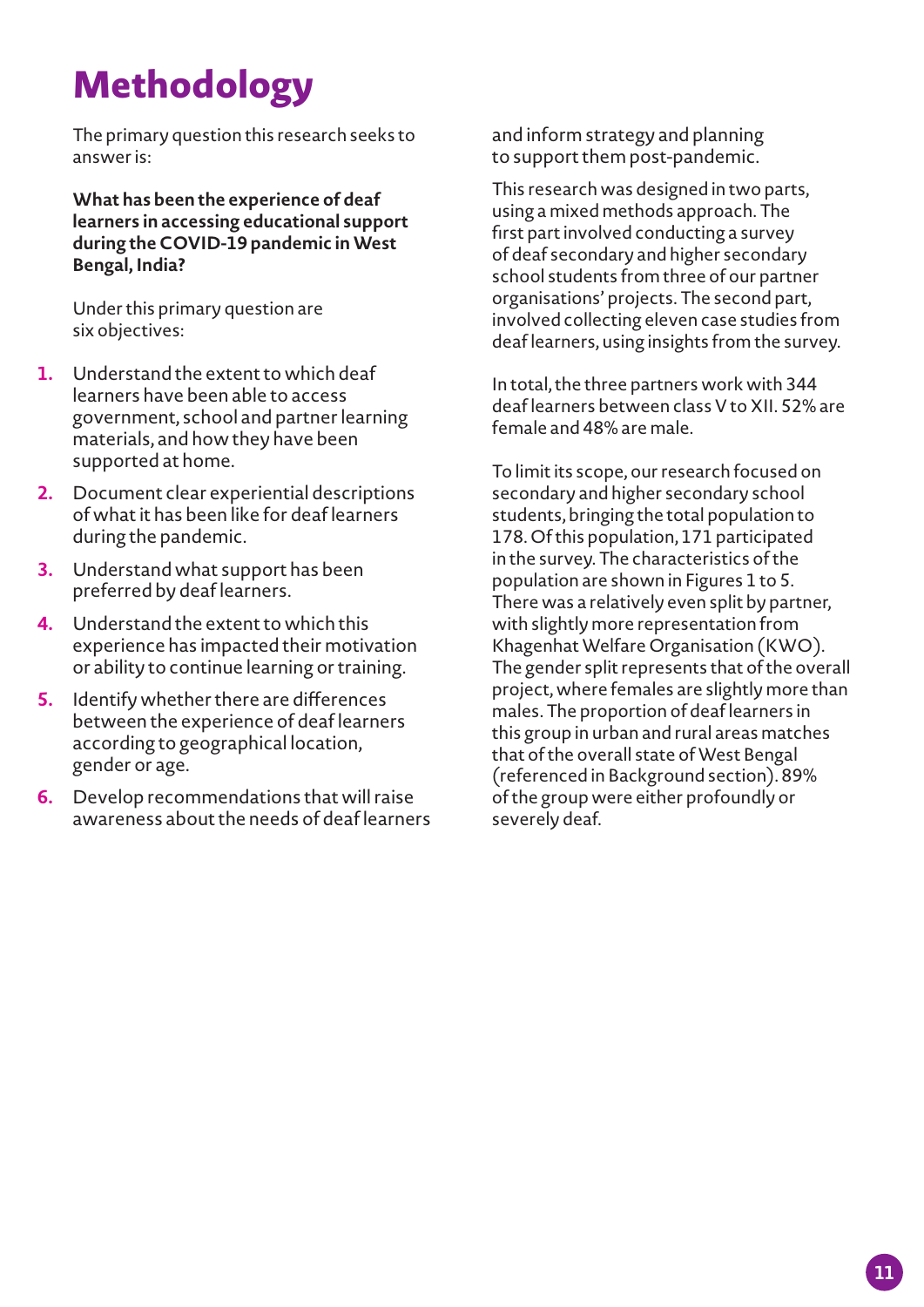# Methodology

The primary question this research seeks to answer is:

**What has been the experience of deaf learners in accessing educational support during the COVID-19 pandemic in West Bengal, India?**

Under this primary question are six objectives:

1. Understand the extent to which deaf learners have been able to access government, school and partner learning materials, and how they have been supported at home.
2. Document clear experiential descriptions of what it has been like for deaf learners during the pandemic.
3. Understand what support has been preferred by deaf learners.
4. Understand the extent to which this experience has impacted their motivation or ability to continue learning or training.
5. Identify whether there are differences between the experience of deaf learners according to geographical location, gender or age.
6. Develop recommendations that will raise awareness about the needs of deaf learners and inform strategy and planning to support them post-pandemic.

This research was designed in two parts, using a mixed methods approach. The first part involved conducting a survey of deaf secondary and higher secondary school students from three of our partner organisations' projects. The second part, involved collecting eleven case studies from deaf learners, using insights from the survey.

In total, the three partners work with 344 deaf learners between class V to XII. 52% are female and 48% are male.

To limit its scope, our research focused on secondary and higher secondary school students, bringing the total population to 178. Of this population, 171 participated in the survey. The characteristics of the population are shown in Figures 1 to 5. There was a relatively even split by partner, with slightly more representation from Khagenhat Welfare Organisation (KWO). The gender split represents that of the overall project, where females are slightly more than males. The proportion of deaf learners in this group in urban and rural areas matches that of the overall state of West Bengal (referenced in Background section). 89% of the group were either profoundly or severely deaf.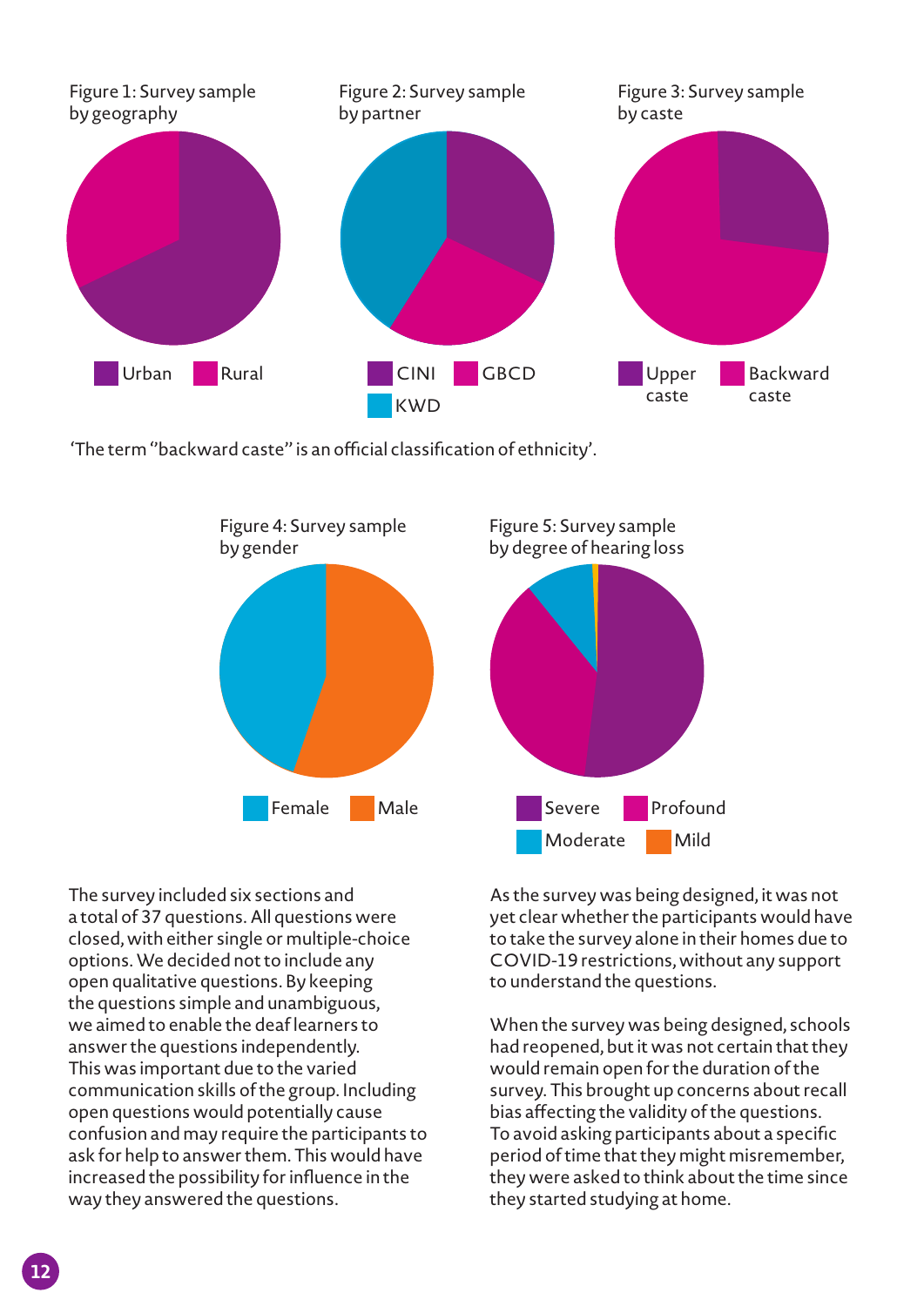Figure 1: Survey sample by geography

Urban Rural

Figure 2: Survey sample by partner

CINI GBCD KWD

Figure 3: Survey sample by caste

Upper caste Backward caste

'The term "backward caste" is an official classification of ethnicity'.

Figure 4: Survey sample by gender

Female Male

Figure 5: Survey sample by degree of hearing loss

Severe Profound Moderate Mild

The survey included six sections and a total of 37 questions. All questions were closed, with either single or multiple-choice options. We decided not to include any open qualitative questions. By keeping the questions simple and unambiguous, we aimed to enable the deaf learners to answer the questions independently. This was important due to the varied communication skills of the group. Including open questions would potentially cause confusion and may require the participants to ask for help to answer them. This would have increased the possibility for influence in the way they answered the questions.

As the survey was being designed, it was not yet clear whether the participants would have to take the survey alone in their homes due to COVID-19 restrictions, without any support to understand the questions.

When the survey was being designed, schools had reopened, but it was not certain that they would remain open for the duration of the survey. This brought up concerns about recall bias affecting the validity of the questions. To avoid asking participants about a specific period of time that they might misremember, they were asked to think about the time since they started studying at home.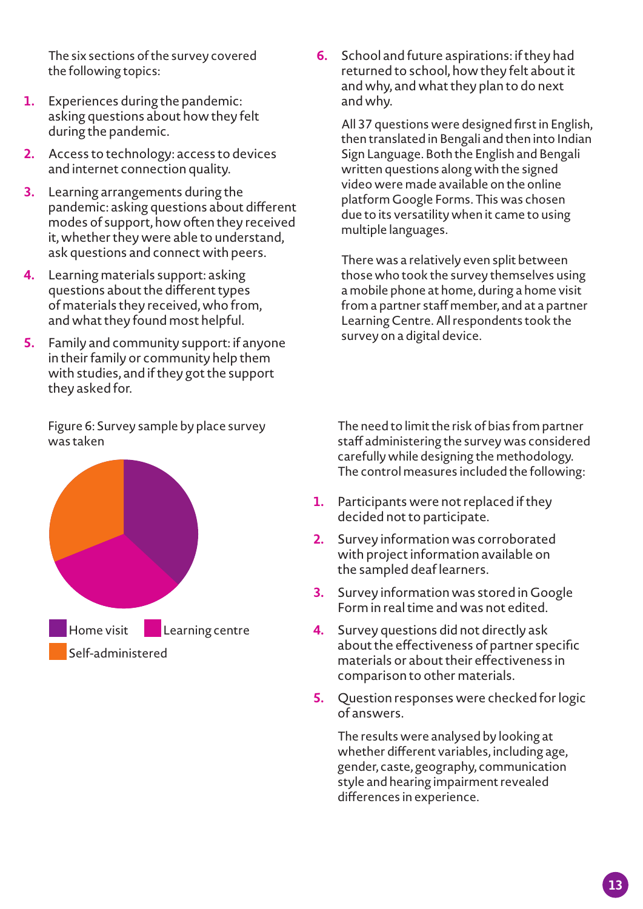The six sections of the survey covered the following topics:

1. Experiences during the pandemic: asking questions about how they felt during the pandemic.
2. Access to technology: access to devices and internet connection quality.
3. Learning arrangements during the pandemic: asking questions about different modes of support, how often they received it, whether they were able to understand, ask questions and connect with peers.
4. Learning materials support: asking questions about the different types of materials they received, who from, and what they found most helpful.
5. Family and community support: if anyone in their family or community help them with studies, and if they got the support they asked for.
6. School and future aspirations: if they had returned to school, how they felt about it and why, and what they plan to do next and why.

All 37 questions were designed first in English, then translated in Bengali and then into Indian Sign Language. Both the English and Bengali written questions along with the signed video were made available on the online platform Google Forms. This was chosen due to its versatility when it came to using multiple languages.

There was a relatively even split between those who took the survey themselves using a mobile phone at home, during a home visit from a partner staff member, and at a partner Learning Centre. All respondents took the survey on a digital device.

Figure 6: Survey sample by place survey was taken

Home visit | Learning centre | Self-administered

The need to limit the risk of bias from partner staff administering the survey was considered carefully while designing the methodology. The control measures included the following:

1. Participants were not replaced if they decided not to participate.
2. Survey information was corroborated with project information available on the sampled deaf learners.
3. Survey information was stored in Google Form in real time and was not edited.
4. Survey questions did not directly ask about the effectiveness of partner specific materials or about their effectiveness in comparison to other materials.
5. Question responses were checked for logic of answers.

The results were analysed by looking at whether different variables, including age, gender, caste, geography, communication style and hearing impairment revealed differences in experience.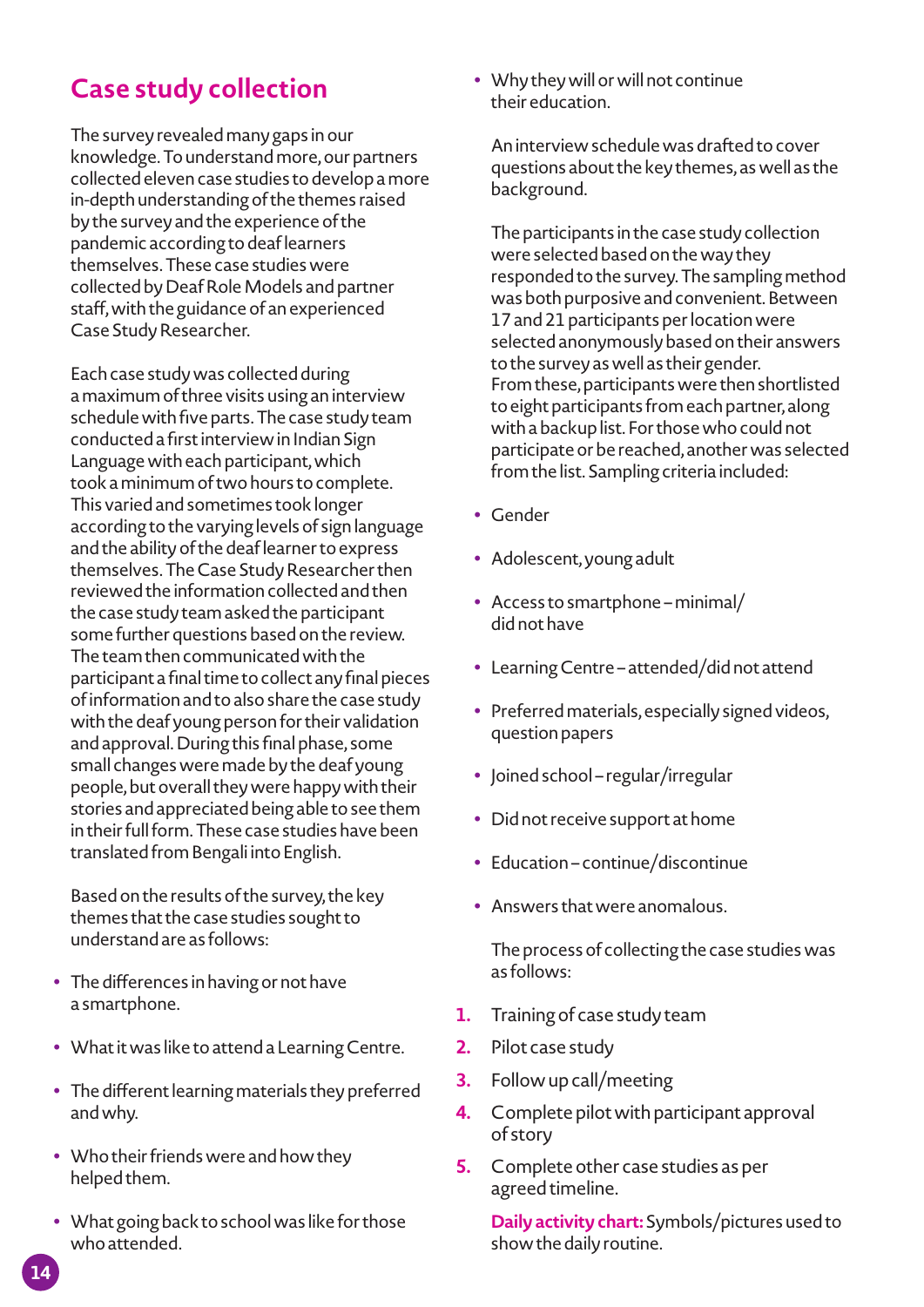# Case study collection

The survey revealed many gaps in our knowledge. To understand more, our partners collected eleven case studies to develop a more in-depth understanding of the themes raised by the survey and the experience of the pandemic according to deaf learners themselves. These case studies were collected by Deaf Role Models and partner staff, with the guidance of an experienced Case Study Researcher.

Each case study was collected during a maximum of three visits using an interview schedule with five parts. The case study team conducted a first interview in Indian Sign Language with each participant, which took a minimum of two hours to complete. This varied and sometimes took longer according to the varying levels of sign language and the ability of the deaf learner to express themselves. The Case Study Researcher then reviewed the information collected and then the case study team asked the participant some further questions based on the review. The team then communicated with the participant a final time to collect any final pieces of information and to also share the case study with the deaf young person for their validation and approval. During this final phase, some small changes were made by the deaf young people, but overall they were happy with their stories and appreciated being able to see them in their full form. These case studies have been translated from Bengali into English.

Based on the results of the survey, the key themes that the case studies sought to understand are as follows:

- The differences in having or not have a smartphone.
- What it was like to attend a Learning Centre.
- The different learning materials they preferred and why.
- Who their friends were and how they helped them.
- What going back to school was like for those who attended.
- Why they will or will not continue their education.

An interview schedule was drafted to cover questions about the key themes, as well as the background.

The participants in the case study collection were selected based on the way they responded to the survey. The sampling method was both purposive and convenient. Between 17 and 21 participants per location were selected anonymously based on their answers to the survey as well as their gender. From these, participants were then shortlisted to eight participants from each partner, along with a backup list. For those who could not participate or be reached, another was selected from the list. Sampling criteria included:

- Gender
- Adolescent, young adult
- Access to smartphone – minimal/ did not have
- Learning Centre – attended/did not attend
- Preferred materials, especially signed videos, question papers
- Joined school – regular/irregular
- Did not receive support at home
- Education – continue/discontinue
- Answers that were anomalous.

The process of collecting the case studies was as follows:

1. Training of case study team
2. Pilot case study
3. Follow up call/meeting
4. Complete pilot with participant approval of story
5. Complete other case studies as per agreed timeline.

**Daily activity chart:** Symbols/pictures used to show the daily routine.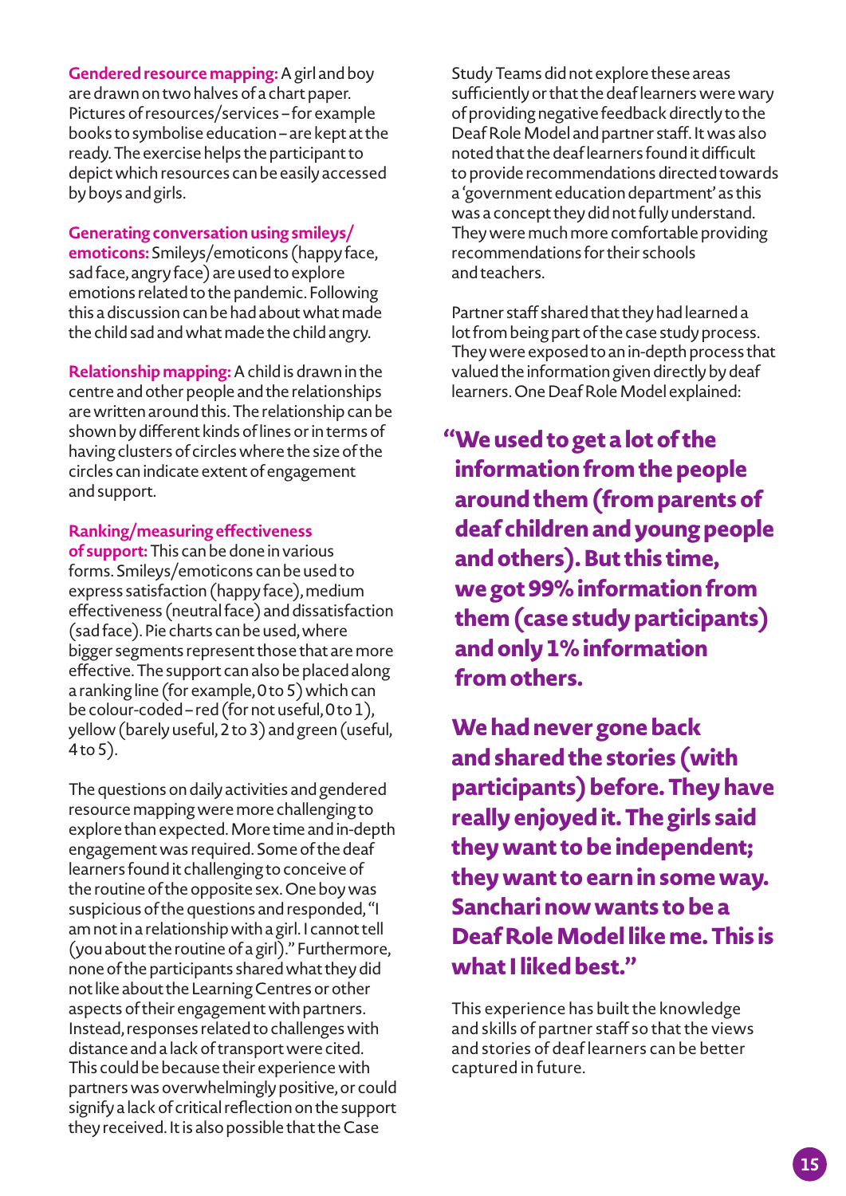**Gendered resource mapping:** A girl and boy are drawn on two halves of a chart paper. Pictures of resources/services – for example books to symbolise education – are kept at the ready. The exercise helps the participant to depict which resources can be easily accessed by boys and girls.

**Generating conversation using smileys/emoticons:** Smileys/emoticons (happy face, sad face, angry face) are used to explore emotions related to the pandemic. Following this a discussion can be had about what made the child sad and what made the child angry.

**Relationship mapping:** A child is drawn in the centre and other people and the relationships are written around this. The relationship can be shown by different kinds of lines or in terms of having clusters of circles where the size of the circles can indicate extent of engagement and support.

**Ranking/measuring effectiveness of support:** This can be done in various forms. Smileys/emoticons can be used to express satisfaction (happy face), medium effectiveness (neutral face) and dissatisfaction (sad face). Pie charts can be used, where bigger segments represent those that are more effective. The support can also be placed along a ranking line (for example, 0 to 5) which can be colour-coded – red (for not useful, 0 to 1), yellow (barely useful, 2 to 3) and green (useful, 4 to 5).

The questions on daily activities and gendered resource mapping were more challenging to explore than expected. More time and in-depth engagement was required. Some of the deaf learners found it challenging to conceive of the routine of the opposite sex. One boy was suspicious of the questions and responded, "I am not in a relationship with a girl. I cannot tell (you about the routine of a girl)." Furthermore, none of the participants shared what they did not like about the Learning Centres or other aspects of their engagement with partners. Instead, responses related to challenges with distance and a lack of transport were cited. This could be because their experience with partners was overwhelmingly positive, or could signify a lack of critical reflection on the support they received. It is also possible that the Case Study Teams did not explore these areas sufficiently or that the deaf learners were wary of providing negative feedback directly to the Deaf Role Model and partner staff. It was also noted that the deaf learners found it difficult to provide recommendations directed towards a 'government education department' as this was a concept they did not fully understand. They were much more comfortable providing recommendations for their schools and teachers.

Partner staff shared that they had learned a lot from being part of the case study process. They were exposed to an in-depth process that valued the information given directly by deaf learners. One Deaf Role Model explained:

> **"We used to get a lot of the information from the people around them (from parents of deaf children and young people and others). But this time, we got 99% information from them (case study participants) and only 1% information from others.**
>
> **We had never gone back and shared the stories (with participants) before. They have really enjoyed it. The girls said they want to be independent; they want to earn in some way. Sanchari now wants to be a Deaf Role Model like me. This is what I liked best."**

This experience has built the knowledge and skills of partner staff so that the views and stories of deaf learners can be better captured in future.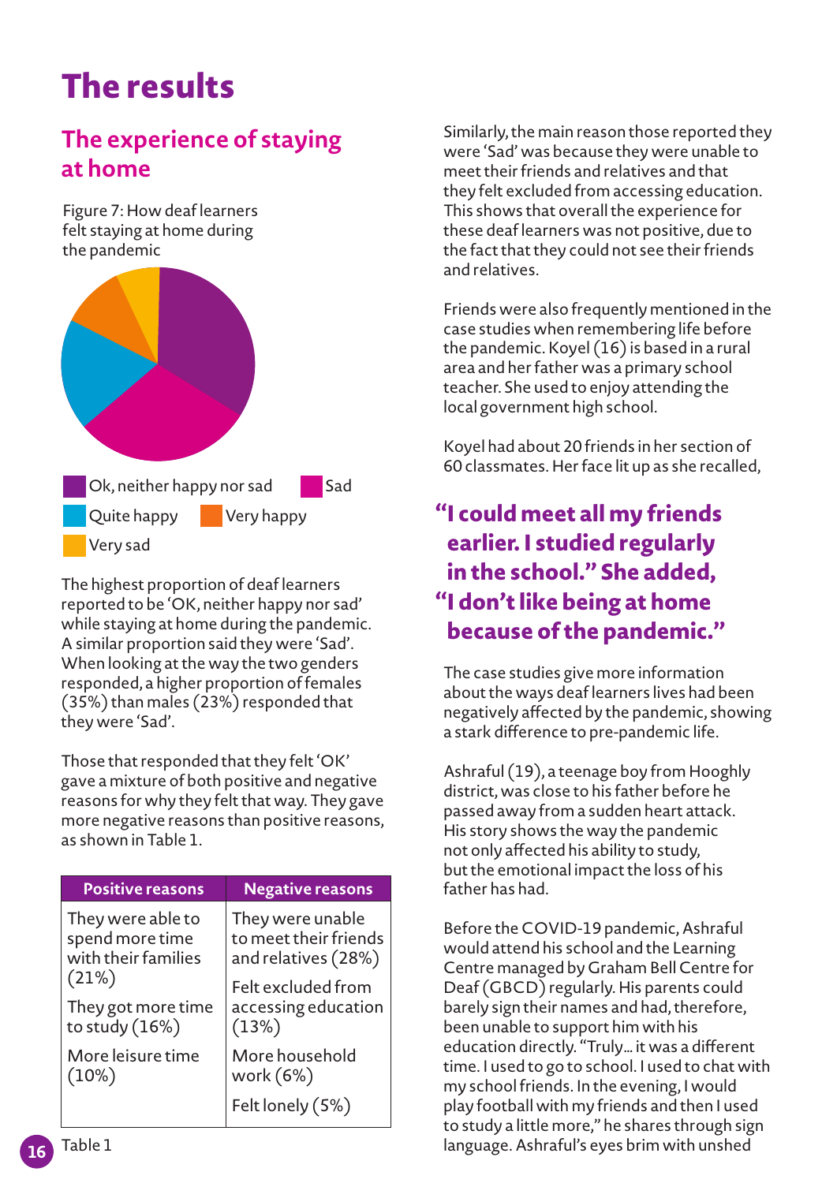# The results

## The experience of staying at home

Figure 7: How deaf learners felt staying at home during the pandemic

Ok, neither happy nor sad | Sad | Quite happy | Very happy | Very sad

The highest proportion of deaf learners reported to be 'OK, neither happy nor sad' while staying at home during the pandemic. A similar proportion said they were 'Sad'. When looking at the way the two genders responded, a higher proportion of females (35%) than males (23%) responded that they were 'Sad'.

Those that responded that they felt 'OK' gave a mixture of both positive and negative reasons for why they felt that way. They gave more negative reasons than positive reasons, as shown in Table 1.

| Positive reasons | Negative reasons |
|---|---|
| They were able to spend more time with their families (21%) | They were unable to meet their friends and relatives (28%) |
| They got more time to study (16%) | Felt excluded from accessing education (13%) |
| More leisure time (10%) | More household work (6%) |
| | Felt lonely (5%) |

Table 1

Similarly, the main reason those reported they were 'Sad' was because they were unable to meet their friends and relatives and that they felt excluded from accessing education. This shows that overall the experience for these deaf learners was not positive, due to the fact that they could not see their friends and relatives.

Friends were also frequently mentioned in the case studies when remembering life before the pandemic. Koyel (16) is based in a rural area and her father was a primary school teacher. She used to enjoy attending the local government high school.

Koyel had about 20 friends in her section of 60 classmates. Her face lit up as she recalled,

**"I could meet all my friends earlier. I studied regularly in the school." She added, "I don't like being at home because of the pandemic."**

The case studies give more information about the ways deaf learners lives had been negatively affected by the pandemic, showing a stark difference to pre-pandemic life.

Ashraful (19), a teenage boy from Hooghly district, was close to his father before he passed away from a sudden heart attack. His story shows the way the pandemic not only affected his ability to study, but the emotional impact the loss of his father has had.

Before the COVID-19 pandemic, Ashraful would attend his school and the Learning Centre managed by Graham Bell Centre for Deaf (GBCD) regularly. His parents could barely sign their names and had, therefore, been unable to support him with his education directly. "Truly… it was a different time. I used to go to school. I used to chat with my school friends. In the evening, I would play football with my friends and then I used to study a little more," he shares through sign language. Ashraful's eyes brim with unshed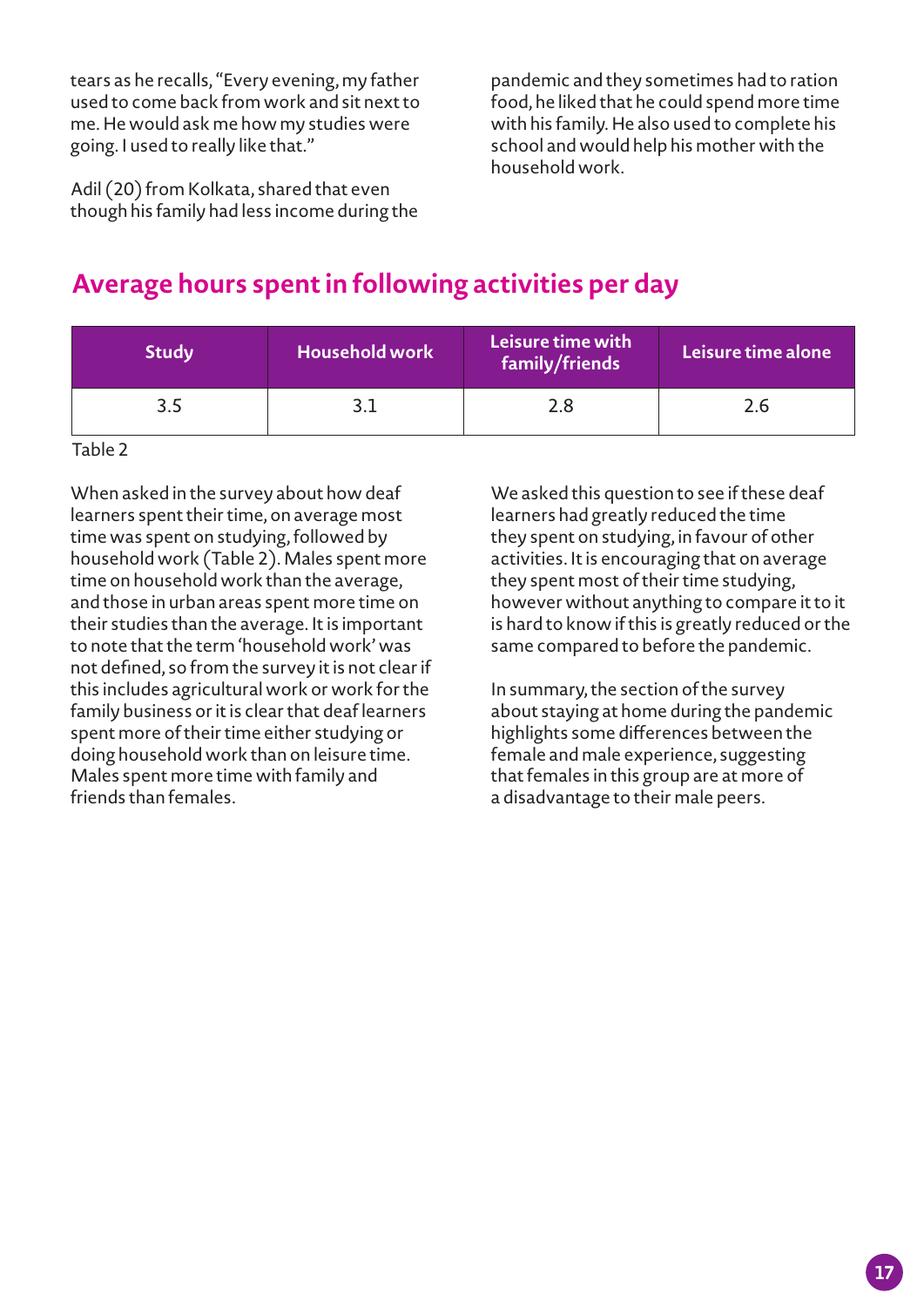tears as he recalls, "Every evening, my father used to come back from work and sit next to me. He would ask me how my studies were going. I used to really like that."

Adil (20) from Kolkata, shared that even though his family had less income during the pandemic and they sometimes had to ration food, he liked that he could spend more time with his family. He also used to complete his school and would help his mother with the household work.

## Average hours spent in following activities per day

| Study | Household work | Leisure time with family/friends | Leisure time alone |
|---|---|---|---|
| 3.5 | 3.1 | 2.8 | 2.6 |

Table 2

When asked in the survey about how deaf learners spent their time, on average most time was spent on studying, followed by household work (Table 2). Males spent more time on household work than the average, and those in urban areas spent more time on their studies than the average. It is important to note that the term 'household work' was not defined, so from the survey it is not clear if this includes agricultural work or work for the family business or it is clear that deaf learners spent more of their time either studying or doing household work than on leisure time. Males spent more time with family and friends than females.

We asked this question to see if these deaf learners had greatly reduced the time they spent on studying, in favour of other activities. It is encouraging that on average they spent most of their time studying, however without anything to compare it to it is hard to know if this is greatly reduced or the same compared to before the pandemic.

In summary, the section of the survey about staying at home during the pandemic highlights some differences between the female and male experience, suggesting that females in this group are at more of a disadvantage to their male peers.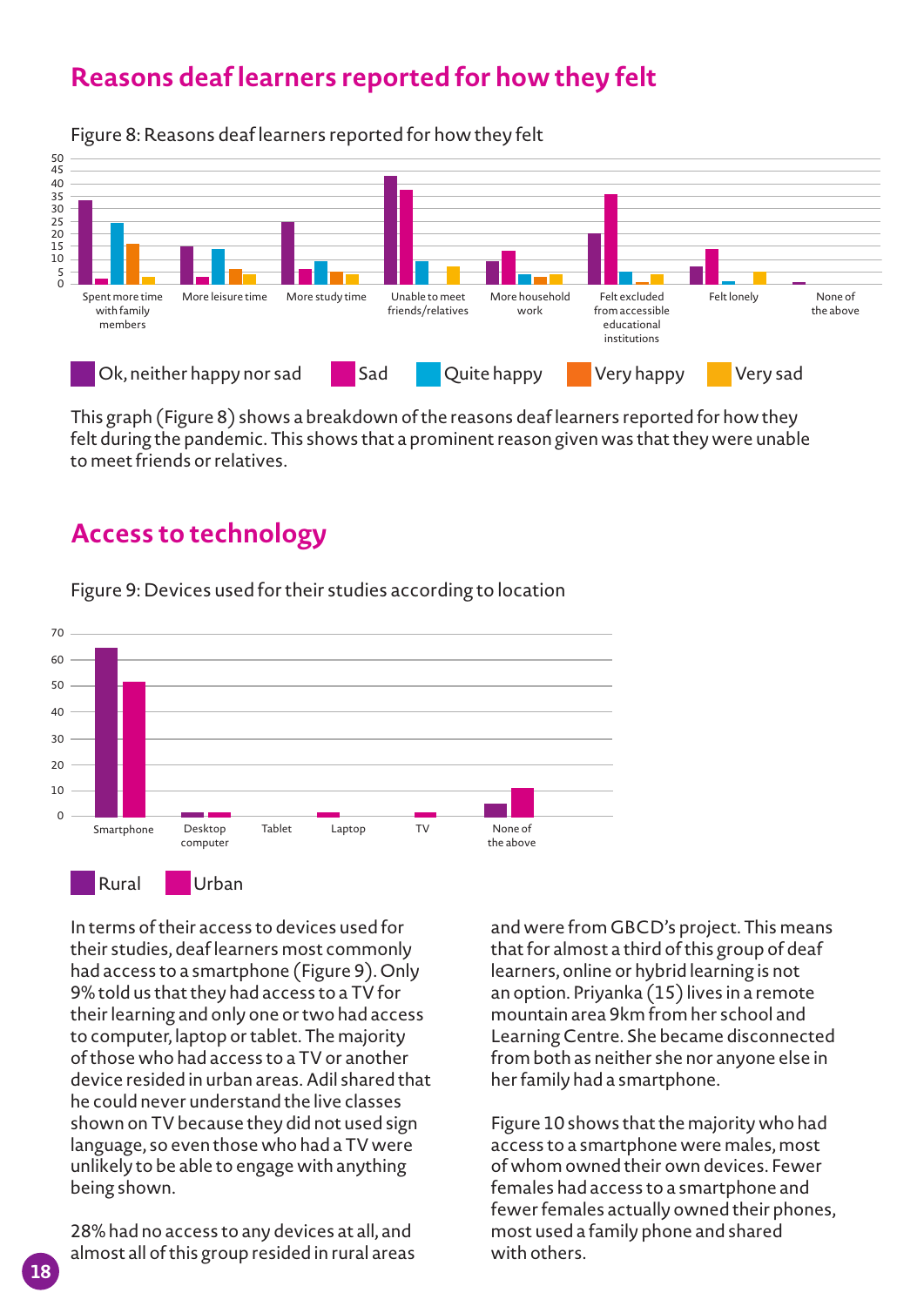## Reasons deaf learners reported for how they felt

Figure 8: Reasons deaf learners reported for how they felt

This graph (Figure 8) shows a breakdown of the reasons deaf learners reported for how they felt during the pandemic. This shows that a prominent reason given was that they were unable to meet friends or relatives.

## Access to technology

Figure 9: Devices used for their studies according to location

In terms of their access to devices used for their studies, deaf learners most commonly had access to a smartphone (Figure 9). Only 9% told us that they had access to a TV for their learning and only one or two had access to computer, laptop or tablet. The majority of those who had access to a TV or another device resided in urban areas. Adil shared that he could never understand the live classes shown on TV because they did not used sign language, so even those who had a TV were unlikely to be able to engage with anything being shown.

28% had no access to any devices at all, and almost all of this group resided in rural areas and were from GBCD's project. This means that for almost a third of this group of deaf learners, online or hybrid learning is not an option. Priyanka (15) lives in a remote mountain area 9km from her school and Learning Centre. She became disconnected from both as neither she nor anyone else in her family had a smartphone.

Figure 10 shows that the majority who had access to a smartphone were males, most of whom owned their own devices. Fewer females had access to a smartphone and fewer females actually owned their phones, most used a family phone and shared with others.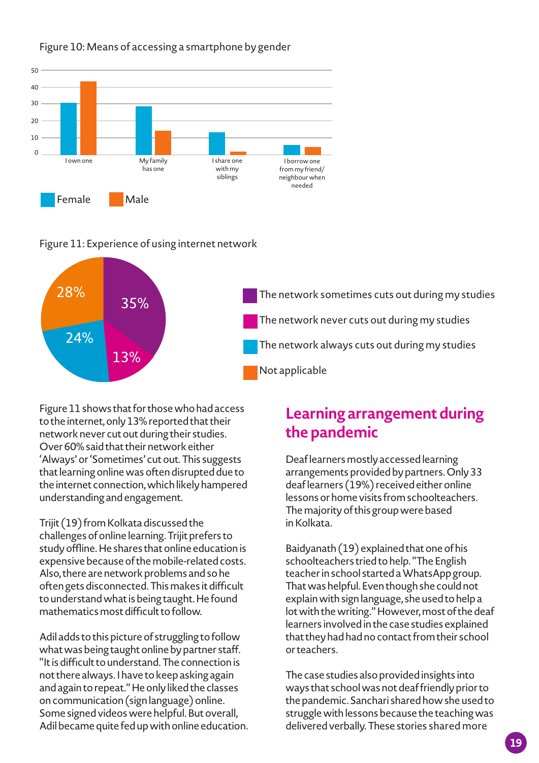Figure 10: Means of accessing a smartphone by gender

Figure 11: Experience of using internet network

Figure 11 shows that for those who had access to the internet, only 13% reported that their network never cut out during their studies. Over 60% said that their network either 'Always' or 'Sometimes' cut out. This suggests that learning online was often disrupted due to the internet connection, which likely hampered understanding and engagement.

Trijit (19) from Kolkata discussed the challenges of online learning. Trijit prefers to study offline. He shares that online education is expensive because of the mobile-related costs. Also, there are network problems and so he often gets disconnected. This makes it difficult to understand what is being taught. He found mathematics most difficult to follow.

Adil adds to this picture of struggling to follow what was being taught online by partner staff. "It is difficult to understand. The connection is not there always. I have to keep asking again and again to repeat." He only liked the classes on communication (sign language) online. Some signed videos were helpful. But overall, Adil became quite fed up with online education.

## Learning arrangement during the pandemic

Deaf learners mostly accessed learning arrangements provided by partners. Only 33 deaf learners (19%) received either online lessons or home visits from schoolteachers. The majority of this group were based in Kolkata.

Baidyanath (19) explained that one of his schoolteachers tried to help. "The English teacher in school started a WhatsApp group. That was helpful. Even though she could not explain with sign language, she used to help a lot with the writing." However, most of the deaf learners involved in the case studies explained that they had had no contact from their school or teachers.

The case studies also provided insights into ways that school was not deaf friendly prior to the pandemic. Sanchari shared how she used to struggle with lessons because the teaching was delivered verbally. These stories shared more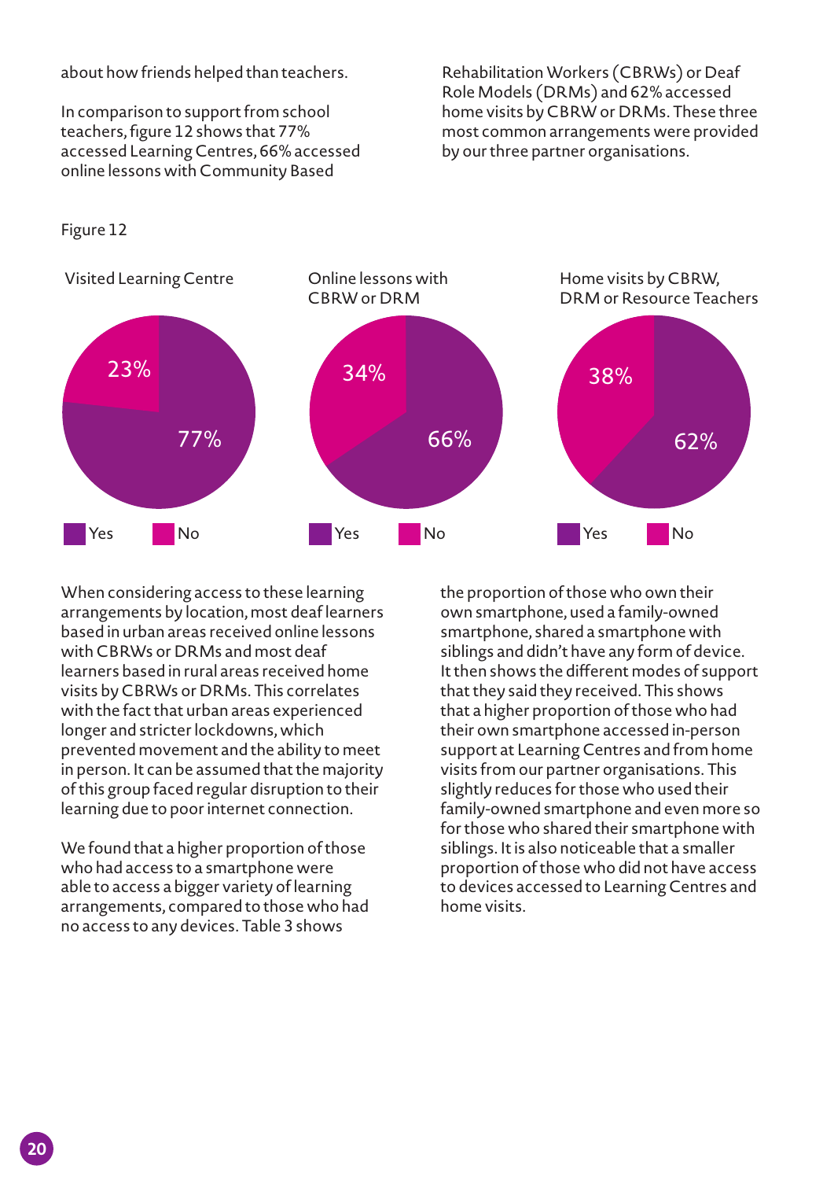about how friends helped than teachers.

In comparison to support from school teachers, figure 12 shows that 77% accessed Learning Centres, 66% accessed online lessons with Community Based Rehabilitation Workers (CBRWs) or Deaf Role Models (DRMs) and 62% accessed home visits by CBRW or DRMs. These three most common arrangements were provided by our three partner organisations.

Figure 12

| | Yes | No |
|---|---|---|
| Visited Learning Centre | 77% | 23% |
| Online lessons with CBRW or DRM | 66% | 34% |
| Home visits by CBRW, DRM or Resource Teachers | 62% | 38% |

When considering access to these learning arrangements by location, most deaf learners based in urban areas received online lessons with CBRWs or DRMs and most deaf learners based in rural areas received home visits by CBRWs or DRMs. This correlates with the fact that urban areas experienced longer and stricter lockdowns, which prevented movement and the ability to meet in person. It can be assumed that the majority of this group faced regular disruption to their learning due to poor internet connection.

We found that a higher proportion of those who had access to a smartphone were able to access a bigger variety of learning arrangements, compared to those who had no access to any devices. Table 3 shows the proportion of those who own their own smartphone, used a family-owned smartphone, shared a smartphone with siblings and didn't have any form of device. It then shows the different modes of support that they said they received. This shows that a higher proportion of those who had their own smartphone accessed in-person support at Learning Centres and from home visits from our partner organisations. This slightly reduces for those who used their family-owned smartphone and even more so for those who shared their smartphone with siblings. It is also noticeable that a smaller proportion of those who did not have access to devices accessed to Learning Centres and home visits.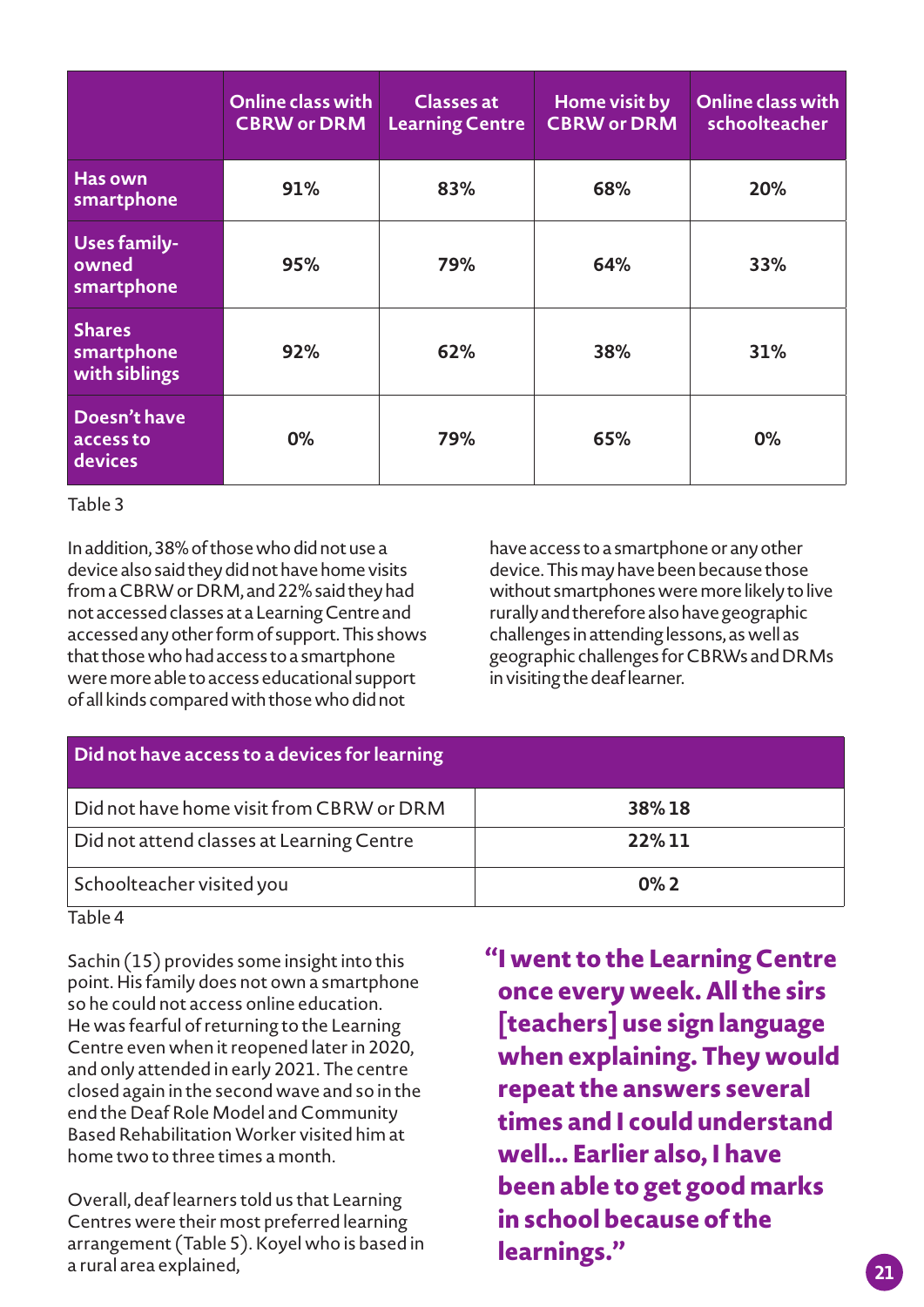| | Online class with CBRW or DRM | Classes at Learning Centre | Home visit by CBRW or DRM | Online class with schoolteacher |
|---|---|---|---|---|
| Has own smartphone | 91% | 83% | 68% | 20% |
| Uses family-owned smartphone | 95% | 79% | 64% | 33% |
| Shares smartphone with siblings | 92% | 62% | 38% | 31% |
| Doesn't have access to devices | 0% | 79% | 65% | 0% |

Table 3

In addition, 38% of those who did not use a device also said they did not have home visits from a CBRW or DRM, and 22% said they had not accessed classes at a Learning Centre and accessed any other form of support. This shows that those who had access to a smartphone were more able to access educational support of all kinds compared with those who did not have access to a smartphone or any other device. This may have been because those without smartphones were more likely to live rurally and therefore also have geographic challenges in attending lessons, as well as geographic challenges for CBRWs and DRMs in visiting the deaf learner.

| Did not have access to a devices for learning | |
|---|---|
| Did not have home visit from CBRW or DRM | 38% 18 |
| Did not attend classes at Learning Centre | 22% 11 |
| Schoolteacher visited you | 0% 2 |

Table 4

Sachin (15) provides some insight into this point. His family does not own a smartphone so he could not access online education. He was fearful of returning to the Learning Centre even when it reopened later in 2020, and only attended in early 2021. The centre closed again in the second wave and so in the end the Deaf Role Model and Community Based Rehabilitation Worker visited him at home two to three times a month.

Overall, deaf learners told us that Learning Centres were their most preferred learning arrangement (Table 5). Koyel who is based in a rural area explained,

**"I went to the Learning Centre once every week. All the sirs [teachers] use sign language when explaining. They would repeat the answers several times and I could understand well... Earlier also, I have been able to get good marks in school because of the learnings."**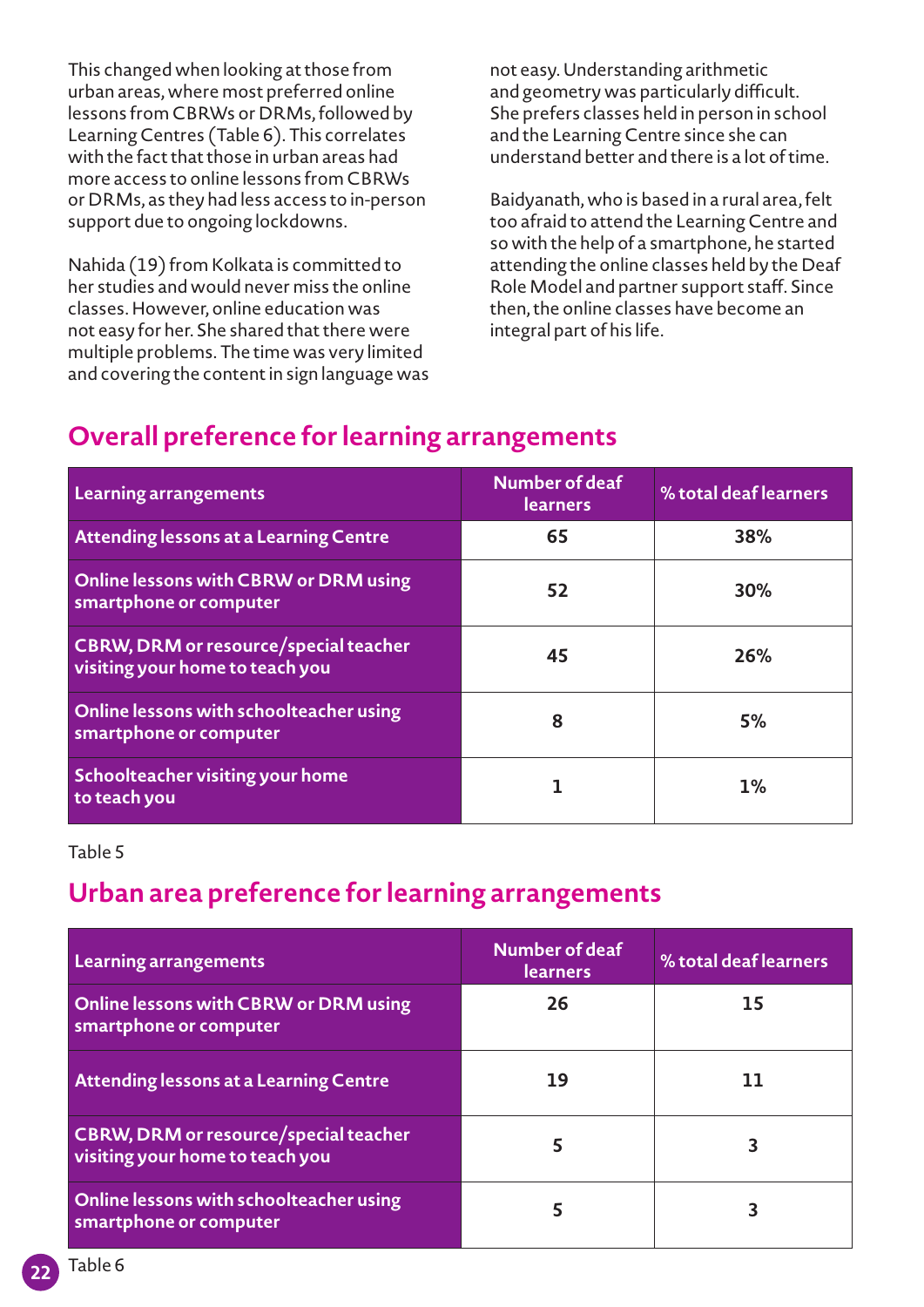This changed when looking at those from urban areas, where most preferred online lessons from CBRWs or DRMs, followed by Learning Centres (Table 6). This correlates with the fact that those in urban areas had more access to online lessons from CBRWs or DRMs, as they had less access to in-person support due to ongoing lockdowns.

Nahida (19) from Kolkata is committed to her studies and would never miss the online classes. However, online education was not easy for her. She shared that there were multiple problems. The time was very limited and covering the content in sign language was not easy. Understanding arithmetic and geometry was particularly difficult. She prefers classes held in person in school and the Learning Centre since she can understand better and there is a lot of time.

Baidyanath, who is based in a rural area, felt too afraid to attend the Learning Centre and so with the help of a smartphone, he started attending the online classes held by the Deaf Role Model and partner support staff. Since then, the online classes have become an integral part of his life.

## Overall preference for learning arrangements

| Learning arrangements | Number of deaf learners | % total deaf learners |
|---|---|---|
| Attending lessons at a Learning Centre | 65 | 38% |
| Online lessons with CBRW or DRM using smartphone or computer | 52 | 30% |
| CBRW, DRM or resource/special teacher visiting your home to teach you | 45 | 26% |
| Online lessons with schoolteacher using smartphone or computer | 8 | 5% |
| Schoolteacher visiting your home to teach you | 1 | 1% |

Table 5

## Urban area preference for learning arrangements

| Learning arrangements | Number of deaf learners | % total deaf learners |
|---|---|---|
| Online lessons with CBRW or DRM using smartphone or computer | 26 | 15 |
| Attending lessons at a Learning Centre | 19 | 11 |
| CBRW, DRM or resource/special teacher visiting your home to teach you | 5 | 3 |
| Online lessons with schoolteacher using smartphone or computer | 5 | 3 |

Table 6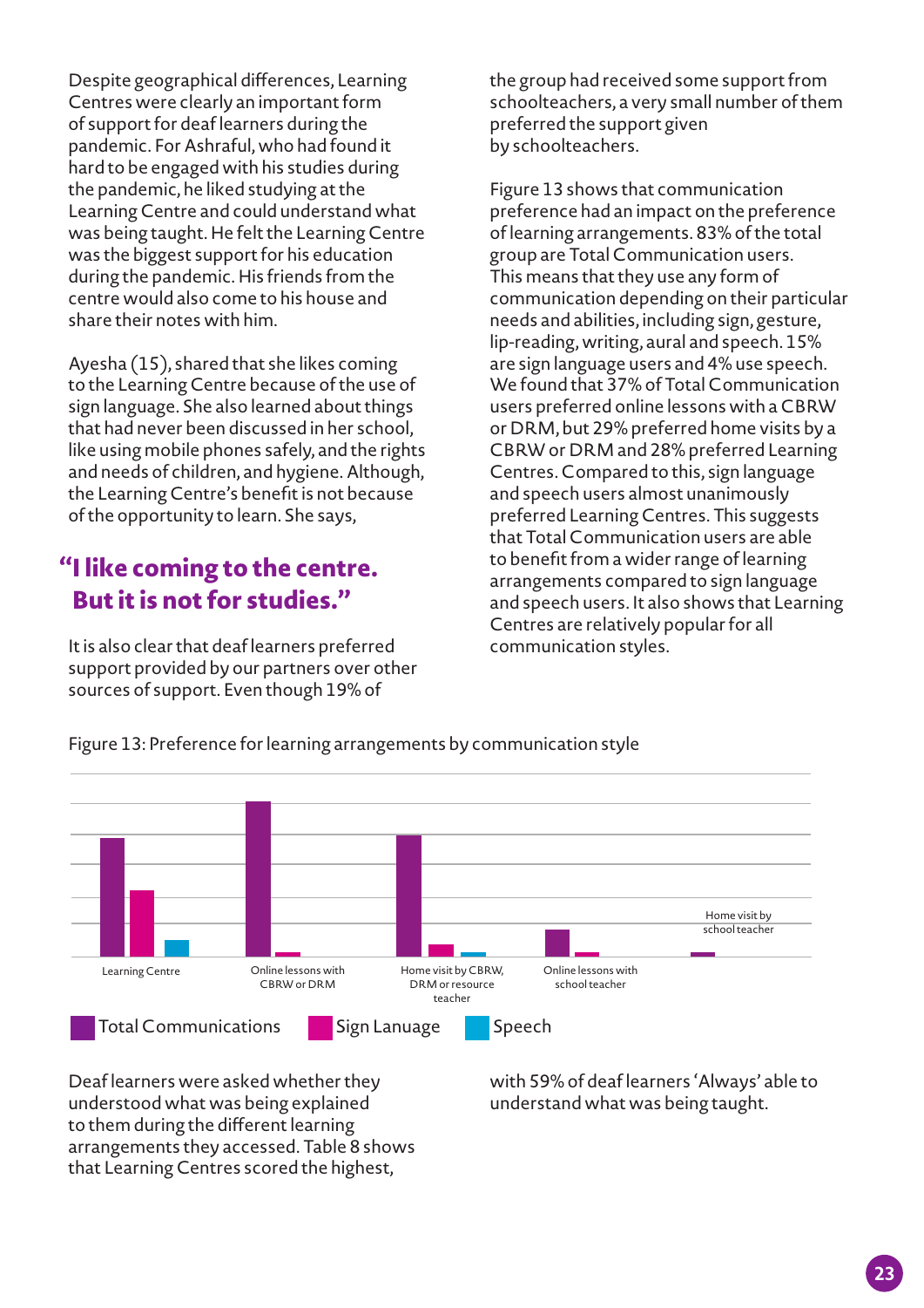Despite geographical differences, Learning Centres were clearly an important form of support for deaf learners during the pandemic. For Ashraful, who had found it hard to be engaged with his studies during the pandemic, he liked studying at the Learning Centre and could understand what was being taught. He felt the Learning Centre was the biggest support for his education during the pandemic. His friends from the centre would also come to his house and share their notes with him.

Ayesha (15), shared that she likes coming to the Learning Centre because of the use of sign language. She also learned about things that had never been discussed in her school, like using mobile phones safely, and the rights and needs of children, and hygiene. Although, the Learning Centre's benefit is not because of the opportunity to learn. She says,

> **"I like coming to the centre. But it is not for studies."**

It is also clear that deaf learners preferred support provided by our partners over other sources of support. Even though 19% of the group had received some support from schoolteachers, a very small number of them preferred the support given by schoolteachers.

Figure 13 shows that communication preference had an impact on the preference of learning arrangements. 83% of the total group are Total Communication users. This means that they use any form of communication depending on their particular needs and abilities, including sign, gesture, lip-reading, writing, aural and speech. 15% are sign language users and 4% use speech. We found that 37% of Total Communication users preferred online lessons with a CBRW or DRM, but 29% preferred home visits by a CBRW or DRM and 28% preferred Learning Centres. Compared to this, sign language and speech users almost unanimously preferred Learning Centres. This suggests that Total Communication users are able to benefit from a wider range of learning arrangements compared to sign language and speech users. It also shows that Learning Centres are relatively popular for all communication styles.

Figure 13: Preference for learning arrangements by communication style

Learning Centre | Online lessons with CBRW or DRM | Home visit by CBRW, DRM or resource teacher | Online lessons with school teacher | Home visit by school teacher

Total Communications | Sign Lanuage | Speech

Deaf learners were asked whether they understood what was being explained to them during the different learning arrangements they accessed. Table 8 shows that Learning Centres scored the highest, with 59% of deaf learners 'Always' able to understand what was being taught.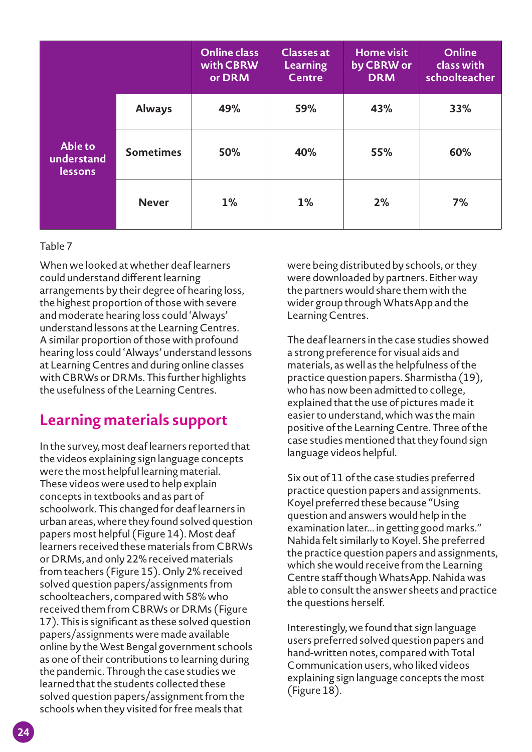| | | Online class with CBRW or DRM | Classes at Learning Centre | Home visit by CBRW or DRM | Online class with schoolteacher |
|---|---|---|---|---|---|
| Able to understand lessons | Always | 49% | 59% | 43% | 33% |
| | Sometimes | 50% | 40% | 55% | 60% |
| | Never | 1% | 1% | 2% | 7% |

Table 7

When we looked at whether deaf learners could understand different learning arrangements by their degree of hearing loss, the highest proportion of those with severe and moderate hearing loss could 'Always' understand lessons at the Learning Centres. A similar proportion of those with profound hearing loss could 'Always' understand lessons at Learning Centres and during online classes with CBRWs or DRMs. This further highlights the usefulness of the Learning Centres.

## Learning materials support

In the survey, most deaf learners reported that the videos explaining sign language concepts were the most helpful learning material. These videos were used to help explain concepts in textbooks and as part of schoolwork. This changed for deaf learners in urban areas, where they found solved question papers most helpful (Figure 14). Most deaf learners received these materials from CBRWs or DRMs, and only 22% received materials from teachers (Figure 15). Only 2% received solved question papers/assignments from schoolteachers, compared with 58% who received them from CBRWs or DRMs (Figure 17). This is significant as these solved question papers/assignments were made available online by the West Bengal government schools as one of their contributions to learning during the pandemic. Through the case studies we learned that the students collected these solved question papers/assignment from the schools when they visited for free meals that were being distributed by schools, or they were downloaded by partners. Either way the partners would share them with the wider group through WhatsApp and the Learning Centres.

The deaf learners in the case studies showed a strong preference for visual aids and materials, as well as the helpfulness of the practice question papers. Sharmistha (19), who has now been admitted to college, explained that the use of pictures made it easier to understand, which was the main positive of the Learning Centre. Three of the case studies mentioned that they found sign language videos helpful.

Six out of 11 of the case studies preferred practice question papers and assignments. Koyel preferred these because "Using question and answers would help in the examination later... in getting good marks." Nahida felt similarly to Koyel. She preferred the practice question papers and assignments, which she would receive from the Learning Centre staff though WhatsApp. Nahida was able to consult the answer sheets and practice the questions herself.

Interestingly, we found that sign language users preferred solved question papers and hand-written notes, compared with Total Communication users, who liked videos explaining sign language concepts the most (Figure 18).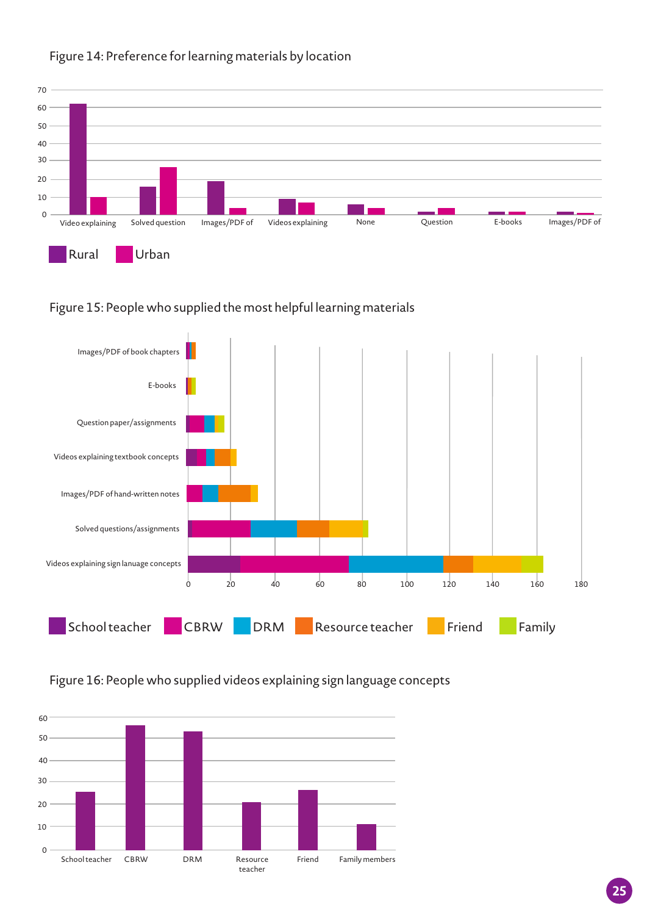Figure 14: Preference for learning materials by location

Figure 15: People who supplied the most helpful learning materials

Figure 16: People who supplied videos explaining sign language concepts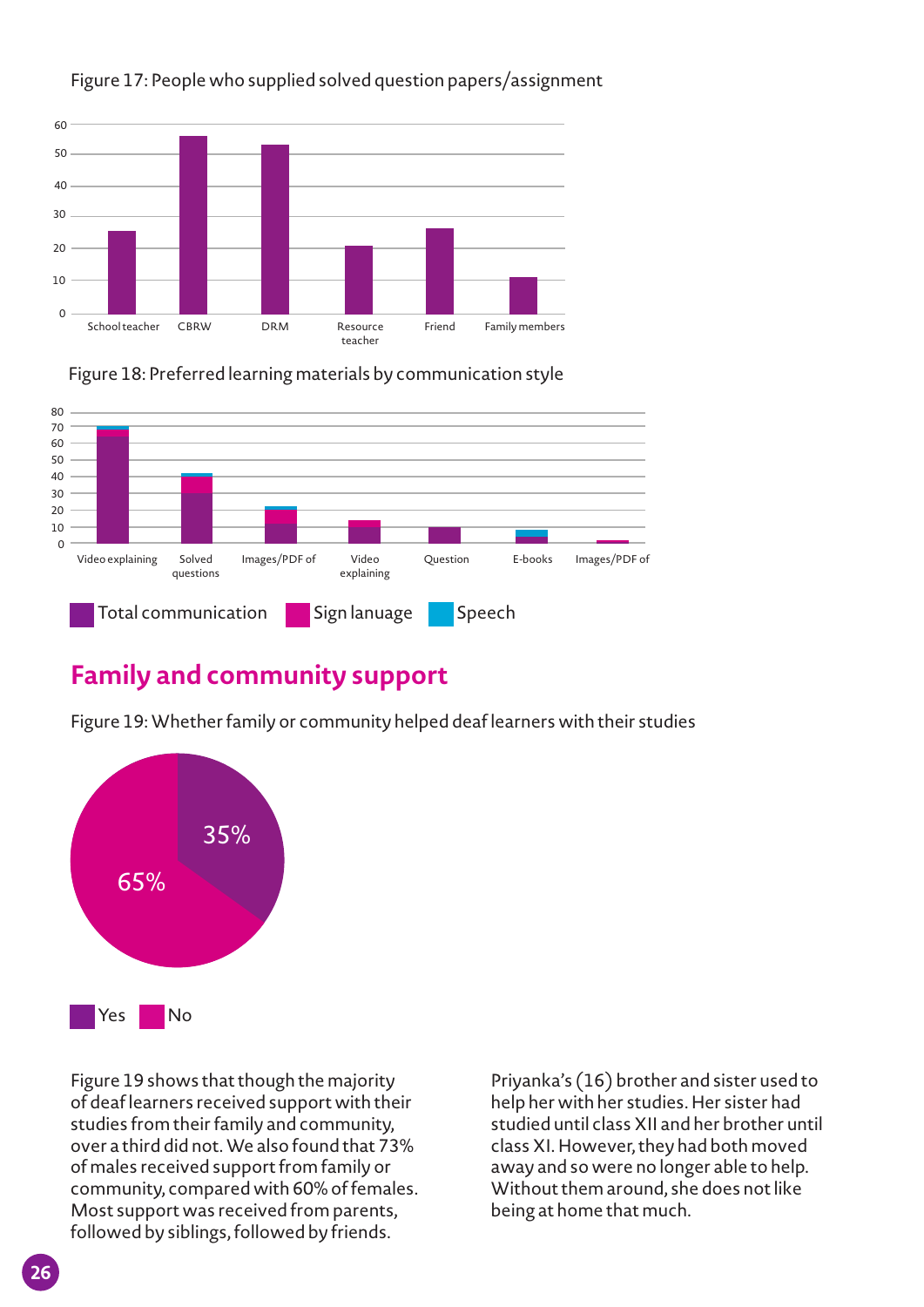Figure 17: People who supplied solved question papers/assignment

Figure 18: Preferred learning materials by communication style

## Family and community support

Figure 19: Whether family or community helped deaf learners with their studies

Figure 19 shows that though the majority of deaf learners received support with their studies from their family and community, over a third did not. We also found that 73% of males received support from family or community, compared with 60% of females. Most support was received from parents, followed by siblings, followed by friends.

Priyanka's (16) brother and sister used to help her with her studies. Her sister had studied until class XII and her brother until class XI. However, they had both moved away and so were no longer able to help. Without them around, she does not like being at home that much.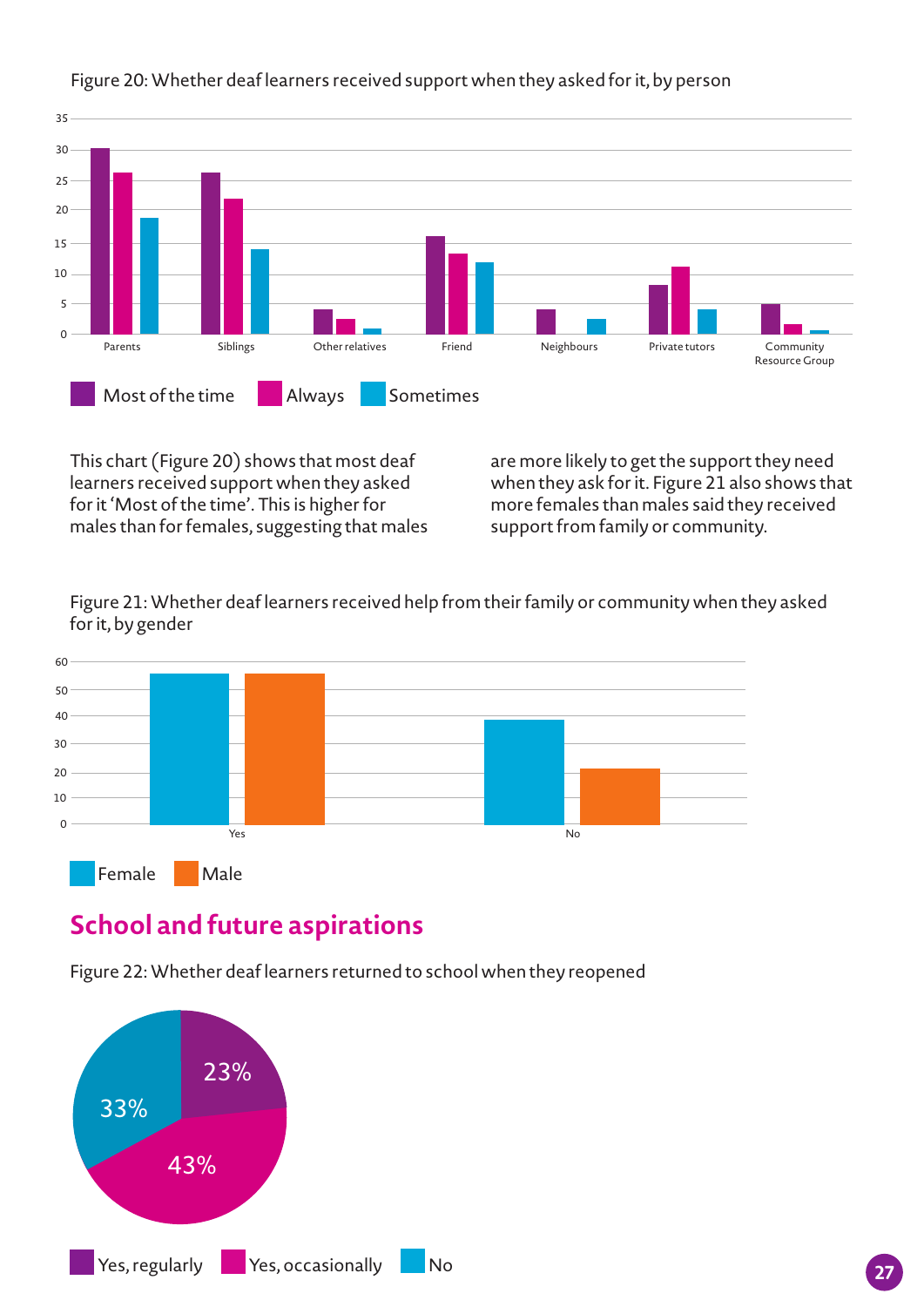Figure 20: Whether deaf learners received support when they asked for it, by person

This chart (Figure 20) shows that most deaf learners received support when they asked for it 'Most of the time'. This is higher for males than for females, suggesting that males are more likely to get the support they need when they ask for it. Figure 21 also shows that more females than males said they received support from family or community.

Figure 21: Whether deaf learners received help from their family or community when they asked for it, by gender

## School and future aspirations

Figure 22: Whether deaf learners returned to school when they reopened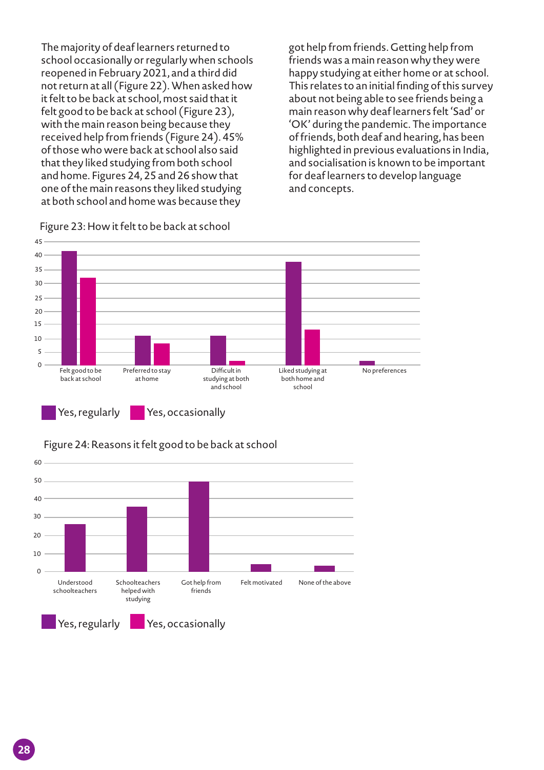The majority of deaf learners returned to school occasionally or regularly when schools reopened in February 2021, and a third did not return at all (Figure 22). When asked how it felt to be back at school, most said that it felt good to be back at school (Figure 23), with the main reason being because they received help from friends (Figure 24). 45% of those who were back at school also said that they liked studying from both school and home. Figures 24, 25 and 26 show that one of the main reasons they liked studying at both school and home was because they got help from friends. Getting help from friends was a main reason why they were happy studying at either home or at school. This relates to an initial finding of this survey about not being able to see friends being a main reason why deaf learners felt 'Sad' or 'OK' during the pandemic. The importance of friends, both deaf and hearing, has been highlighted in previous evaluations in India, and socialisation is known to be important for deaf learners to develop language and concepts.

Figure 23: How it felt to be back at school

| | Yes, regularly | Yes, occasionally |
|---|---|---|
| Felt good to be back at school | 41 | 32 |
| Preferred to stay at home | 11 | 8 |
| Difficult in studying at both and school | 11 | 1 |
| Liked studying at both home and school | 38 | 13 |
| No preferences | 1 | |

Figure 24: Reasons it felt good to be back at school

| | Yes, regularly |
|---|---|
| Understood schoolteachers | 26 |
| Schoolteachers helped with studying | 36 |
| Got help from friends | 50 |
| Felt motivated | 4 |
| None of the above | 3 |

Yes, regularly   Yes, occasionally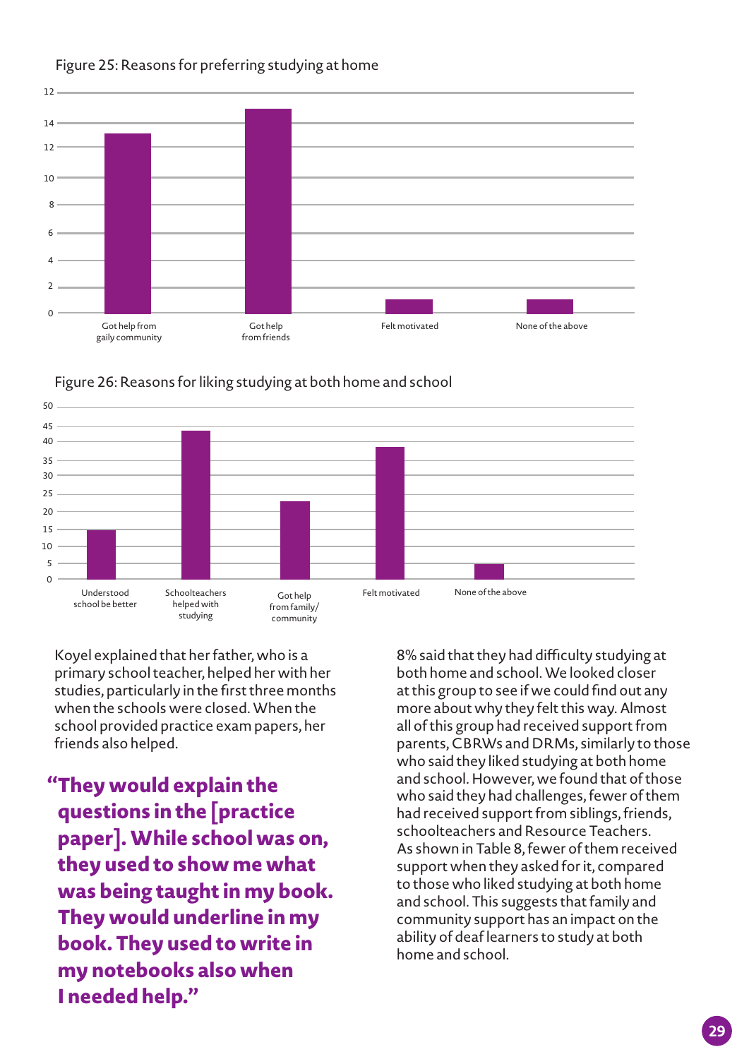Figure 25: Reasons for preferring studying at home

| Reason | Value |
|---|---|
| Got help from gaily community | 13 |
| Got help from friends | 15 |
| Felt motivated | 1 |
| None of the above | 1 |

Figure 26: Reasons for liking studying at both home and school

| Reason | Value |
|---|---|
| Understood school be better | 15 |
| Schoolteachers helped with studying | 44 |
| Got help from family/ community | 23 |
| Felt motivated | 39 |
| None of the above | 5 |

Koyel explained that her father, who is a primary school teacher, helped her with her studies, particularly in the first three months when the schools were closed. When the school provided practice exam papers, her friends also helped.

> **"They would explain the questions in the [practice paper]. While school was on, they used to show me what was being taught in my book. They would underline in my book. They used to write in my notebooks also when I needed help."**

8% said that they had difficulty studying at both home and school. We looked closer at this group to see if we could find out any more about why they felt this way. Almost all of this group had received support from parents, CBRWs and DRMs, similarly to those who said they liked studying at both home and school. However, we found that of those who said they had challenges, fewer of them had received support from siblings, friends, schoolteachers and Resource Teachers. As shown in Table 8, fewer of them received support when they asked for it, compared to those who liked studying at both home and school. This suggests that family and community support has an impact on the ability of deaf learners to study at both home and school.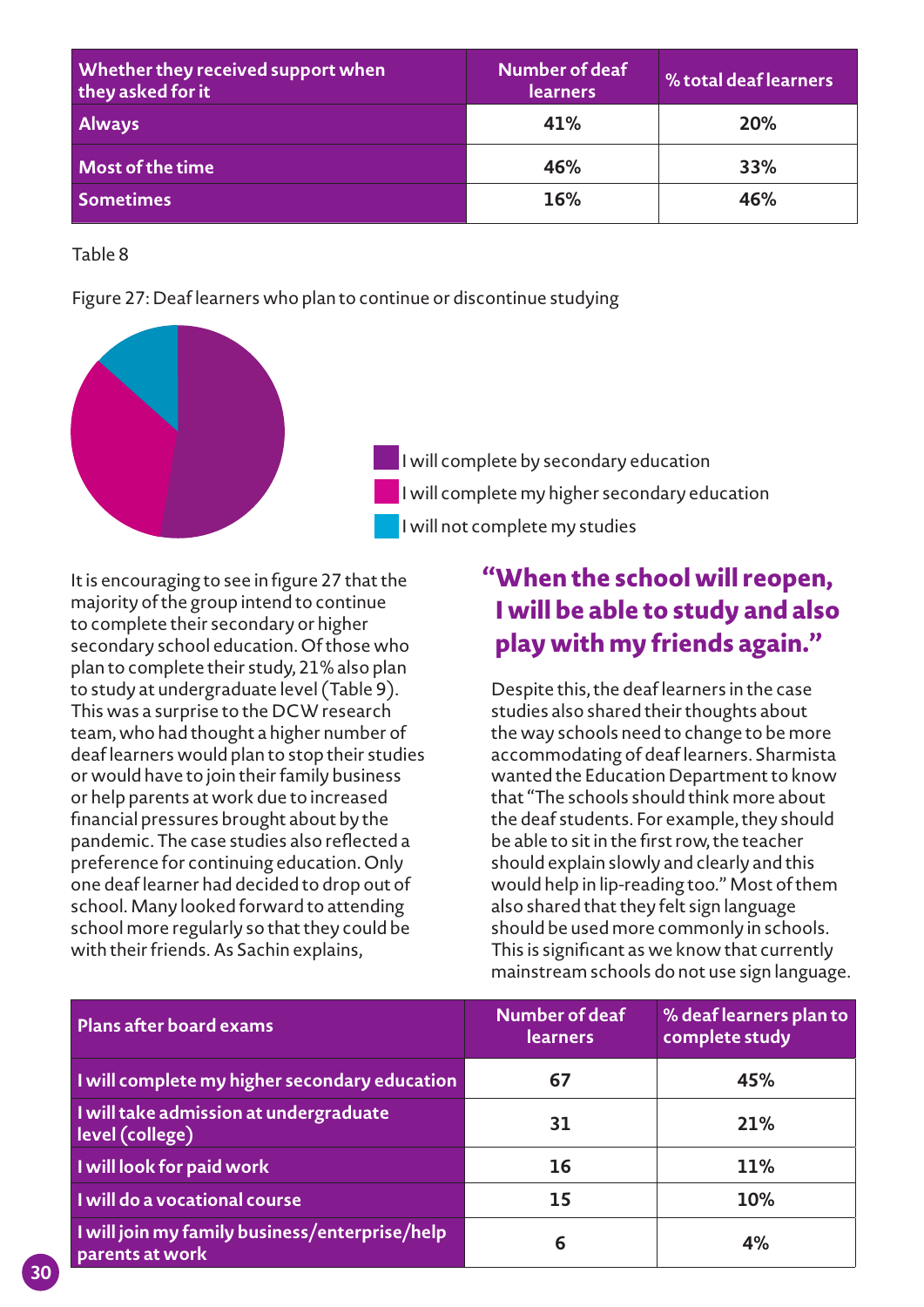| Whether they received support when they asked for it | Number of deaf learners | % total deaf learners |
|---|---|---|
| Always | 41% | 20% |
| Most of the time | 46% | 33% |
| Sometimes | 16% | 46% |

Table 8

Figure 27: Deaf learners who plan to continue or discontinue studying

- I will complete by secondary education
- I will complete my higher secondary education
- I will not complete my studies

It is encouraging to see in figure 27 that the majority of the group intend to continue to complete their secondary or higher secondary school education. Of those who plan to complete their study, 21% also plan to study at undergraduate level (Table 9). This was a surprise to the DCW research team, who had thought a higher number of deaf learners would plan to stop their studies or would have to join their family business or help parents at work due to increased financial pressures brought about by the pandemic. The case studies also reflected a preference for continuing education. Only one deaf learner had decided to drop out of school. Many looked forward to attending school more regularly so that they could be with their friends. As Sachin explains,

> **"When the school will reopen, I will be able to study and also play with my friends again."**

Despite this, the deaf learners in the case studies also shared their thoughts about the way schools need to change to be more accommodating of deaf learners. Sharmista wanted the Education Department to know that "The schools should think more about the deaf students. For example, they should be able to sit in the first row, the teacher should explain slowly and clearly and this would help in lip-reading too." Most of them also shared that they felt sign language should be used more commonly in schools. This is significant as we know that currently mainstream schools do not use sign language.

| Plans after board exams | Number of deaf learners | % deaf learners plan to complete study |
|---|---|---|
| I will complete my higher secondary education | 67 | 45% |
| I will take admission at undergraduate level (college) | 31 | 21% |
| I will look for paid work | 16 | 11% |
| I will do a vocational course | 15 | 10% |
| I will join my family business/enterprise/help parents at work | 6 | 4% |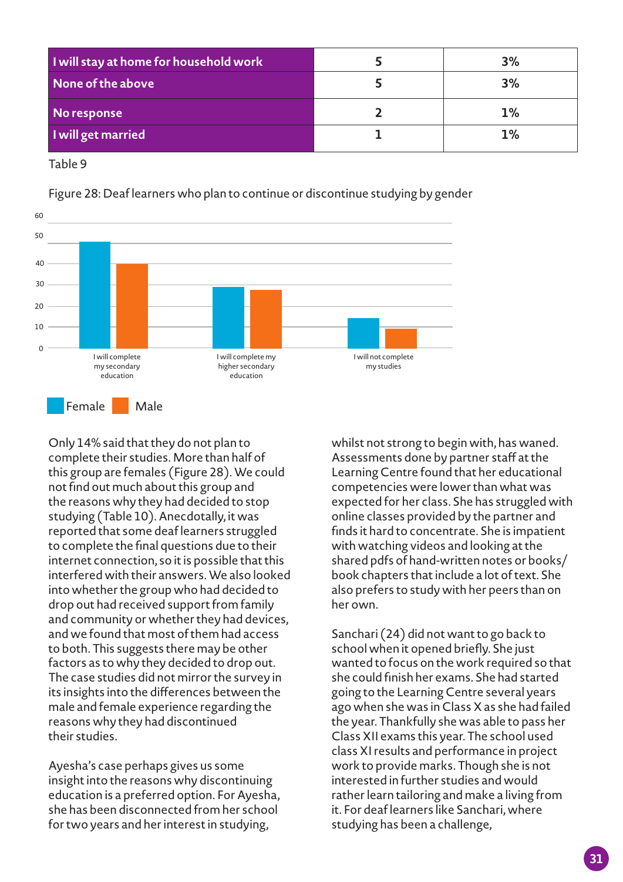| I will stay at home for household work | 5 | 3% |
|---|---|---|
| None of the above | 5 | 3% |
| No response | 2 | 1% |
| I will get married | 1 | 1% |

Table 9

Figure 28: Deaf learners who plan to continue or discontinue studying by gender

Only 14% said that they do not plan to complete their studies. More than half of this group are females (Figure 28). We could not find out much about this group and the reasons why they had decided to stop studying (Table 10). Anecdotally, it was reported that some deaf learners struggled to complete the final questions due to their internet connection, so it is possible that this interfered with their answers. We also looked into whether the group who had decided to drop out had received support from family and community or whether they had devices, and we found that most of them had access to both. This suggests there may be other factors as to why they decided to drop out. The case studies did not mirror the survey in its insights into the differences between the male and female experience regarding the reasons why they had discontinued their studies.

Ayesha's case perhaps gives us some insight into the reasons why discontinuing education is a preferred option. For Ayesha, she has been disconnected from her school for two years and her interest in studying, whilst not strong to begin with, has waned. Assessments done by partner staff at the Learning Centre found that her educational competencies were lower than what was expected for her class. She has struggled with online classes provided by the partner and finds it hard to concentrate. She is impatient with watching videos and looking at the shared pdfs of hand-written notes or books/ book chapters that include a lot of text. She also prefers to study with her peers than on her own.

Sanchari (24) did not want to go back to school when it opened briefly. She just wanted to focus on the work required so that she could finish her exams. She had started going to the Learning Centre several years ago when she was in Class X as she had failed the year. Thankfully she was able to pass her Class XII exams this year. The school used class XI results and performance in project work to provide marks. Though she is not interested in further studies and would rather learn tailoring and make a living from it. For deaf learners like Sanchari, where studying has been a challenge,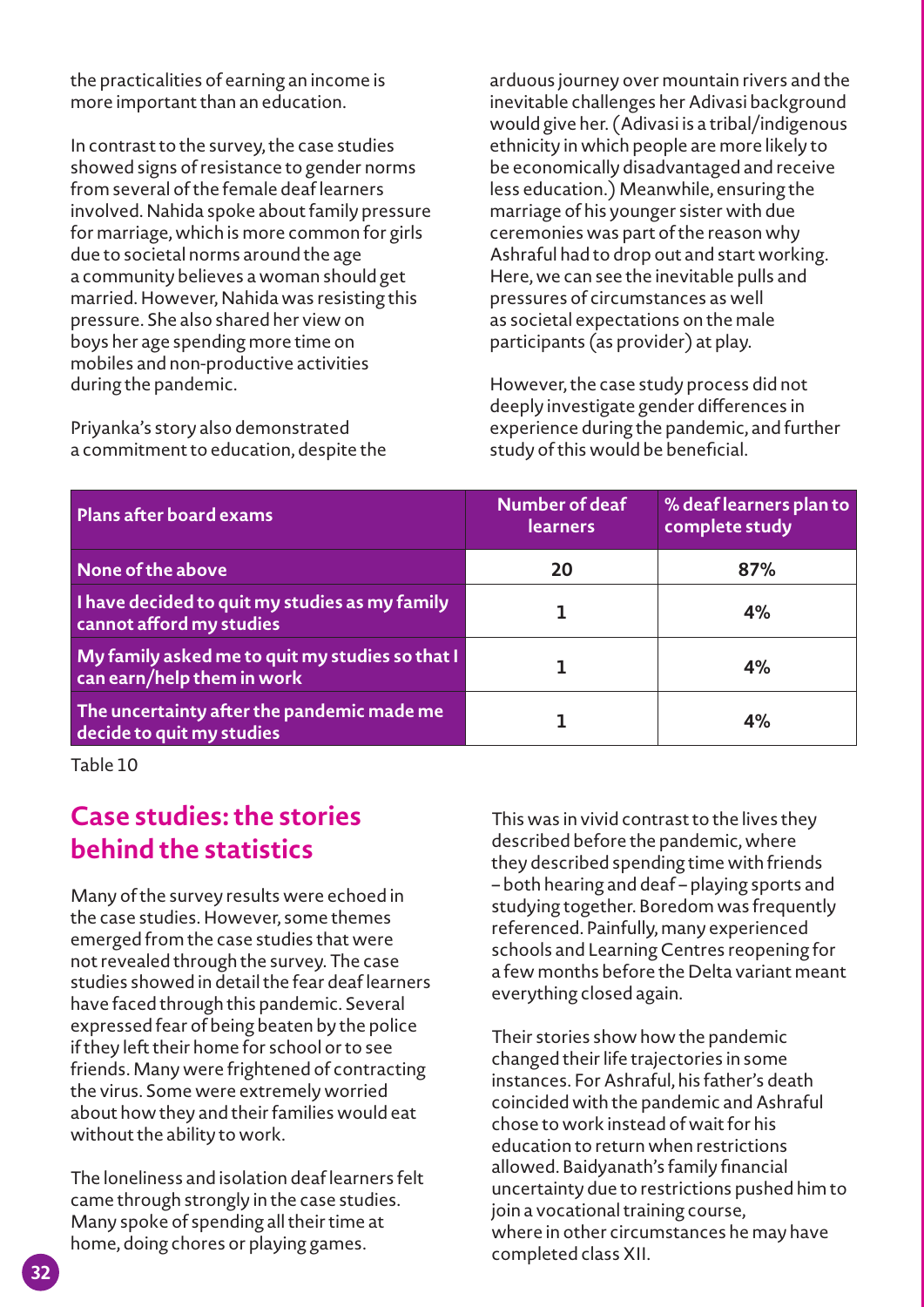the practicalities of earning an income is more important than an education.

In contrast to the survey, the case studies showed signs of resistance to gender norms from several of the female deaf learners involved. Nahida spoke about family pressure for marriage, which is more common for girls due to societal norms around the age a community believes a woman should get married. However, Nahida was resisting this pressure. She also shared her view on boys her age spending more time on mobiles and non-productive activities during the pandemic.

Priyanka's story also demonstrated a commitment to education, despite the arduous journey over mountain rivers and the inevitable challenges her Adivasi background would give her. (Adivasi is a tribal/indigenous ethnicity in which people are more likely to be economically disadvantaged and receive less education.) Meanwhile, ensuring the marriage of his younger sister with due ceremonies was part of the reason why Ashraful had to drop out and start working. Here, we can see the inevitable pulls and pressures of circumstances as well as societal expectations on the male participants (as provider) at play.

However, the case study process did not deeply investigate gender differences in experience during the pandemic, and further study of this would be beneficial.

| Plans after board exams | Number of deaf learners | % deaf learners plan to complete study |
|---|---|---|
| None of the above | 20 | 87% |
| I have decided to quit my studies as my family cannot afford my studies | 1 | 4% |
| My family asked me to quit my studies so that I can earn/help them in work | 1 | 4% |
| The uncertainty after the pandemic made me decide to quit my studies | 1 | 4% |

Table 10

## Case studies: the stories behind the statistics

Many of the survey results were echoed in the case studies. However, some themes emerged from the case studies that were not revealed through the survey. The case studies showed in detail the fear deaf learners have faced through this pandemic. Several expressed fear of being beaten by the police if they left their home for school or to see friends. Many were frightened of contracting the virus. Some were extremely worried about how they and their families would eat without the ability to work.

The loneliness and isolation deaf learners felt came through strongly in the case studies. Many spoke of spending all their time at home, doing chores or playing games.

This was in vivid contrast to the lives they described before the pandemic, where they described spending time with friends – both hearing and deaf – playing sports and studying together. Boredom was frequently referenced. Painfully, many experienced schools and Learning Centres reopening for a few months before the Delta variant meant everything closed again.

Their stories show how the pandemic changed their life trajectories in some instances. For Ashraful, his father's death coincided with the pandemic and Ashraful chose to work instead of wait for his education to return when restrictions allowed. Baidyanath's family financial uncertainty due to restrictions pushed him to join a vocational training course, where in other circumstances he may have completed class XII.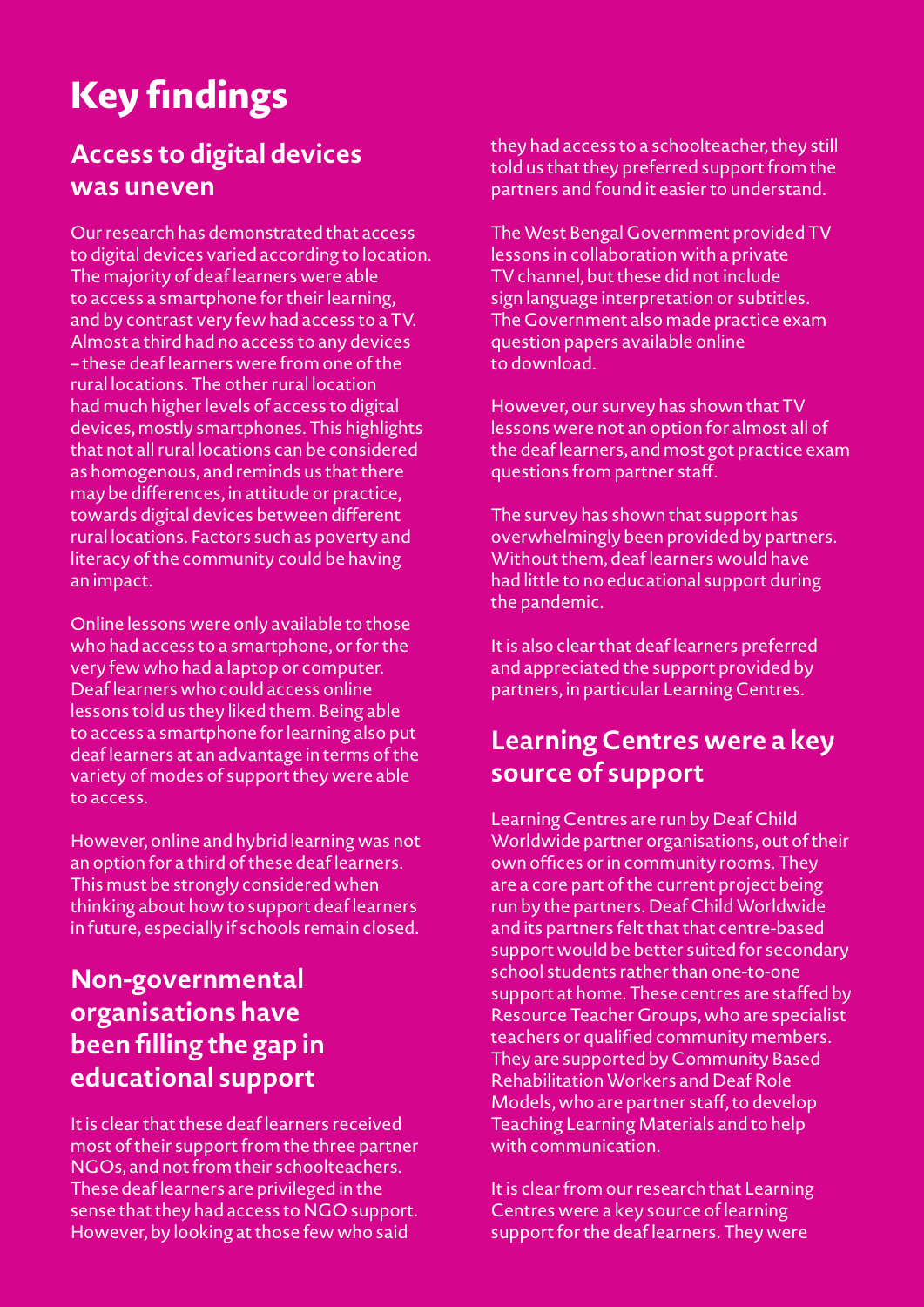# Key findings

## Access to digital devices was uneven

Our research has demonstrated that access to digital devices varied according to location. The majority of deaf learners were able to access a smartphone for their learning, and by contrast very few had access to a TV. Almost a third had no access to any devices – these deaf learners were from one of the rural locations. The other rural location had much higher levels of access to digital devices, mostly smartphones. This highlights that not all rural locations can be considered as homogenous, and reminds us that there may be differences, in attitude or practice, towards digital devices between different rural locations. Factors such as poverty and literacy of the community could be having an impact.

Online lessons were only available to those who had access to a smartphone, or for the very few who had a laptop or computer. Deaf learners who could access online lessons told us they liked them. Being able to access a smartphone for learning also put deaf learners at an advantage in terms of the variety of modes of support they were able to access.

However, online and hybrid learning was not an option for a third of these deaf learners. This must be strongly considered when thinking about how to support deaf learners in future, especially if schools remain closed.

## Non-governmental organisations have been filling the gap in educational support

It is clear that these deaf learners received most of their support from the three partner NGOs, and not from their schoolteachers. These deaf learners are privileged in the sense that they had access to NGO support. However, by looking at those few who said they had access to a schoolteacher, they still told us that they preferred support from the partners and found it easier to understand.

The West Bengal Government provided TV lessons in collaboration with a private TV channel, but these did not include sign language interpretation or subtitles. The Government also made practice exam question papers available online to download.

However, our survey has shown that TV lessons were not an option for almost all of the deaf learners, and most got practice exam questions from partner staff.

The survey has shown that support has overwhelmingly been provided by partners. Without them, deaf learners would have had little to no educational support during the pandemic.

It is also clear that deaf learners preferred and appreciated the support provided by partners, in particular Learning Centres.

## Learning Centres were a key source of support

Learning Centres are run by Deaf Child Worldwide partner organisations, out of their own offices or in community rooms. They are a core part of the current project being run by the partners. Deaf Child Worldwide and its partners felt that that centre-based support would be better suited for secondary school students rather than one-to-one support at home. These centres are staffed by Resource Teacher Groups, who are specialist teachers or qualified community members. They are supported by Community Based Rehabilitation Workers and Deaf Role Models, who are partner staff, to develop Teaching Learning Materials and to help with communication.

It is clear from our research that Learning Centres were a key source of learning support for the deaf learners. They were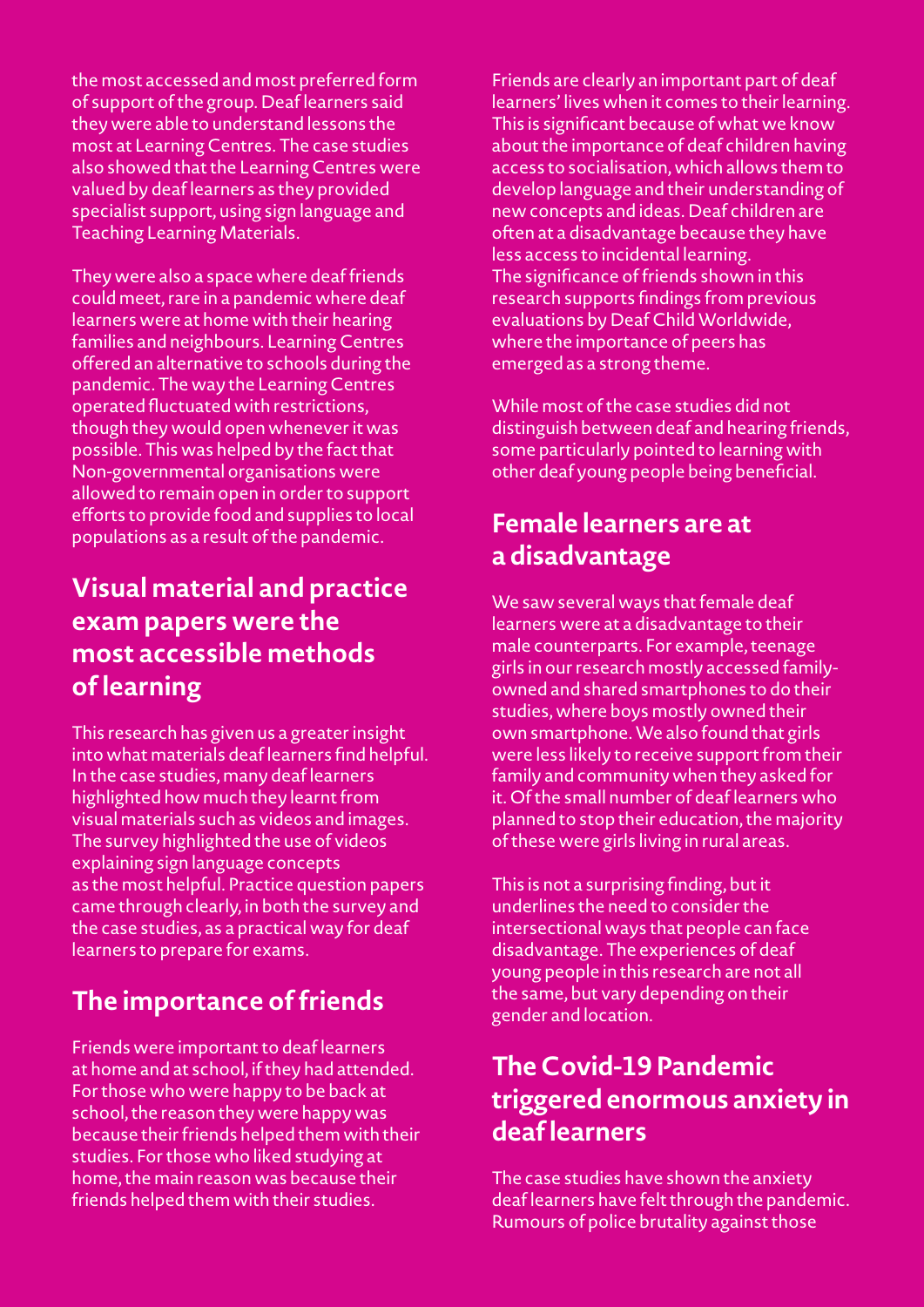the most accessed and most preferred form of support of the group. Deaf learners said they were able to understand lessons the most at Learning Centres. The case studies also showed that the Learning Centres were valued by deaf learners as they provided specialist support, using sign language and Teaching Learning Materials.

They were also a space where deaf friends could meet, rare in a pandemic where deaf learners were at home with their hearing families and neighbours. Learning Centres offered an alternative to schools during the pandemic. The way the Learning Centres operated fluctuated with restrictions, though they would open whenever it was possible. This was helped by the fact that Non-governmental organisations were allowed to remain open in order to support efforts to provide food and supplies to local populations as a result of the pandemic.

## Visual material and practice exam papers were the most accessible methods of learning

This research has given us a greater insight into what materials deaf learners find helpful. In the case studies, many deaf learners highlighted how much they learnt from visual materials such as videos and images. The survey highlighted the use of videos explaining sign language concepts as the most helpful. Practice question papers came through clearly, in both the survey and the case studies, as a practical way for deaf learners to prepare for exams.

## The importance of friends

Friends were important to deaf learners at home and at school, if they had attended. For those who were happy to be back at school, the reason they were happy was because their friends helped them with their studies. For those who liked studying at home, the main reason was because their friends helped them with their studies.

Friends are clearly an important part of deaf learners' lives when it comes to their learning. This is significant because of what we know about the importance of deaf children having access to socialisation, which allows them to develop language and their understanding of new concepts and ideas. Deaf children are often at a disadvantage because they have less access to incidental learning. The significance of friends shown in this research supports findings from previous evaluations by Deaf Child Worldwide, where the importance of peers has emerged as a strong theme.

While most of the case studies did not distinguish between deaf and hearing friends, some particularly pointed to learning with other deaf young people being beneficial.

## Female learners are at a disadvantage

We saw several ways that female deaf learners were at a disadvantage to their male counterparts. For example, teenage girls in our research mostly accessed family-owned and shared smartphones to do their studies, where boys mostly owned their own smartphone. We also found that girls were less likely to receive support from their family and community when they asked for it. Of the small number of deaf learners who planned to stop their education, the majority of these were girls living in rural areas.

This is not a surprising finding, but it underlines the need to consider the intersectional ways that people can face disadvantage. The experiences of deaf young people in this research are not all the same, but vary depending on their gender and location.

## The Covid-19 Pandemic triggered enormous anxiety in deaf learners

The case studies have shown the anxiety deaf learners have felt through the pandemic. Rumours of police brutality against those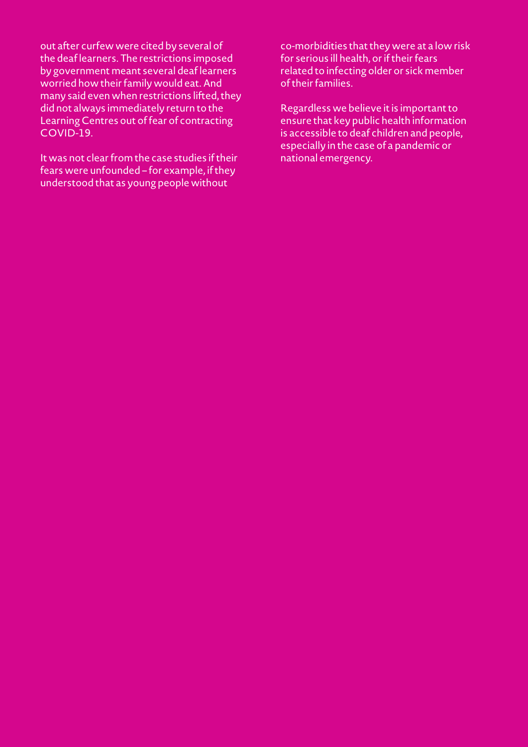out after curfew were cited by several of the deaf learners. The restrictions imposed by government meant several deaf learners worried how their family would eat. And many said even when restrictions lifted, they did not always immediately return to the Learning Centres out of fear of contracting COVID-19.

It was not clear from the case studies if their fears were unfounded – for example, if they understood that as young people without co-morbidities that they were at a low risk for serious ill health, or if their fears related to infecting older or sick member of their families.

Regardless we believe it is important to ensure that key public health information is accessible to deaf children and people, especially in the case of a pandemic or national emergency.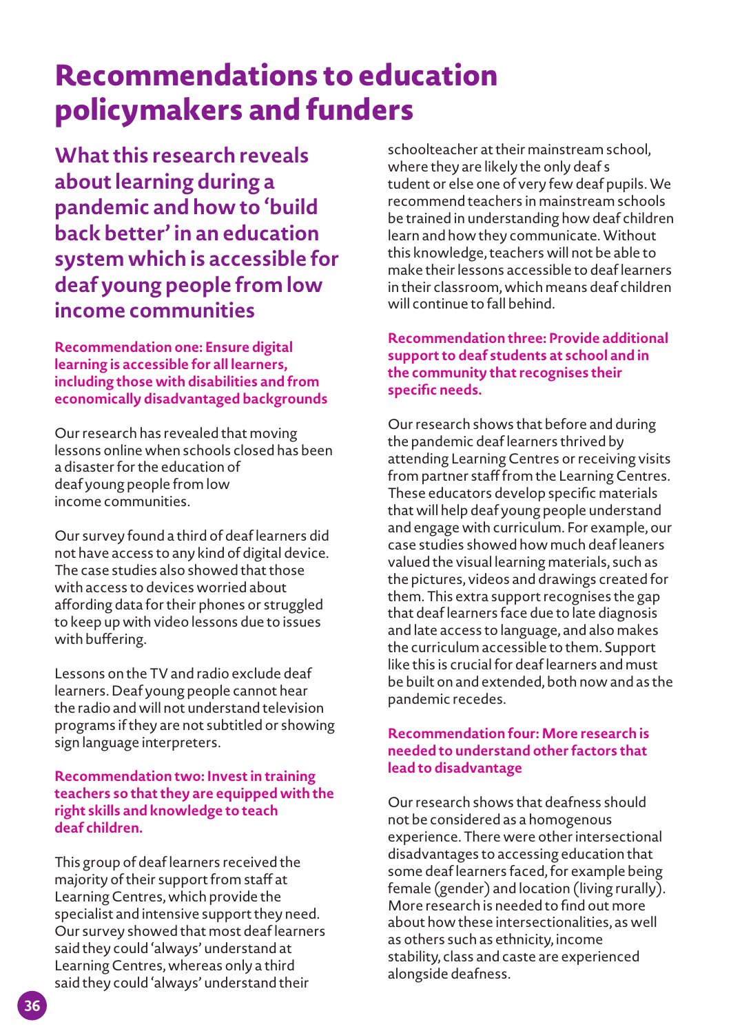# Recommendations to education policymakers and funders

## What this research reveals about learning during a pandemic and how to 'build back better' in an education system which is accessible for deaf young people from low income communities

### Recommendation one: Ensure digital learning is accessible for all learners, including those with disabilities and from economically disadvantaged backgrounds

Our research has revealed that moving lessons online when schools closed has been a disaster for the education of deaf young people from low income communities.

Our survey found a third of deaf learners did not have access to any kind of digital device. The case studies also showed that those with access to devices worried about affording data for their phones or struggled to keep up with video lessons due to issues with buffering.

Lessons on the TV and radio exclude deaf learners. Deaf young people cannot hear the radio and will not understand television programs if they are not subtitled or showing sign language interpreters.

### Recommendation two: Invest in training teachers so that they are equipped with the right skills and knowledge to teach deaf children.

This group of deaf learners received the majority of their support from staff at Learning Centres, which provide the specialist and intensive support they need. Our survey showed that most deaf learners said they could 'always' understand at Learning Centres, whereas only a third said they could 'always' understand their schoolteacher at their mainstream school, where they are likely the only deaf s tudent or else one of very few deaf pupils. We recommend teachers in mainstream schools be trained in understanding how deaf children learn and how they communicate. Without this knowledge, teachers will not be able to make their lessons accessible to deaf learners in their classroom, which means deaf children will continue to fall behind.

### Recommendation three: Provide additional support to deaf students at school and in the community that recognises their specific needs.

Our research shows that before and during the pandemic deaf learners thrived by attending Learning Centres or receiving visits from partner staff from the Learning Centres. These educators develop specific materials that will help deaf young people understand and engage with curriculum. For example, our case studies showed how much deaf leaners valued the visual learning materials, such as the pictures, videos and drawings created for them. This extra support recognises the gap that deaf learners face due to late diagnosis and late access to language, and also makes the curriculum accessible to them. Support like this is crucial for deaf learners and must be built on and extended, both now and as the pandemic recedes.

### Recommendation four: More research is needed to understand other factors that lead to disadvantage

Our research shows that deafness should not be considered as a homogenous experience. There were other intersectional disadvantages to accessing education that some deaf learners faced, for example being female (gender) and location (living rurally). More research is needed to find out more about how these intersectionalities, as well as others such as ethnicity, income stability, class and caste are experienced alongside deafness.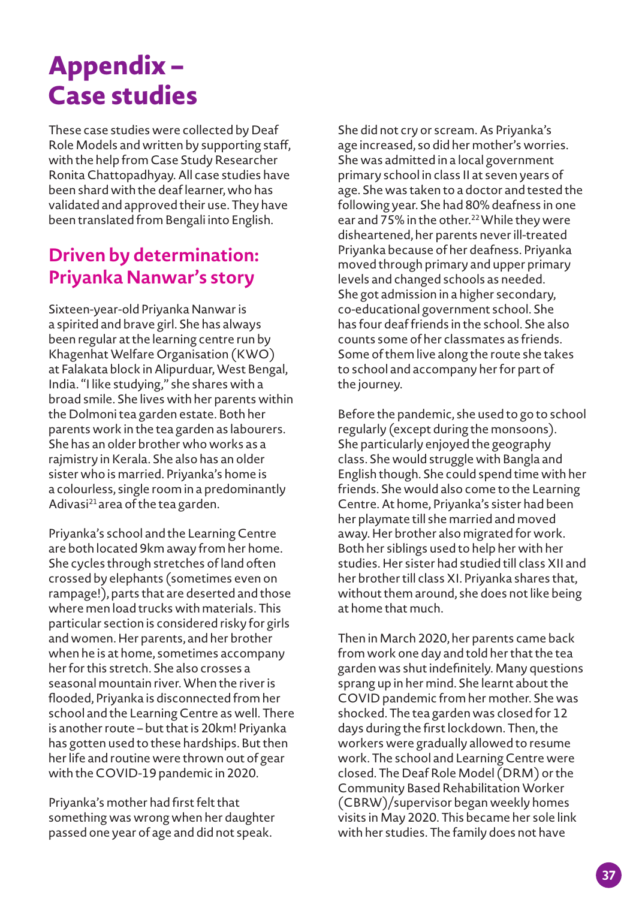# Appendix – Case studies

These case studies were collected by Deaf Role Models and written by supporting staff, with the help from Case Study Researcher Ronita Chattopadhyay. All case studies have been shard with the deaf learner, who has validated and approved their use. They have been translated from Bengali into English.

## Driven by determination: Priyanka Nanwar's story

Sixteen-year-old Priyanka Nanwar is a spirited and brave girl. She has always been regular at the learning centre run by Khagenhat Welfare Organisation (KWO) at Falakata block in Alipurduar, West Bengal, India. "I like studying," she shares with a broad smile. She lives with her parents within the Dolmoni tea garden estate. Both her parents work in the tea garden as labourers. She has an older brother who works as a rajmistry in Kerala. She also has an older sister who is married. Priyanka's home is a colourless, single room in a predominantly Adivasi[21] area of the tea garden.

Priyanka's school and the Learning Centre are both located 9km away from her home. She cycles through stretches of land often crossed by elephants (sometimes even on rampage!), parts that are deserted and those where men load trucks with materials. This particular section is considered risky for girls and women. Her parents, and her brother when he is at home, sometimes accompany her for this stretch. She also crosses a seasonal mountain river. When the river is flooded, Priyanka is disconnected from her school and the Learning Centre as well. There is another route – but that is 20km! Priyanka has gotten used to these hardships. But then her life and routine were thrown out of gear with the COVID-19 pandemic in 2020.

Priyanka's mother had first felt that something was wrong when her daughter passed one year of age and did not speak. She did not cry or scream. As Priyanka's age increased, so did her mother's worries. She was admitted in a local government primary school in class II at seven years of age. She was taken to a doctor and tested the following year. She had 80% deafness in one ear and 75% in the other.[22] While they were disheartened, her parents never ill-treated Priyanka because of her deafness. Priyanka moved through primary and upper primary levels and changed schools as needed. She got admission in a higher secondary, co-educational government school. She has four deaf friends in the school. She also counts some of her classmates as friends. Some of them live along the route she takes to school and accompany her for part of the journey.

Before the pandemic, she used to go to school regularly (except during the monsoons). She particularly enjoyed the geography class. She would struggle with Bangla and English though. She could spend time with her friends. She would also come to the Learning Centre. At home, Priyanka's sister had been her playmate till she married and moved away. Her brother also migrated for work. Both her siblings used to help her with her studies. Her sister had studied till class XII and her brother till class XI. Priyanka shares that, without them around, she does not like being at home that much.

Then in March 2020, her parents came back from work one day and told her that the tea garden was shut indefinitely. Many questions sprang up in her mind. She learnt about the COVID pandemic from her mother. She was shocked. The tea garden was closed for 12 days during the first lockdown. Then, the workers were gradually allowed to resume work. The school and Learning Centre were closed. The Deaf Role Model (DRM) or the Community Based Rehabilitation Worker (CBRW)/supervisor began weekly homes visits in May 2020. This became her sole link with her studies. The family does not have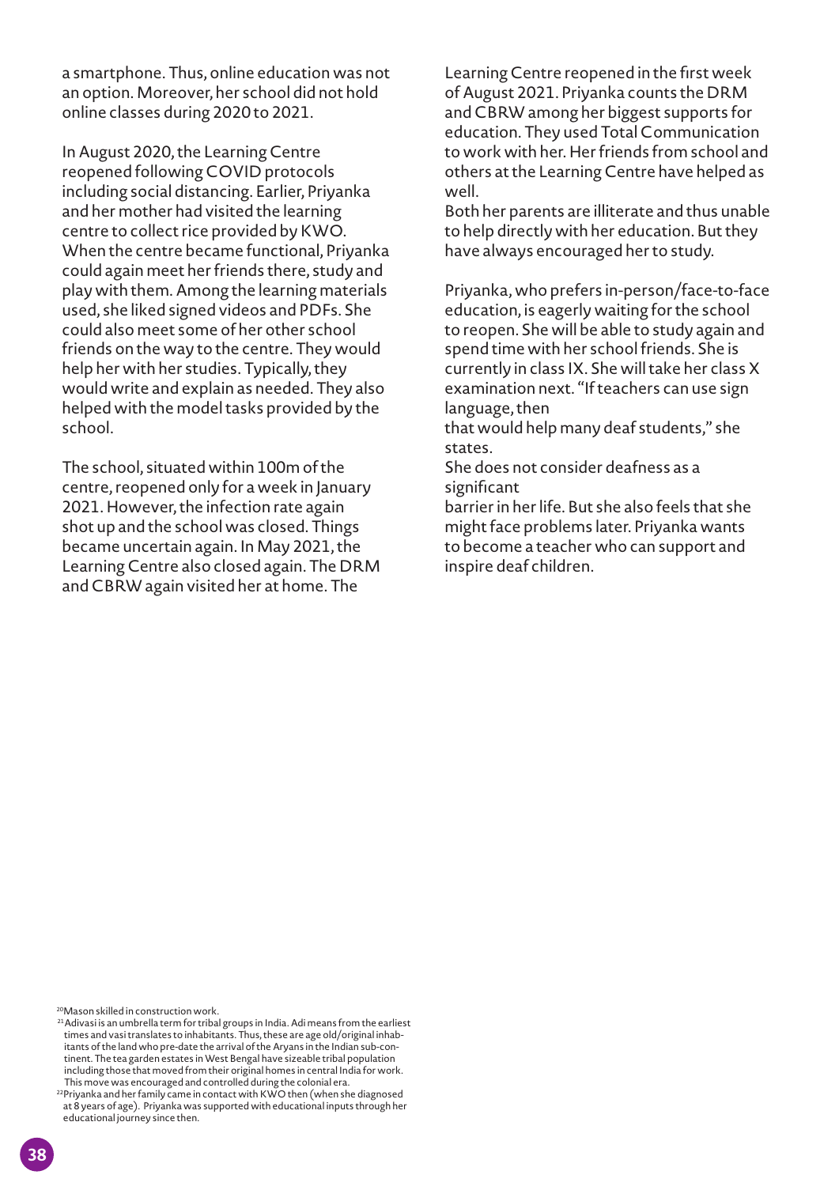a smartphone. Thus, online education was not an option. Moreover, her school did not hold online classes during 2020 to 2021.

In August 2020, the Learning Centre reopened following COVID protocols including social distancing. Earlier, Priyanka and her mother had visited the learning centre to collect rice provided by KWO. When the centre became functional, Priyanka could again meet her friends there, study and play with them. Among the learning materials used, she liked signed videos and PDFs. She could also meet some of her other school friends on the way to the centre. They would help her with her studies. Typically, they would write and explain as needed. They also helped with the model tasks provided by the school.

The school, situated within 100m of the centre, reopened only for a week in January 2021. However, the infection rate again shot up and the school was closed. Things became uncertain again. In May 2021, the Learning Centre also closed again. The DRM and CBRW again visited her at home. The Learning Centre reopened in the first week of August 2021. Priyanka counts the DRM and CBRW among her biggest supports for education. They used Total Communication to work with her. Her friends from school and others at the Learning Centre have helped as well.

Both her parents are illiterate and thus unable to help directly with her education. But they have always encouraged her to study.

Priyanka, who prefers in-person/face-to-face education, is eagerly waiting for the school to reopen. She will be able to study again and spend time with her school friends. She is currently in class IX. She will take her class X examination next. "If teachers can use sign language, then that would help many deaf students," she states.

She does not consider deafness as a significant barrier in her life. But she also feels that she might face problems later. Priyanka wants to become a teacher who can support and inspire deaf children.

---

[20] Mason skilled in construction work.

[21] Adivasi is an umbrella term for tribal groups in India. Adi means from the earliest times and vasi translates to inhabitants. Thus, these are age old/original inhabitants of the land who pre-date the arrival of the Aryans in the Indian sub-continent. The tea garden estates in West Bengal have sizeable tribal population including those that moved from their original homes in central India for work. This move was encouraged and controlled during the colonial era.

[22] Priyanka and her family came in contact with KWO then (when she diagnosed at 8 years of age). Priyanka was supported with educational inputs through her educational journey since then.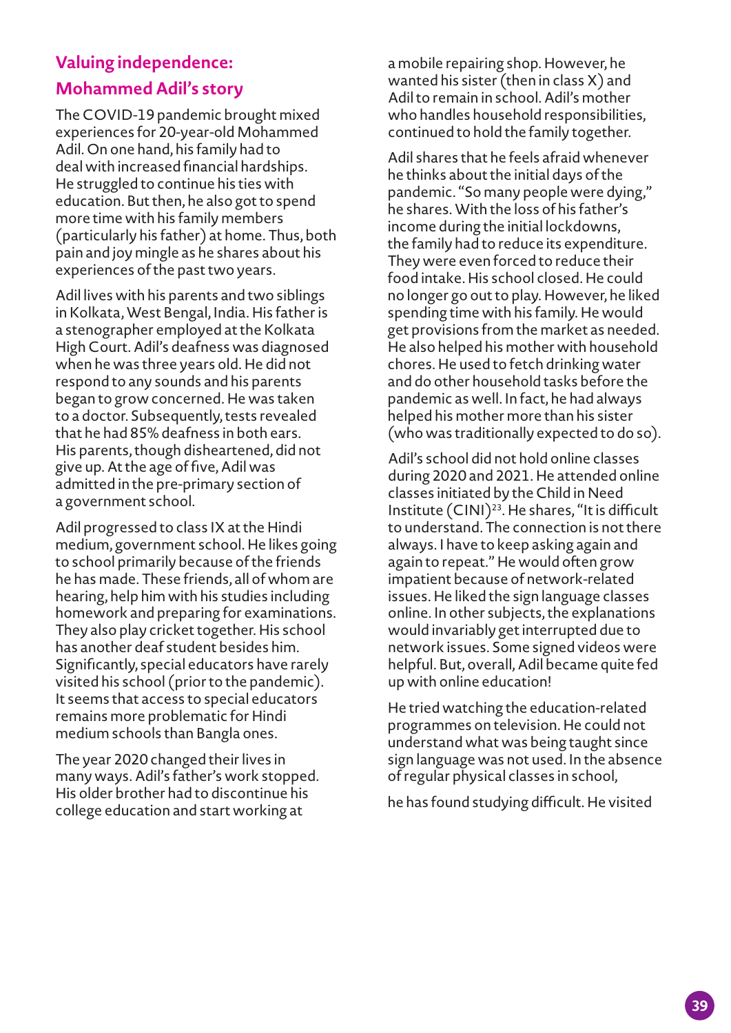## Valuing independence: Mohammed Adil's story

The COVID-19 pandemic brought mixed experiences for 20-year-old Mohammed Adil. On one hand, his family had to deal with increased financial hardships. He struggled to continue his ties with education. But then, he also got to spend more time with his family members (particularly his father) at home. Thus, both pain and joy mingle as he shares about his experiences of the past two years.

Adil lives with his parents and two siblings in Kolkata, West Bengal, India. His father is a stenographer employed at the Kolkata High Court. Adil's deafness was diagnosed when he was three years old. He did not respond to any sounds and his parents began to grow concerned. He was taken to a doctor. Subsequently, tests revealed that he had 85% deafness in both ears. His parents, though disheartened, did not give up. At the age of five, Adil was admitted in the pre-primary section of a government school.

Adil progressed to class IX at the Hindi medium, government school. He likes going to school primarily because of the friends he has made. These friends, all of whom are hearing, help him with his studies including homework and preparing for examinations. They also play cricket together. His school has another deaf student besides him. Significantly, special educators have rarely visited his school (prior to the pandemic). It seems that access to special educators remains more problematic for Hindi medium schools than Bangla ones.

The year 2020 changed their lives in many ways. Adil's father's work stopped. His older brother had to discontinue his college education and start working at a mobile repairing shop. However, he wanted his sister (then in class X) and Adil to remain in school. Adil's mother who handles household responsibilities, continued to hold the family together.

Adil shares that he feels afraid whenever he thinks about the initial days of the pandemic. "So many people were dying," he shares. With the loss of his father's income during the initial lockdowns, the family had to reduce its expenditure. They were even forced to reduce their food intake. His school closed. He could no longer go out to play. However, he liked spending time with his family. He would get provisions from the market as needed. He also helped his mother with household chores. He used to fetch drinking water and do other household tasks before the pandemic as well. In fact, he had always helped his mother more than his sister (who was traditionally expected to do so).

Adil's school did not hold online classes during 2020 and 2021. He attended online classes initiated by the Child in Need Institute (CINI)[23]. He shares, "It is difficult to understand. The connection is not there always. I have to keep asking again and again to repeat." He would often grow impatient because of network-related issues. He liked the sign language classes online. In other subjects, the explanations would invariably get interrupted due to network issues. Some signed videos were helpful. But, overall, Adil became quite fed up with online education!

He tried watching the education-related programmes on television. He could not understand what was being taught since sign language was not used. In the absence of regular physical classes in school,

he has found studying difficult. He visited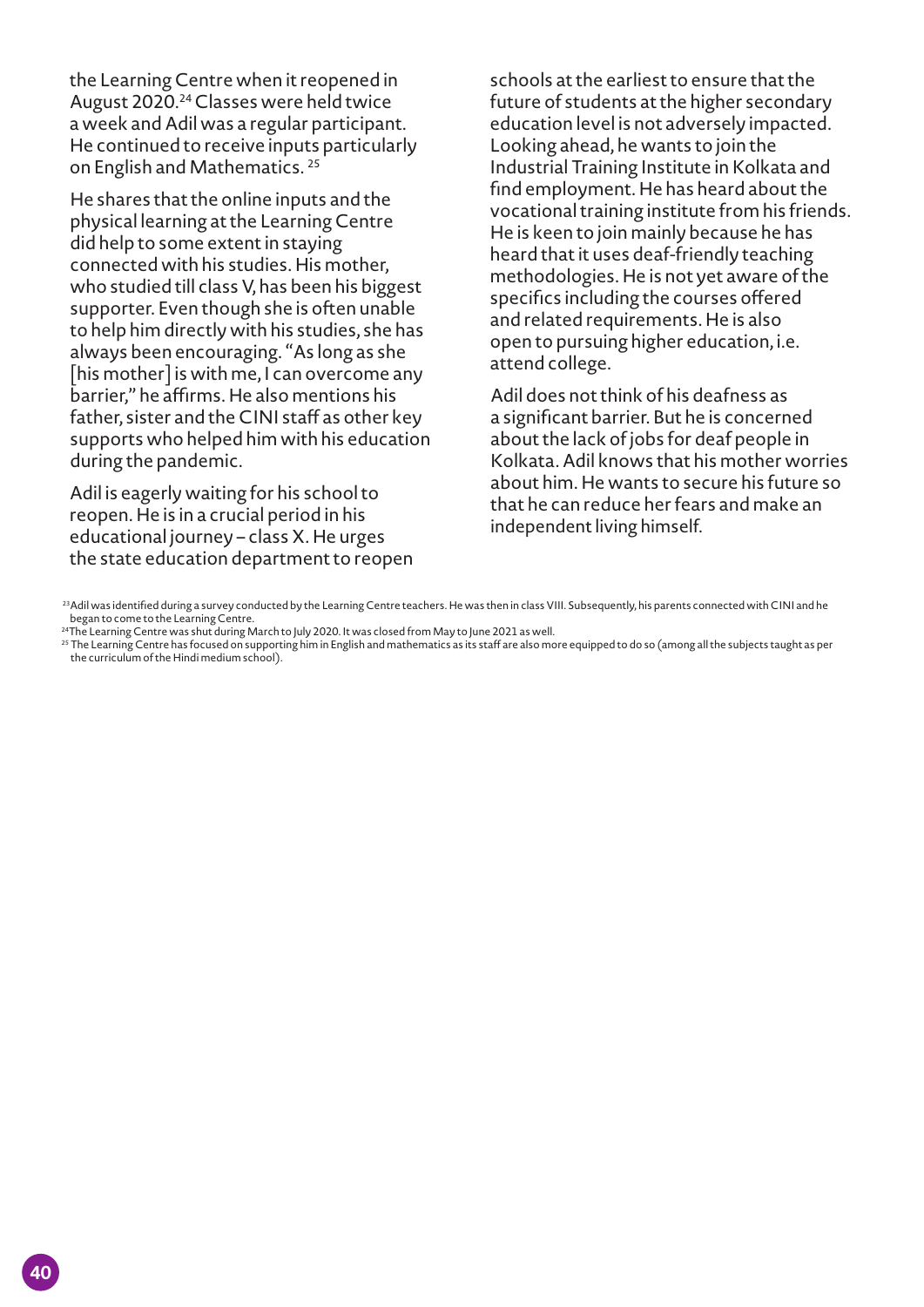the Learning Centre when it reopened in August 2020.[24] Classes were held twice a week and Adil was a regular participant. He continued to receive inputs particularly on English and Mathematics.[25]

He shares that the online inputs and the physical learning at the Learning Centre did help to some extent in staying connected with his studies. His mother, who studied till class V, has been his biggest supporter. Even though she is often unable to help him directly with his studies, she has always been encouraging. "As long as she [his mother] is with me, I can overcome any barrier," he affirms. He also mentions his father, sister and the CINI staff as other key supports who helped him with his education during the pandemic.

Adil is eagerly waiting for his school to reopen. He is in a crucial period in his educational journey – class X. He urges the state education department to reopen schools at the earliest to ensure that the future of students at the higher secondary education level is not adversely impacted. Looking ahead, he wants to join the Industrial Training Institute in Kolkata and find employment. He has heard about the vocational training institute from his friends. He is keen to join mainly because he has heard that it uses deaf-friendly teaching methodologies. He is not yet aware of the specifics including the courses offered and related requirements. He is also open to pursuing higher education, i.e. attend college.

Adil does not think of his deafness as a significant barrier. But he is concerned about the lack of jobs for deaf people in Kolkata. Adil knows that his mother worries about him. He wants to secure his future so that he can reduce her fears and make an independent living himself.

---

[23] Adil was identified during a survey conducted by the Learning Centre teachers. He was then in class VIII. Subsequently, his parents connected with CINI and he began to come to the Learning Centre.

[24] The Learning Centre was shut during March to July 2020. It was closed from May to June 2021 as well.

[25] The Learning Centre has focused on supporting him in English and mathematics as its staff are also more equipped to do so (among all the subjects taught as per the curriculum of the Hindi medium school).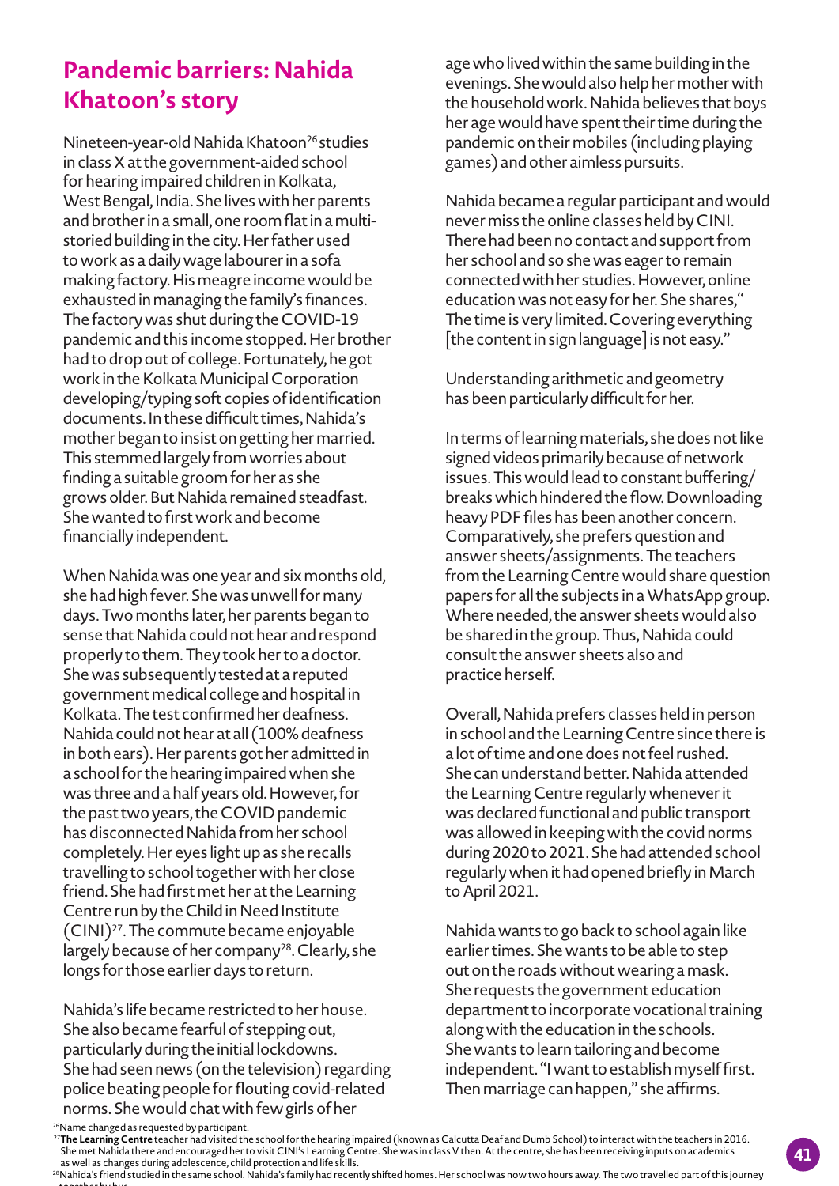## Pandemic barriers: Nahida Khatoon's story

Nineteen-year-old Nahida Khatoon[26] studies in class X at the government-aided school for hearing impaired children in Kolkata, West Bengal, India. She lives with her parents and brother in a small, one room flat in a multi-storied building in the city. Her father used to work as a daily wage labourer in a sofa making factory. His meagre income would be exhausted in managing the family's finances. The factory was shut during the COVID-19 pandemic and this income stopped. Her brother had to drop out of college. Fortunately, he got work in the Kolkata Municipal Corporation developing/typing soft copies of identification documents. In these difficult times, Nahida's mother began to insist on getting her married. This stemmed largely from worries about finding a suitable groom for her as she grows older. But Nahida remained steadfast. She wanted to first work and become financially independent.

When Nahida was one year and six months old, she had high fever. She was unwell for many days. Two months later, her parents began to sense that Nahida could not hear and respond properly to them. They took her to a doctor. She was subsequently tested at a reputed government medical college and hospital in Kolkata. The test confirmed her deafness. Nahida could not hear at all (100% deafness in both ears). Her parents got her admitted in a school for the hearing impaired when she was three and a half years old. However, for the past two years, the COVID pandemic has disconnected Nahida from her school completely. Her eyes light up as she recalls travelling to school together with her close friend. She had first met her at the Learning Centre run by the Child in Need Institute (CINI)[27]. The commute became enjoyable largely because of her company[28]. Clearly, she longs for those earlier days to return.

Nahida's life became restricted to her house. She also became fearful of stepping out, particularly during the initial lockdowns. She had seen news (on the television) regarding police beating people for flouting covid-related norms. She would chat with few girls of her age who lived within the same building in the evenings. She would also help her mother with the household work. Nahida believes that boys her age would have spent their time during the pandemic on their mobiles (including playing games) and other aimless pursuits.

Nahida became a regular participant and would never miss the online classes held by CINI. There had been no contact and support from her school and so she was eager to remain connected with her studies. However, online education was not easy for her. She shares," The time is very limited. Covering everything [the content in sign language] is not easy."

Understanding arithmetic and geometry has been particularly difficult for her.

In terms of learning materials, she does not like signed videos primarily because of network issues. This would lead to constant buffering/ breaks which hindered the flow. Downloading heavy PDF files has been another concern. Comparatively, she prefers question and answer sheets/assignments. The teachers from the Learning Centre would share question papers for all the subjects in a WhatsApp group. Where needed, the answer sheets would also be shared in the group. Thus, Nahida could consult the answer sheets also and practice herself.

Overall, Nahida prefers classes held in person in school and the Learning Centre since there is a lot of time and one does not feel rushed. She can understand better. Nahida attended the Learning Centre regularly whenever it was declared functional and public transport was allowed in keeping with the covid norms during 2020 to 2021. She had attended school regularly when it had opened briefly in March to April 2021.

Nahida wants to go back to school again like earlier times. She wants to be able to step out on the roads without wearing a mask. She requests the government education department to incorporate vocational training along with the education in the schools. She wants to learn tailoring and become independent. "I want to establish myself first. Then marriage can happen," she affirms.

---

[26] Name changed as requested by participant.

[27] **The Learning Centre** teacher had visited the school for the hearing impaired (known as Calcutta Deaf and Dumb School) to interact with the teachers in 2016. She met Nahida there and encouraged her to visit CINI's Learning Centre. She was in class V then. At the centre, she has been receiving inputs on academics as well as changes during adolescence, child protection and life skills.

[28] Nahida's friend studied in the same school. Nahida's family had recently shifted homes. Her school was now two hours away. The two travelled part of this journey together by bus.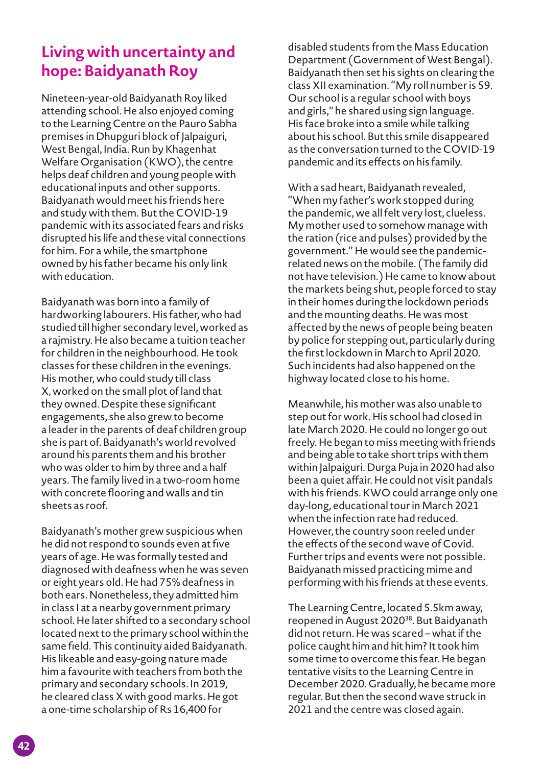## Living with uncertainty and hope: Baidyanath Roy

Nineteen-year-old Baidyanath Roy liked attending school. He also enjoyed coming to the Learning Centre on the Pauro Sabha premises in Dhupguri block of Jalpaiguri, West Bengal, India. Run by Khagenhat Welfare Organisation (KWO), the centre helps deaf children and young people with educational inputs and other supports. Baidyanath would meet his friends here and study with them. But the COVID-19 pandemic with its associated fears and risks disrupted his life and these vital connections for him. For a while, the smartphone owned by his father became his only link with education.

Baidyanath was born into a family of hardworking labourers. His father, who had studied till higher secondary level, worked as a rajmistry. He also became a tuition teacher for children in the neighbourhood. He took classes for these children in the evenings. His mother, who could study till class X, worked on the small plot of land that they owned. Despite these significant engagements, she also grew to become a leader in the parents of deaf children group she is part of. Baidyanath's world revolved around his parents them and his brother who was older to him by three and a half years. The family lived in a two-room home with concrete flooring and walls and tin sheets as roof.

Baidyanath's mother grew suspicious when he did not respond to sounds even at five years of age. He was formally tested and diagnosed with deafness when he was seven or eight years old. He had 75% deafness in both ears. Nonetheless, they admitted him in class I at a nearby government primary school. He later shifted to a secondary school located next to the primary school within the same field. This continuity aided Baidyanath. His likeable and easy-going nature made him a favourite with teachers from both the primary and secondary schools. In 2019, he cleared class X with good marks. He got a one-time scholarship of Rs 16,400 for disabled students from the Mass Education Department (Government of West Bengal). Baidyanath then set his sights on clearing the class XII examination. "My roll number is 59. Our school is a regular school with boys and girls," he shared using sign language. His face broke into a smile while talking about his school. But this smile disappeared as the conversation turned to the COVID-19 pandemic and its effects on his family.

With a sad heart, Baidyanath revealed, "When my father's work stopped during the pandemic, we all felt very lost, clueless. My mother used to somehow manage with the ration (rice and pulses) provided by the government." He would see the pandemic-related news on the mobile. (The family did not have television.) He came to know about the markets being shut, people forced to stay in their homes during the lockdown periods and the mounting deaths. He was most affected by the news of people being beaten by police for stepping out, particularly during the first lockdown in March to April 2020. Such incidents had also happened on the highway located close to his home.

Meanwhile, his mother was also unable to step out for work. His school had closed in late March 2020. He could no longer go out freely. He began to miss meeting with friends and being able to take short trips with them within Jalpaiguri. Durga Puja in 2020 had also been a quiet affair. He could not visit pandals with his friends. KWO could arrange only one day-long, educational tour in March 2021 when the infection rate had reduced. However, the country soon reeled under the effects of the second wave of Covid. Further trips and events were not possible. Baidyanath missed practicing mime and performing with his friends at these events.

The Learning Centre, located 5.5km away, reopened in August 2020[38]. But Baidyanath did not return. He was scared – what if the police caught him and hit him? It took him some time to overcome this fear. He began tentative visits to the Learning Centre in December 2020. Gradually, he became more regular. But then the second wave struck in 2021 and the centre was closed again.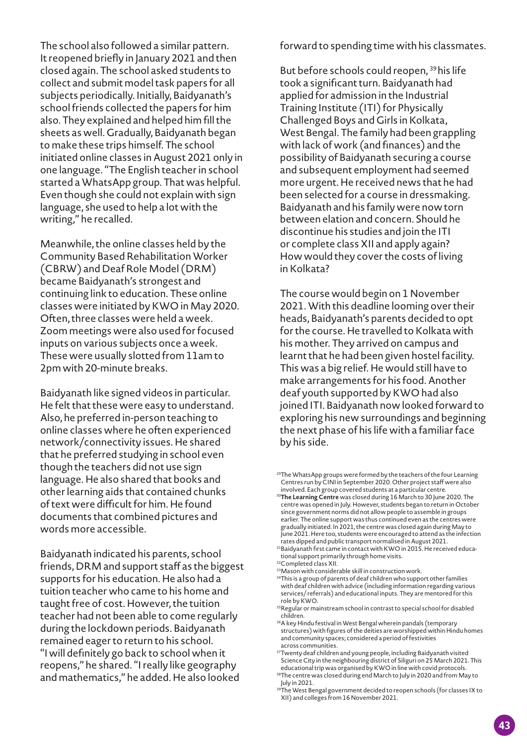The school also followed a similar pattern. It reopened briefly in January 2021 and then closed again. The school asked students to collect and submit model task papers for all subjects periodically. Initially, Baidyanath's school friends collected the papers for him also. They explained and helped him fill the sheets as well. Gradually, Baidyanath began to make these trips himself. The school initiated online classes in August 2021 only in one language. "The English teacher in school started a WhatsApp group. That was helpful. Even though she could not explain with sign language, she used to help a lot with the writing," he recalled.

Meanwhile, the online classes held by the Community Based Rehabilitation Worker (CBRW) and Deaf Role Model (DRM) became Baidyanath's strongest and continuing link to education. These online classes were initiated by KWO in May 2020. Often, three classes were held a week. Zoom meetings were also used for focused inputs on various subjects once a week. These were usually slotted from 11am to 2pm with 20-minute breaks.

Baidyanath like signed videos in particular. He felt that these were easy to understand. Also, he preferred in-person teaching to online classes where he often experienced network/connectivity issues. He shared that he preferred studying in school even though the teachers did not use sign language. He also shared that books and other learning aids that contained chunks of text were difficult for him. He found documents that combined pictures and words more accessible.

Baidyanath indicated his parents, school friends, DRM and support staff as the biggest supports for his education. He also had a tuition teacher who came to his home and taught free of cost. However, the tuition teacher had not been able to come regularly during the lockdown periods. Baidyanath remained eager to return to his school. "I will definitely go back to school when it reopens," he shared. "I really like geography and mathematics," he added. He also looked forward to spending time with his classmates.

But before schools could reopen, [39] his life took a significant turn. Baidyanath had applied for admission in the Industrial Training Institute (ITI) for Physically Challenged Boys and Girls in Kolkata, West Bengal. The family had been grappling with lack of work (and finances) and the possibility of Baidyanath securing a course and subsequent employment had seemed more urgent. He received news that he had been selected for a course in dressmaking. Baidyanath and his family were now torn between elation and concern. Should he discontinue his studies and join the ITI or complete class XII and apply again? How would they cover the costs of living in Kolkata?

The course would begin on 1 November 2021. With this deadline looming over their heads, Baidyanath's parents decided to opt for the course. He travelled to Kolkata with his mother. They arrived on campus and learnt that he had been given hostel facility. This was a big relief. He would still have to make arrangements for his food. Another deaf youth supported by KWO had also joined ITI. Baidyanath now looked forward to exploring his new surroundings and beginning the next phase of his life with a familiar face by his side.

---

[29] The WhatsApp groups were formed by the teachers of the four Learning Centres run by CINI in September 2020. Other project staff were also involved. Each group covered students at a particular centre.

[30] **The Learning Centre** was closed during 16 March to 30 June 2020. The centre was opened in July. However, students began to return in October since government norms did not allow people to assemble in groups earlier. The online support was thus continued even as the centres were gradually initiated. In 2021, the centre was closed again during May to June 2021. Here too, students were encouraged to attend as the infection rates dipped and public transport normalised in August 2021.

[31] Baidyanath first came in contact with KWO in 2015. He received educational support primarily through home visits.

[32] Completed class XII.

[33] Mason with considerable skill in construction work.

[34] This is a group of parents of deaf children who support other families with deaf children with advice (including information regarding various services/ referrals) and educational inputs. They are mentored for this role by KWO.

[35] Regular or mainstream school in contrast to special school for disabled children.

[36] A key Hindu festival in West Bengal wherein pandals (temporary structures) with figures of the deities are worshipped within Hindu homes and community spaces; considered a period of festivities across communities.

[37] Twenty deaf children and young people, including Baidyanath visited Science City in the neighbouring district of Siliguri on 25 March 2021. This educational trip was organised by KWO in line with covid protocols.

[38] The centre was closed during end March to July in 2020 and from May to July in 2021.

[39] The West Bengal government decided to reopen schools (for classes IX to XII) and colleges from 16 November 2021.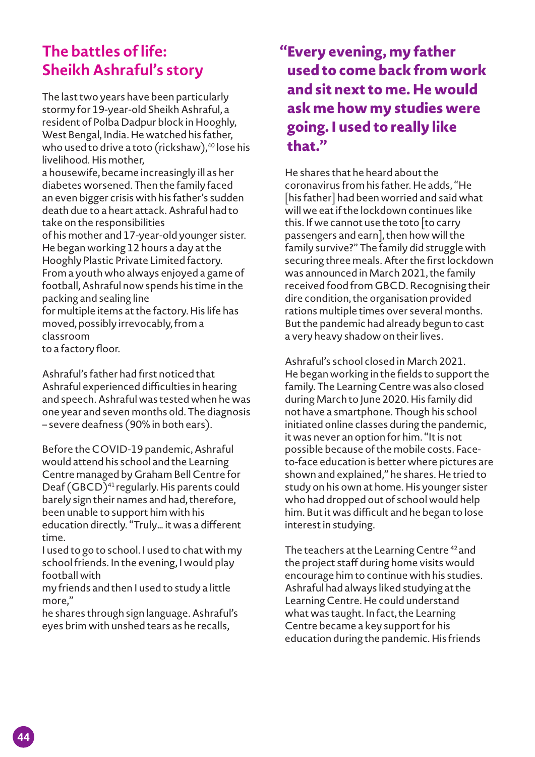## The battles of life: Sheikh Ashraful's story

The last two years have been particularly stormy for 19-year-old Sheikh Ashraful, a resident of Polba Dadpur block in Hooghly, West Bengal, India. He watched his father, who used to drive a toto (rickshaw),[40] lose his livelihood. His mother, a housewife, became increasingly ill as her diabetes worsened. Then the family faced an even bigger crisis with his father's sudden death due to a heart attack. Ashraful had to take on the responsibilities of his mother and 17-year-old younger sister. He began working 12 hours a day at the Hooghly Plastic Private Limited factory. From a youth who always enjoyed a game of football, Ashraful now spends his time in the packing and sealing line for multiple items at the factory. His life has moved, possibly irrevocably, from a classroom to a factory floor.

Ashraful's father had first noticed that Ashraful experienced difficulties in hearing and speech. Ashraful was tested when he was one year and seven months old. The diagnosis – severe deafness (90% in both ears).

Before the COVID-19 pandemic, Ashraful would attend his school and the Learning Centre managed by Graham Bell Centre for Deaf (GBCD)[41] regularly. His parents could barely sign their names and had, therefore, been unable to support him with his education directly. "Truly… it was a different time. I used to go to school. I used to chat with my school friends. In the evening, I would play football with my friends and then I used to study a little more," he shares through sign language. Ashraful's eyes brim with unshed tears as he recalls,

> **"Every evening, my father used to come back from work and sit next to me. He would ask me how my studies were going. I used to really like that."**

He shares that he heard about the coronavirus from his father. He adds, "He [his father] had been worried and said what will we eat if the lockdown continues like this. If we cannot use the toto [to carry passengers and earn], then how will the family survive?" The family did struggle with securing three meals. After the first lockdown was announced in March 2021, the family received food from GBCD. Recognising their dire condition, the organisation provided rations multiple times over several months. But the pandemic had already begun to cast a very heavy shadow on their lives.

Ashraful's school closed in March 2021. He began working in the fields to support the family. The Learning Centre was also closed during March to June 2020. His family did not have a smartphone. Though his school initiated online classes during the pandemic, it was never an option for him. "It is not possible because of the mobile costs. Face-to-face education is better where pictures are shown and explained," he shares. He tried to study on his own at home. His younger sister who had dropped out of school would help him. But it was difficult and he began to lose interest in studying.

The teachers at the Learning Centre [42] and the project staff during home visits would encourage him to continue with his studies. Ashraful had always liked studying at the Learning Centre. He could understand what was taught. In fact, the Learning Centre became a key support for his education during the pandemic. His friends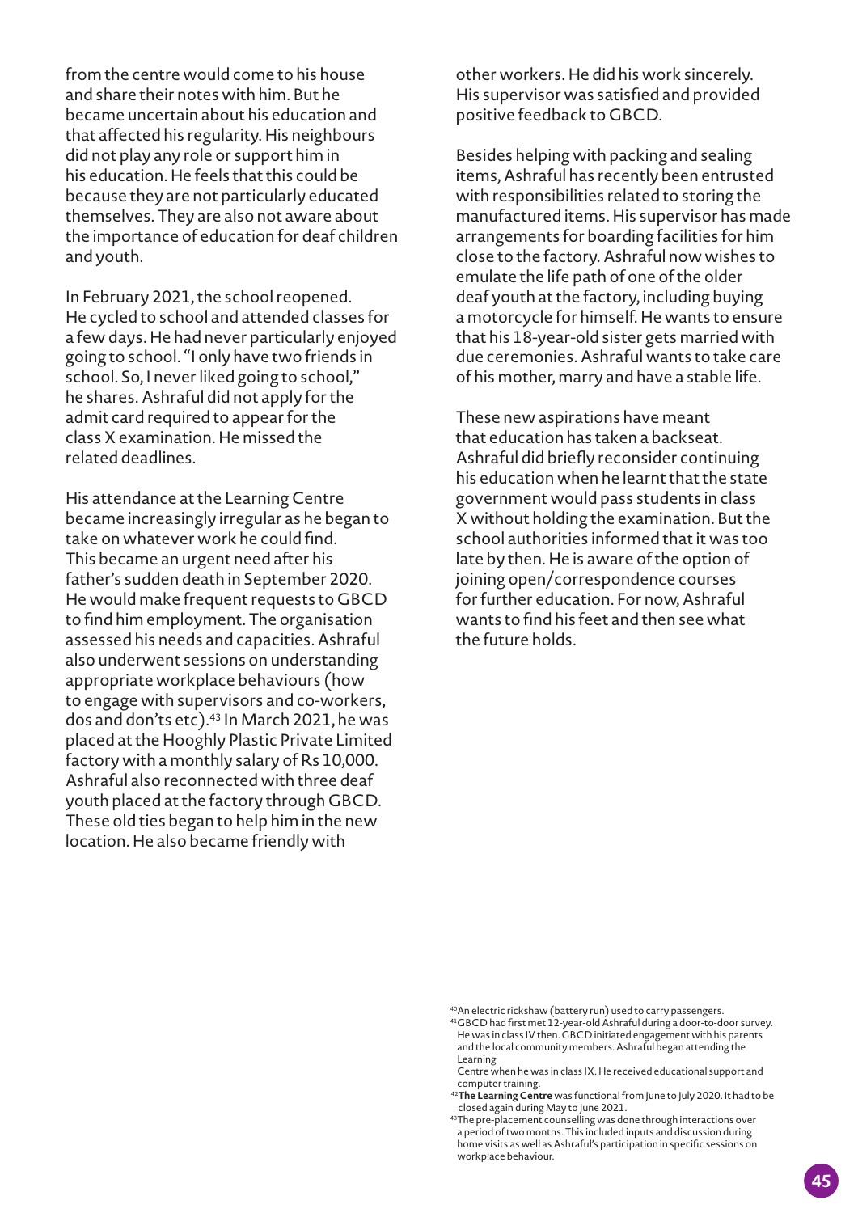from the centre would come to his house and share their notes with him. But he became uncertain about his education and that affected his regularity. His neighbours did not play any role or support him in his education. He feels that this could be because they are not particularly educated themselves. They are also not aware about the importance of education for deaf children and youth.

In February 2021, the school reopened. He cycled to school and attended classes for a few days. He had never particularly enjoyed going to school. "I only have two friends in school. So, I never liked going to school," he shares. Ashraful did not apply for the admit card required to appear for the class X examination. He missed the related deadlines.

His attendance at the Learning Centre became increasingly irregular as he began to take on whatever work he could find. This became an urgent need after his father's sudden death in September 2020. He would make frequent requests to GBCD to find him employment. The organisation assessed his needs and capacities. Ashraful also underwent sessions on understanding appropriate workplace behaviours (how to engage with supervisors and co-workers, dos and don'ts etc).[43] In March 2021, he was placed at the Hooghly Plastic Private Limited factory with a monthly salary of Rs 10,000. Ashraful also reconnected with three deaf youth placed at the factory through GBCD. These old ties began to help him in the new location. He also became friendly with other workers. He did his work sincerely. His supervisor was satisfied and provided positive feedback to GBCD.

Besides helping with packing and sealing items, Ashraful has recently been entrusted with responsibilities related to storing the manufactured items. His supervisor has made arrangements for boarding facilities for him close to the factory. Ashraful now wishes to emulate the life path of one of the older deaf youth at the factory, including buying a motorcycle for himself. He wants to ensure that his 18-year-old sister gets married with due ceremonies. Ashraful wants to take care of his mother, marry and have a stable life.

These new aspirations have meant that education has taken a backseat. Ashraful did briefly reconsider continuing his education when he learnt that the state government would pass students in class X without holding the examination. But the school authorities informed that it was too late by then. He is aware of the option of joining open/correspondence courses for further education. For now, Ashraful wants to find his feet and then see what the future holds.

[40] An electric rickshaw (battery run) used to carry passengers.

[41] GBCD had first met 12-year-old Ashraful during a door-to-door survey. He was in class IV then. GBCD initiated engagement with his parents and the local community members. Ashraful began attending the Learning Centre when he was in class IX. He received educational support and computer training.

[42] **The Learning Centre** was functional from June to July 2020. It had to be closed again during May to June 2021.

[43] The pre-placement counselling was done through interactions over a period of two months. This included inputs and discussion during home visits as well as Ashraful's participation in specific sessions on workplace behaviour.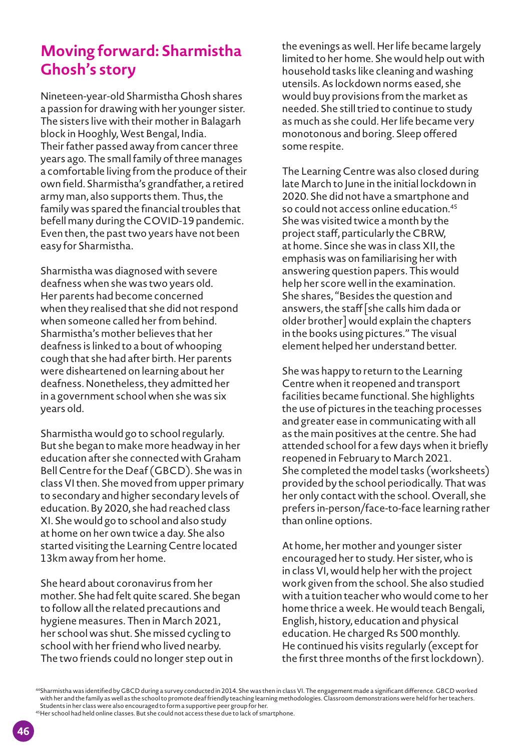## Moving forward: Sharmistha Ghosh's story

Nineteen-year-old Sharmistha Ghosh shares a passion for drawing with her younger sister. The sisters live with their mother in Balagarh block in Hooghly, West Bengal, India. Their father passed away from cancer three years ago. The small family of three manages a comfortable living from the produce of their own field. Sharmistha's grandfather, a retired army man, also supports them. Thus, the family was spared the financial troubles that befell many during the COVID-19 pandemic. Even then, the past two years have not been easy for Sharmistha.

Sharmistha was diagnosed with severe deafness when she was two years old. Her parents had become concerned when they realised that she did not respond when someone called her from behind. Sharmistha's mother believes that her deafness is linked to a bout of whooping cough that she had after birth. Her parents were disheartened on learning about her deafness. Nonetheless, they admitted her in a government school when she was six years old.

Sharmistha would go to school regularly. But she began to make more headway in her education after she connected with Graham Bell Centre for the Deaf (GBCD). She was in class VI then. She moved from upper primary to secondary and higher secondary levels of education. By 2020, she had reached class XI. She would go to school and also study at home on her own twice a day. She also started visiting the Learning Centre located 13km away from her home.

She heard about coronavirus from her mother. She had felt quite scared. She began to follow all the related precautions and hygiene measures. Then in March 2021, her school was shut. She missed cycling to school with her friend who lived nearby. The two friends could no longer step out in the evenings as well. Her life became largely limited to her home. She would help out with household tasks like cleaning and washing utensils. As lockdown norms eased, she would buy provisions from the market as needed. She still tried to continue to study as much as she could. Her life became very monotonous and boring. Sleep offered some respite.

The Learning Centre was also closed during late March to June in the initial lockdown in 2020. She did not have a smartphone and so could not access online education.[45] She was visited twice a month by the project staff, particularly the CBRW, at home. Since she was in class XII, the emphasis was on familiarising her with answering question papers. This would help her score well in the examination. She shares, "Besides the question and answers, the staff [she calls him dada or older brother] would explain the chapters in the books using pictures." The visual element helped her understand better.

She was happy to return to the Learning Centre when it reopened and transport facilities became functional. She highlights the use of pictures in the teaching processes and greater ease in communicating with all as the main positives at the centre. She had attended school for a few days when it briefly reopened in February to March 2021. She completed the model tasks (worksheets) provided by the school periodically. That was her only contact with the school. Overall, she prefers in-person/face-to-face learning rather than online options.

At home, her mother and younger sister encouraged her to study. Her sister, who is in class VI, would help her with the project work given from the school. She also studied with a tuition teacher who would come to her home thrice a week. He would teach Bengali, English, history, education and physical education. He charged Rs 500 monthly. He continued his visits regularly (except for the first three months of the first lockdown).

---

[44] Sharmistha was identified by GBCD during a survey conducted in 2014. She was then in class VI. The engagement made a significant difference. GBCD worked with her and the family as well as the school to promote deaf friendly teaching learning methodologies. Classroom demonstrations were held for her teachers. Students in her class were also encouraged to form a supportive peer group for her.

[45] Her school had held online classes. But she could not access these due to lack of smartphone.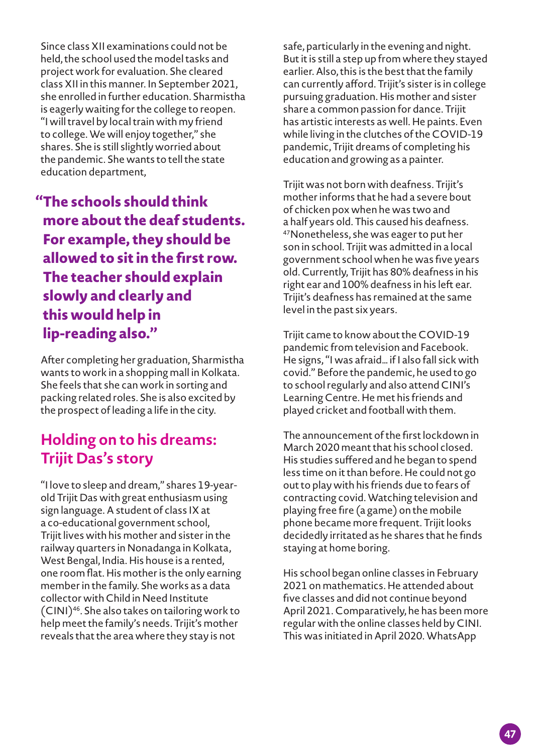Since class XII examinations could not be held, the school used the model tasks and project work for evaluation. She cleared class XII in this manner. In September 2021, she enrolled in further education. Sharmistha is eagerly waiting for the college to reopen. “I will travel by local train with my friend to college. We will enjoy together,” she shares. She is still slightly worried about the pandemic. She wants to tell the state education department,

> **“The schools should think more about the deaf students. For example, they should be allowed to sit in the first row. The teacher should explain slowly and clearly and this would help in lip-reading also.”**

After completing her graduation, Sharmistha wants to work in a shopping mall in Kolkata. She feels that she can work in sorting and packing related roles. She is also excited by the prospect of leading a life in the city.

## Holding on to his dreams: Trijit Das’s story

“I love to sleep and dream,” shares 19-year-old Trijit Das with great enthusiasm using sign language. A student of class IX at a co-educational government school, Trijit lives with his mother and sister in the railway quarters in Nonadanga in Kolkata, West Bengal, India. His house is a rented, one room flat. His mother is the only earning member in the family. She works as a data collector with Child in Need Institute (CINI)[46]. She also takes on tailoring work to help meet the family’s needs. Trijit’s mother reveals that the area where they stay is not safe, particularly in the evening and night. But it is still a step up from where they stayed earlier. Also, this is the best that the family can currently afford. Trijit’s sister is in college pursuing graduation. His mother and sister share a common passion for dance. Trijit has artistic interests as well. He paints. Even while living in the clutches of the COVID-19 pandemic, Trijit dreams of completing his education and growing as a painter.

Trijit was not born with deafness. Trijit’s mother informs that he had a severe bout of chicken pox when he was two and a half years old. This caused his deafness.[47] Nonetheless, she was eager to put her son in school. Trijit was admitted in a local government school when he was five years old. Currently, Trijit has 80% deafness in his right ear and 100% deafness in his left ear. Trijit’s deafness has remained at the same level in the past six years.

Trijit came to know about the COVID-19 pandemic from television and Facebook. He signs, “I was afraid… if I also fall sick with covid.” Before the pandemic, he used to go to school regularly and also attend CINI’s Learning Centre. He met his friends and played cricket and football with them.

The announcement of the first lockdown in March 2020 meant that his school closed. His studies suffered and he began to spend less time on it than before. He could not go out to play with his friends due to fears of contracting covid. Watching television and playing free fire (a game) on the mobile phone became more frequent. Trijit looks decidedly irritated as he shares that he finds staying at home boring.

His school began online classes in February 2021 on mathematics. He attended about five classes and did not continue beyond April 2021. Comparatively, he has been more regular with the online classes held by CINI. This was initiated in April 2020. WhatsApp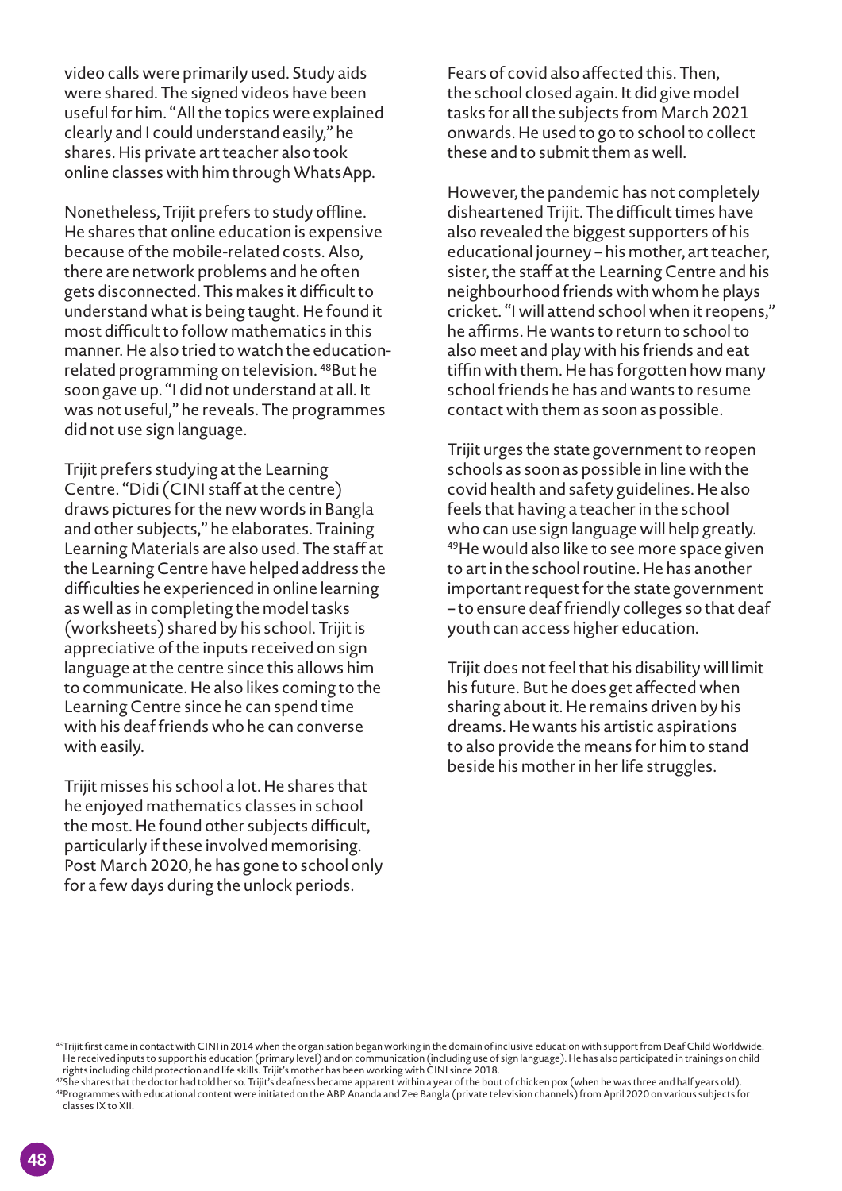video calls were primarily used. Study aids were shared. The signed videos have been useful for him. "All the topics were explained clearly and I could understand easily," he shares. His private art teacher also took online classes with him through WhatsApp.

Nonetheless, Trijit prefers to study offline. He shares that online education is expensive because of the mobile-related costs. Also, there are network problems and he often gets disconnected. This makes it difficult to understand what is being taught. He found it most difficult to follow mathematics in this manner. He also tried to watch the education-related programming on television. [48]But he soon gave up. "I did not understand at all. It was not useful," he reveals. The programmes did not use sign language.

Trijit prefers studying at the Learning Centre. "Didi (CINI staff at the centre) draws pictures for the new words in Bangla and other subjects," he elaborates. Training Learning Materials are also used. The staff at the Learning Centre have helped address the difficulties he experienced in online learning as well as in completing the model tasks (worksheets) shared by his school. Trijit is appreciative of the inputs received on sign language at the centre since this allows him to communicate. He also likes coming to the Learning Centre since he can spend time with his deaf friends who he can converse with easily.

Trijit misses his school a lot. He shares that he enjoyed mathematics classes in school the most. He found other subjects difficult, particularly if these involved memorising. Post March 2020, he has gone to school only for a few days during the unlock periods.

Fears of covid also affected this. Then, the school closed again. It did give model tasks for all the subjects from March 2021 onwards. He used to go to school to collect these and to submit them as well.

However, the pandemic has not completely disheartened Trijit. The difficult times have also revealed the biggest supporters of his educational journey – his mother, art teacher, sister, the staff at the Learning Centre and his neighbourhood friends with whom he plays cricket. "I will attend school when it reopens," he affirms. He wants to return to school to also meet and play with his friends and eat tiffin with them. He has forgotten how many school friends he has and wants to resume contact with them as soon as possible.

Trijit urges the state government to reopen schools as soon as possible in line with the covid health and safety guidelines. He also feels that having a teacher in the school who can use sign language will help greatly. [49]He would also like to see more space given to art in the school routine. He has another important request for the state government – to ensure deaf friendly colleges so that deaf youth can access higher education.

Trijit does not feel that his disability will limit his future. But he does get affected when sharing about it. He remains driven by his dreams. He wants his artistic aspirations to also provide the means for him to stand beside his mother in her life struggles.

---

[46]Trijit first came in contact with CINI in 2014 when the organisation began working in the domain of inclusive education with support from Deaf Child Worldwide. He received inputs to support his education (primary level) and on communication (including use of sign language). He has also participated in trainings on child rights including child protection and life skills. Trijit's mother has been working with CINI since 2018.

[47]She shares that the doctor had told her so. Trijit's deafness became apparent within a year of the bout of chicken pox (when he was three and half years old).

[48]Programmes with educational content were initiated on the ABP Ananda and Zee Bangla (private television channels) from April 2020 on various subjects for classes IX to XII.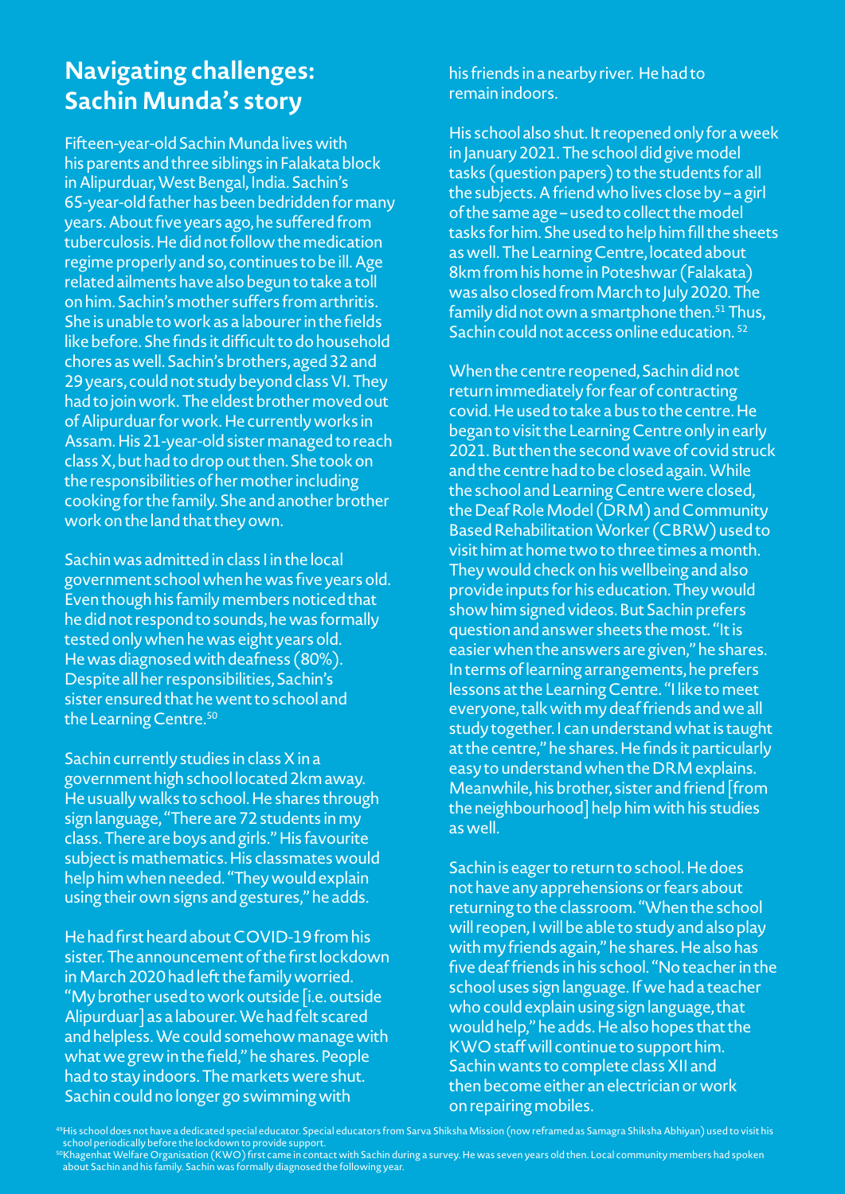## Navigating challenges: Sachin Munda's story

Fifteen-year-old Sachin Munda lives with his parents and three siblings in Falakata block in Alipurduar, West Bengal, India. Sachin's 65-year-old father has been bedridden for many years. About five years ago, he suffered from tuberculosis. He did not follow the medication regime properly and so, continues to be ill. Age related ailments have also begun to take a toll on him. Sachin's mother suffers from arthritis. She is unable to work as a labourer in the fields like before. She finds it difficult to do household chores as well. Sachin's brothers, aged 32 and 29 years, could not study beyond class VI. They had to join work. The eldest brother moved out of Alipurduar for work. He currently works in Assam. His 21-year-old sister managed to reach class X, but had to drop out then. She took on the responsibilities of her mother including cooking for the family. She and another brother work on the land that they own.

Sachin was admitted in class I in the local government school when he was five years old. Even though his family members noticed that he did not respond to sounds, he was formally tested only when he was eight years old. He was diagnosed with deafness (80%). Despite all her responsibilities, Sachin's sister ensured that he went to school and the Learning Centre.[50]

Sachin currently studies in class X in a government high school located 2km away. He usually walks to school. He shares through sign language, "There are 72 students in my class. There are boys and girls." His favourite subject is mathematics. His classmates would help him when needed. "They would explain using their own signs and gestures," he adds.

He had first heard about COVID-19 from his sister. The announcement of the first lockdown in March 2020 had left the family worried. "My brother used to work outside [i.e. outside Alipurduar] as a labourer. We had felt scared and helpless. We could somehow manage with what we grew in the field," he shares. People had to stay indoors. The markets were shut. Sachin could no longer go swimming with his friends in a nearby river. He had to remain indoors.

His school also shut. It reopened only for a week in January 2021. The school did give model tasks (question papers) to the students for all the subjects. A friend who lives close by – a girl of the same age – used to collect the model tasks for him. She used to help him fill the sheets as well. The Learning Centre, located about 8km from his home in Poteshwar (Falakata) was also closed from March to July 2020. The family did not own a smartphone then.[51] Thus, Sachin could not access online education. [52]

When the centre reopened, Sachin did not return immediately for fear of contracting covid. He used to take a bus to the centre. He began to visit the Learning Centre only in early 2021. But then the second wave of covid struck and the centre had to be closed again. While the school and Learning Centre were closed, the Deaf Role Model (DRM) and Community Based Rehabilitation Worker (CBRW) used to visit him at home two to three times a month. They would check on his wellbeing and also provide inputs for his education. They would show him signed videos. But Sachin prefers question and answer sheets the most. "It is easier when the answers are given," he shares. In terms of learning arrangements, he prefers lessons at the Learning Centre. "I like to meet everyone, talk with my deaf friends and we all study together. I can understand what is taught at the centre," he shares. He finds it particularly easy to understand when the DRM explains. Meanwhile, his brother, sister and friend [from the neighbourhood] help him with his studies as well.

Sachin is eager to return to school. He does not have any apprehensions or fears about returning to the classroom. "When the school will reopen, I will be able to study and also play with my friends again," he shares. He also has five deaf friends in his school. "No teacher in the school uses sign language. If we had a teacher who could explain using sign language, that would help," he adds. He also hopes that the KWO staff will continue to support him. Sachin wants to complete class XII and then become either an electrician or work on repairing mobiles.

[49] His school does not have a dedicated special educator. Special educators from Sarva Shiksha Mission (now reframed as Samagra Shiksha Abhiyan) used to visit his school periodically before the lockdown to provide support.

[50] Khagenhat Welfare Organisation (KWO) first came in contact with Sachin during a survey. He was seven years old then. Local community members had spoken about Sachin and his family. Sachin was formally diagnosed the following year.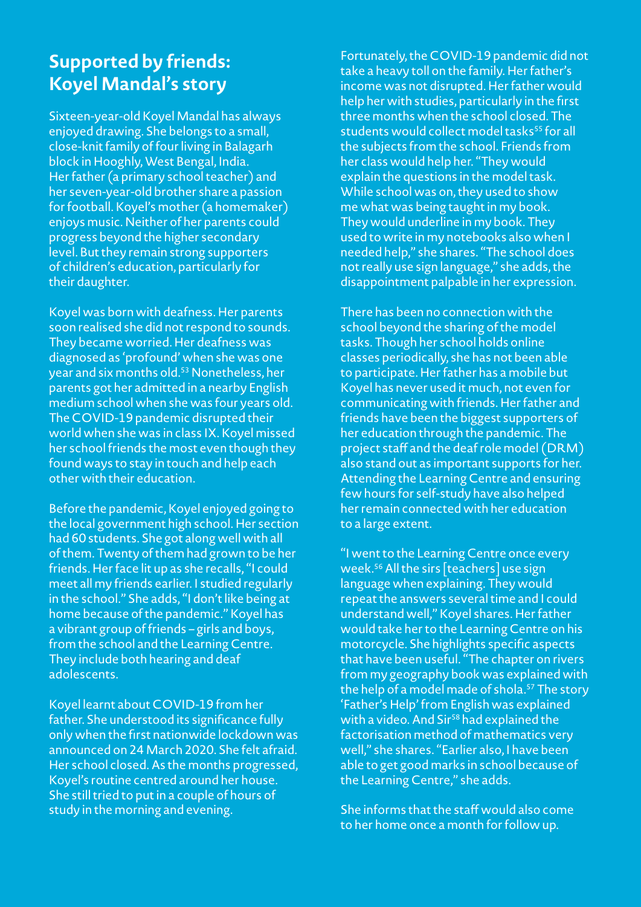## Supported by friends: Koyel Mandal's story

Sixteen-year-old Koyel Mandal has always enjoyed drawing. She belongs to a small, close-knit family of four living in Balagarh block in Hooghly, West Bengal, India. Her father (a primary school teacher) and her seven-year-old brother share a passion for football. Koyel's mother (a homemaker) enjoys music. Neither of her parents could progress beyond the higher secondary level. But they remain strong supporters of children's education, particularly for their daughter.

Koyel was born with deafness. Her parents soon realised she did not respond to sounds. They became worried. Her deafness was diagnosed as 'profound' when she was one year and six months old.[53] Nonetheless, her parents got her admitted in a nearby English medium school when she was four years old. The COVID-19 pandemic disrupted their world when she was in class IX. Koyel missed her school friends the most even though they found ways to stay in touch and help each other with their education.

Before the pandemic, Koyel enjoyed going to the local government high school. Her section had 60 students. She got along well with all of them. Twenty of them had grown to be her friends. Her face lit up as she recalls, "I could meet all my friends earlier. I studied regularly in the school." She adds, "I don't like being at home because of the pandemic." Koyel has a vibrant group of friends – girls and boys, from the school and the Learning Centre. They include both hearing and deaf adolescents.

Koyel learnt about COVID-19 from her father. She understood its significance fully only when the first nationwide lockdown was announced on 24 March 2020. She felt afraid. Her school closed. As the months progressed, Koyel's routine centred around her house. She still tried to put in a couple of hours of study in the morning and evening.

Fortunately, the COVID-19 pandemic did not take a heavy toll on the family. Her father's income was not disrupted. Her father would help her with studies, particularly in the first three months when the school closed. The students would collect model tasks[55] for all the subjects from the school. Friends from her class would help her. "They would explain the questions in the model task. While school was on, they used to show me what was being taught in my book. They would underline in my book. They used to write in my notebooks also when I needed help," she shares. "The school does not really use sign language," she adds, the disappointment palpable in her expression.

There has been no connection with the school beyond the sharing of the model tasks. Though her school holds online classes periodically, she has not been able to participate. Her father has a mobile but Koyel has never used it much, not even for communicating with friends. Her father and friends have been the biggest supporters of her education through the pandemic. The project staff and the deaf role model (DRM) also stand out as important supports for her. Attending the Learning Centre and ensuring few hours for self-study have also helped her remain connected with her education to a large extent.

"I went to the Learning Centre once every week.[56] All the sirs [teachers] use sign language when explaining. They would repeat the answers several time and I could understand well," Koyel shares. Her father would take her to the Learning Centre on his motorcycle. She highlights specific aspects that have been useful. "The chapter on rivers from my geography book was explained with the help of a model made of shola.[57] The story 'Father's Help' from English was explained with a video. And Sir[58] had explained the factorisation method of mathematics very well," she shares. "Earlier also, I have been able to get good marks in school because of the Learning Centre," she adds.

She informs that the staff would also come to her home once a month for follow up.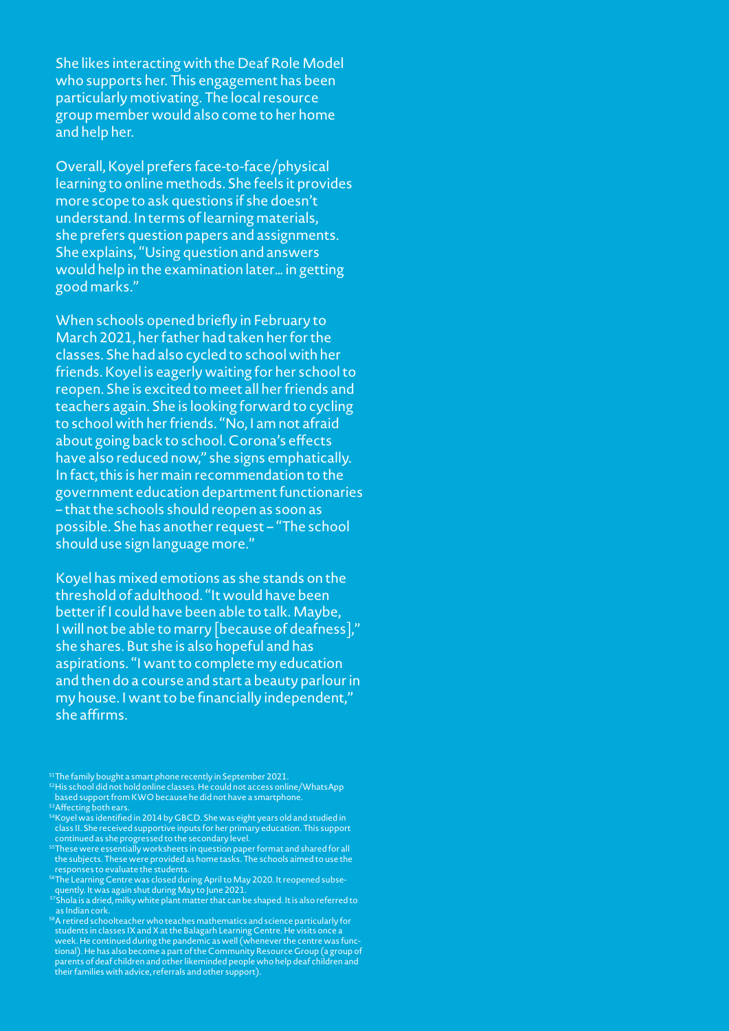She likes interacting with the Deaf Role Model who supports her. This engagement has been particularly motivating. The local resource group member would also come to her home and help her.

Overall, Koyel prefers face-to-face/physical learning to online methods. She feels it provides more scope to ask questions if she doesn't understand. In terms of learning materials, she prefers question papers and assignments. She explains, "Using question and answers would help in the examination later… in getting good marks."

When schools opened briefly in February to March 2021, her father had taken her for the classes. She had also cycled to school with her friends. Koyel is eagerly waiting for her school to reopen. She is excited to meet all her friends and teachers again. She is looking forward to cycling to school with her friends. "No, I am not afraid about going back to school. Corona's effects have also reduced now," she signs emphatically. In fact, this is her main recommendation to the government education department functionaries – that the schools should reopen as soon as possible. She has another request – "The school should use sign language more."

Koyel has mixed emotions as she stands on the threshold of adulthood. "It would have been better if I could have been able to talk. Maybe, I will not be able to marry [because of deafness]," she shares. But she is also hopeful and has aspirations. "I want to complete my education and then do a course and start a beauty parlour in my house. I want to be financially independent," she affirms.

[51] The family bought a smart phone recently in September 2021.

[52] His school did not hold online classes. He could not access online/WhatsApp based support from KWO because he did not have a smartphone.

[53] Affecting both ears.

[54] Koyel was identified in 2014 by GBCD. She was eight years old and studied in class II. She received supportive inputs for her primary education. This support continued as she progressed to the secondary level.

[55] These were essentially worksheets in question paper format and shared for all the subjects. These were provided as home tasks. The schools aimed to use the responses to evaluate the students.

[56] The Learning Centre was closed during April to May 2020. It reopened subsequently. It was again shut during May to June 2021.

[57] Shola is a dried, milky white plant matter that can be shaped. It is also referred to as Indian cork.

[58] A retired schoolteacher who teaches mathematics and science particularly for students in classes IX and X at the Balagarh Learning Centre. He visits once a week. He continued during the pandemic as well (whenever the centre was functional). He has also become a part of the Community Resource Group (a group of parents of deaf children and other likeminded people who help deaf children and their families with advice, referrals and other support).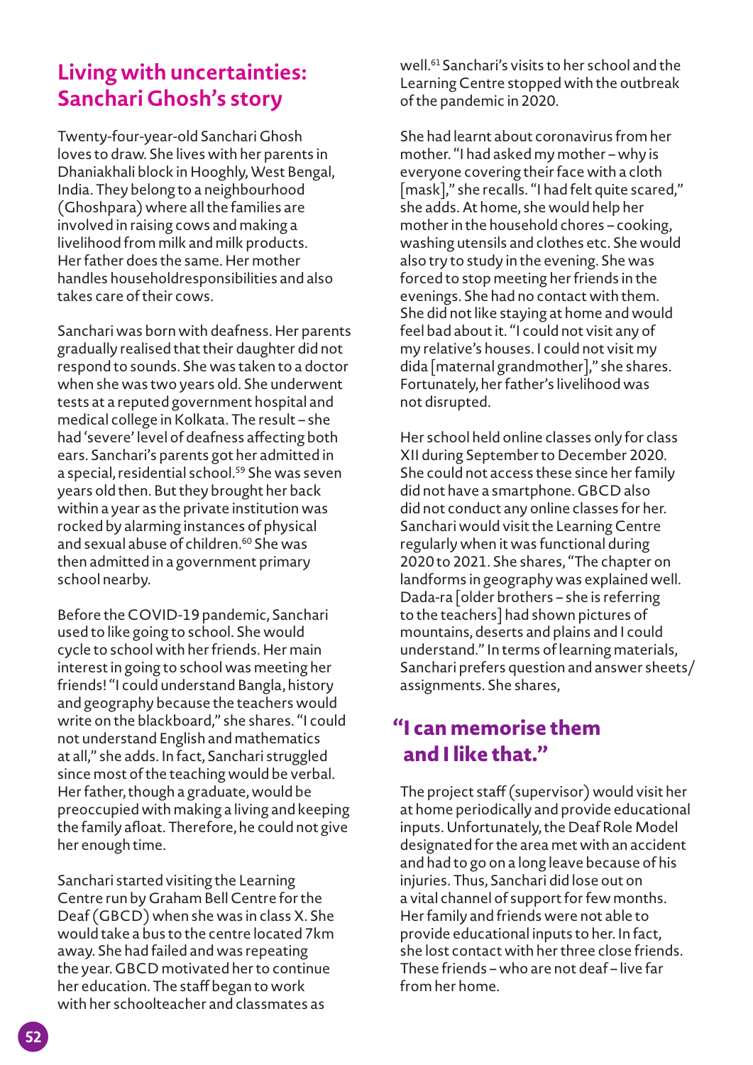## Living with uncertainties: Sanchari Ghosh's story

Twenty-four-year-old Sanchari Ghosh loves to draw. She lives with her parents in Dhaniakhali block in Hooghly, West Bengal, India. They belong to a neighbourhood (Ghoshpara) where all the families are involved in raising cows and making a livelihood from milk and milk products. Her father does the same. Her mother handles householdresponsibilities and also takes care of their cows.

Sanchari was born with deafness. Her parents gradually realised that their daughter did not respond to sounds. She was taken to a doctor when she was two years old. She underwent tests at a reputed government hospital and medical college in Kolkata. The result – she had 'severe' level of deafness affecting both ears. Sanchari's parents got her admitted in a special, residential school.[59] She was seven years old then. But they brought her back within a year as the private institution was rocked by alarming instances of physical and sexual abuse of children.[60] She was then admitted in a government primary school nearby.

Before the COVID-19 pandemic, Sanchari used to like going to school. She would cycle to school with her friends. Her main interest in going to school was meeting her friends! "I could understand Bangla, history and geography because the teachers would write on the blackboard," she shares. "I could not understand English and mathematics at all," she adds. In fact, Sanchari struggled since most of the teaching would be verbal. Her father, though a graduate, would be preoccupied with making a living and keeping the family afloat. Therefore, he could not give her enough time.

Sanchari started visiting the Learning Centre run by Graham Bell Centre for the Deaf (GBCD) when she was in class X. She would take a bus to the centre located 7km away. She had failed and was repeating the year. GBCD motivated her to continue her education. The staff began to work with her schoolteacher and classmates as well.[61] Sanchari's visits to her school and the Learning Centre stopped with the outbreak of the pandemic in 2020.

She had learnt about coronavirus from her mother. "I had asked my mother – why is everyone covering their face with a cloth [mask]," she recalls. "I had felt quite scared," she adds. At home, she would help her mother in the household chores – cooking, washing utensils and clothes etc. She would also try to study in the evening. She was forced to stop meeting her friends in the evenings. She had no contact with them. She did not like staying at home and would feel bad about it. "I could not visit any of my relative's houses. I could not visit my dida [maternal grandmother]," she shares. Fortunately, her father's livelihood was not disrupted.

Her school held online classes only for class XII during September to December 2020. She could not access these since her family did not have a smartphone. GBCD also did not conduct any online classes for her. Sanchari would visit the Learning Centre regularly when it was functional during 2020 to 2021. She shares, "The chapter on landforms in geography was explained well. Dada-ra [older brothers – she is referring to the teachers] had shown pictures of mountains, deserts and plains and I could understand." In terms of learning materials, Sanchari prefers question and answer sheets/ assignments. She shares,

### "I can memorise them and I like that."

The project staff (supervisor) would visit her at home periodically and provide educational inputs. Unfortunately, the Deaf Role Model designated for the area met with an accident and had to go on a long leave because of his injuries. Thus, Sanchari did lose out on a vital channel of support for few months. Her family and friends were not able to provide educational inputs to her. In fact, she lost contact with her three close friends. These friends – who are not deaf – live far from her home.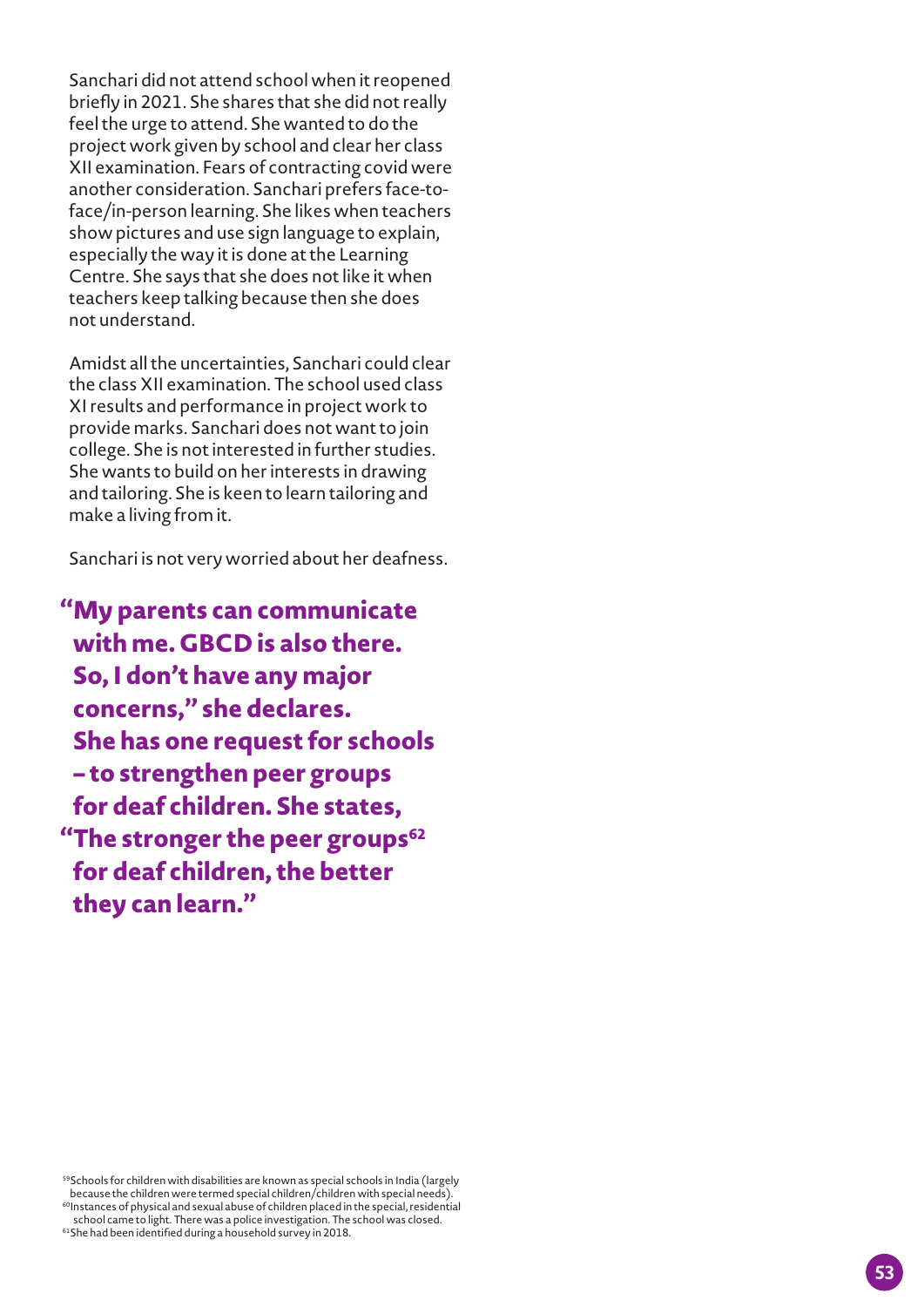Sanchari did not attend school when it reopened briefly in 2021. She shares that she did not really feel the urge to attend. She wanted to do the project work given by school and clear her class XII examination. Fears of contracting covid were another consideration. Sanchari prefers face-to-face/in-person learning. She likes when teachers show pictures and use sign language to explain, especially the way it is done at the Learning Centre. She says that she does not like it when teachers keep talking because then she does not understand.

Amidst all the uncertainties, Sanchari could clear the class XII examination. The school used class XI results and performance in project work to provide marks. Sanchari does not want to join college. She is not interested in further studies. She wants to build on her interests in drawing and tailoring. She is keen to learn tailoring and make a living from it.

Sanchari is not very worried about her deafness.

**"My parents can communicate with me. GBCD is also there. So, I don't have any major concerns," she declares. She has one request for schools – to strengthen peer groups for deaf children. She states, "The stronger the peer groups[62] for deaf children, the better they can learn."**

---

[59] Schools for children with disabilities are known as special schools in India (largely because the children were termed special children/children with special needs).

[60] Instances of physical and sexual abuse of children placed in the special, residential school came to light. There was a police investigation. The school was closed.

[61] She had been identified during a household survey in 2018.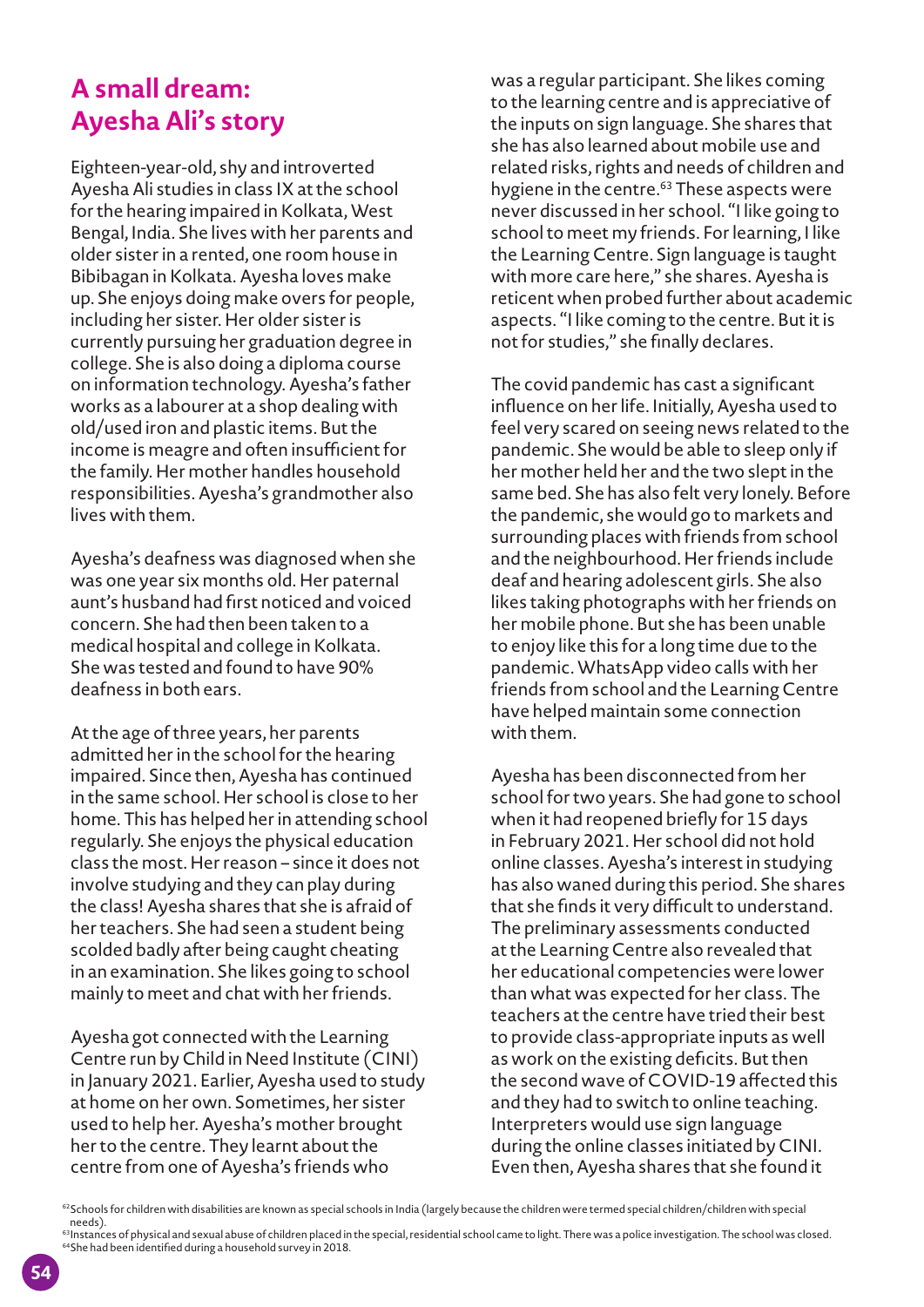## A small dream: Ayesha Ali's story

Eighteen-year-old, shy and introverted Ayesha Ali studies in class IX at the school for the hearing impaired in Kolkata, West Bengal, India. She lives with her parents and older sister in a rented, one room house in Bibibagan in Kolkata. Ayesha loves make up. She enjoys doing make overs for people, including her sister. Her older sister is currently pursuing her graduation degree in college. She is also doing a diploma course on information technology. Ayesha's father works as a labourer at a shop dealing with old/used iron and plastic items. But the income is meagre and often insufficient for the family. Her mother handles household responsibilities. Ayesha's grandmother also lives with them.

Ayesha's deafness was diagnosed when she was one year six months old. Her paternal aunt's husband had first noticed and voiced concern. She had then been taken to a medical hospital and college in Kolkata. She was tested and found to have 90% deafness in both ears.

At the age of three years, her parents admitted her in the school for the hearing impaired. Since then, Ayesha has continued in the same school. Her school is close to her home. This has helped her in attending school regularly. She enjoys the physical education class the most. Her reason – since it does not involve studying and they can play during the class! Ayesha shares that she is afraid of her teachers. She had seen a student being scolded badly after being caught cheating in an examination. She likes going to school mainly to meet and chat with her friends.

Ayesha got connected with the Learning Centre run by Child in Need Institute (CINI) in January 2021. Earlier, Ayesha used to study at home on her own. Sometimes, her sister used to help her. Ayesha's mother brought her to the centre. They learnt about the centre from one of Ayesha's friends who was a regular participant. She likes coming to the learning centre and is appreciative of the inputs on sign language. She shares that she has also learned about mobile use and related risks, rights and needs of children and hygiene in the centre.[63] These aspects were never discussed in her school. "I like going to school to meet my friends. For learning, I like the Learning Centre. Sign language is taught with more care here," she shares. Ayesha is reticent when probed further about academic aspects. "I like coming to the centre. But it is not for studies," she finally declares.

The covid pandemic has cast a significant influence on her life. Initially, Ayesha used to feel very scared on seeing news related to the pandemic. She would be able to sleep only if her mother held her and the two slept in the same bed. She has also felt very lonely. Before the pandemic, she would go to markets and surrounding places with friends from school and the neighbourhood. Her friends include deaf and hearing adolescent girls. She also likes taking photographs with her friends on her mobile phone. But she has been unable to enjoy like this for a long time due to the pandemic. WhatsApp video calls with her friends from school and the Learning Centre have helped maintain some connection with them.

Ayesha has been disconnected from her school for two years. She had gone to school when it had reopened briefly for 15 days in February 2021. Her school did not hold online classes. Ayesha's interest in studying has also waned during this period. She shares that she finds it very difficult to understand. The preliminary assessments conducted at the Learning Centre also revealed that her educational competencies were lower than what was expected for her class. The teachers at the centre have tried their best to provide class-appropriate inputs as well as work on the existing deficits. But then the second wave of COVID-19 affected this and they had to switch to online teaching. Interpreters would use sign language during the online classes initiated by CINI. Even then, Ayesha shares that she found it

---

[62] Schools for children with disabilities are known as special schools in India (largely because the children were termed special children/children with special needs).

[63] Instances of physical and sexual abuse of children placed in the special, residential school came to light. There was a police investigation. The school was closed.

[64] She had been identified during a household survey in 2018.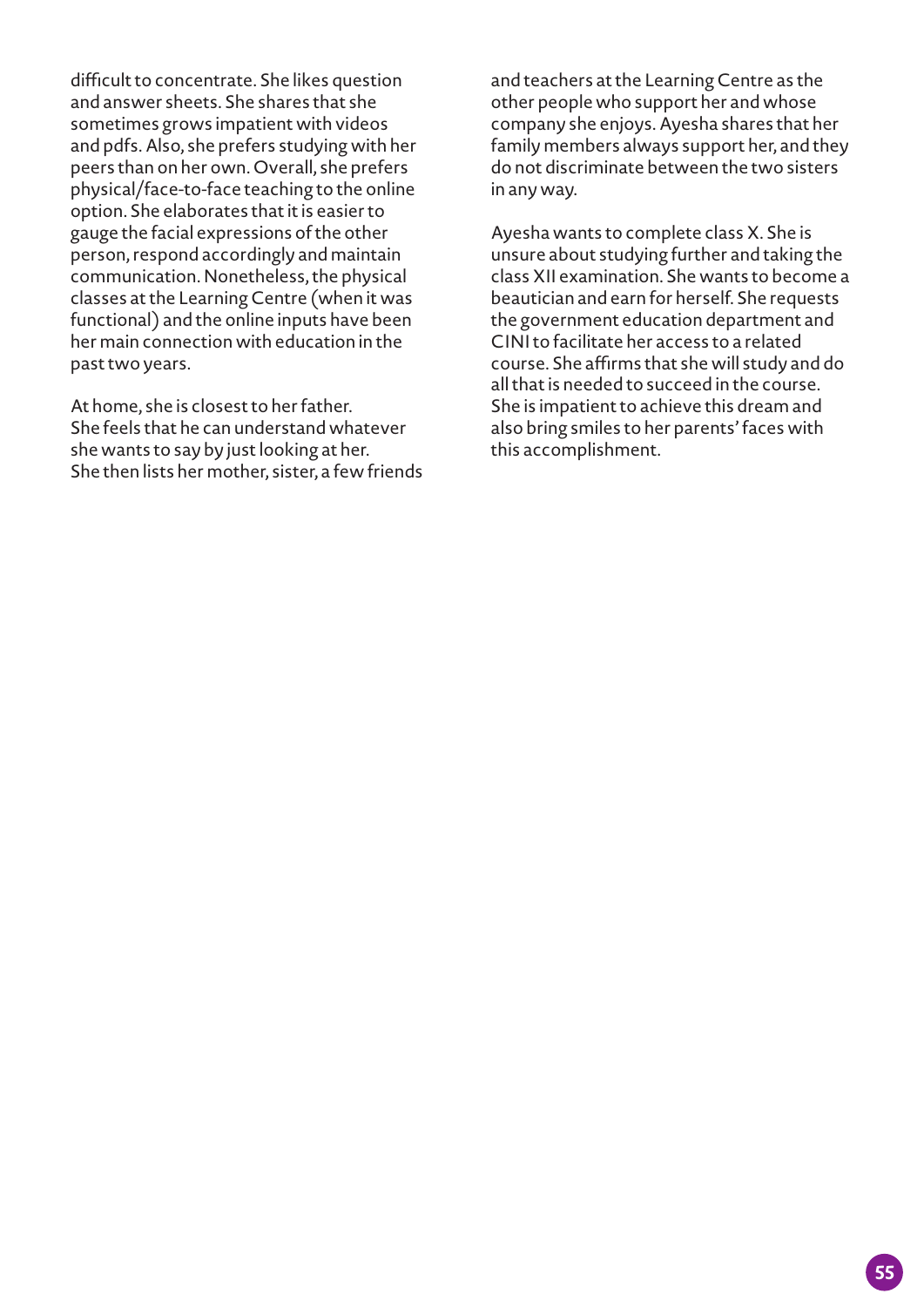difficult to concentrate. She likes question and answer sheets. She shares that she sometimes grows impatient with videos and pdfs. Also, she prefers studying with her peers than on her own. Overall, she prefers physical/face-to-face teaching to the online option. She elaborates that it is easier to gauge the facial expressions of the other person, respond accordingly and maintain communication. Nonetheless, the physical classes at the Learning Centre (when it was functional) and the online inputs have been her main connection with education in the past two years.

At home, she is closest to her father. She feels that he can understand whatever she wants to say by just looking at her. She then lists her mother, sister, a few friends and teachers at the Learning Centre as the other people who support her and whose company she enjoys. Ayesha shares that her family members always support her, and they do not discriminate between the two sisters in any way.

Ayesha wants to complete class X. She is unsure about studying further and taking the class XII examination. She wants to become a beautician and earn for herself. She requests the government education department and CINI to facilitate her access to a related course. She affirms that she will study and do all that is needed to succeed in the course. She is impatient to achieve this dream and also bring smiles to her parents' faces with this accomplishment.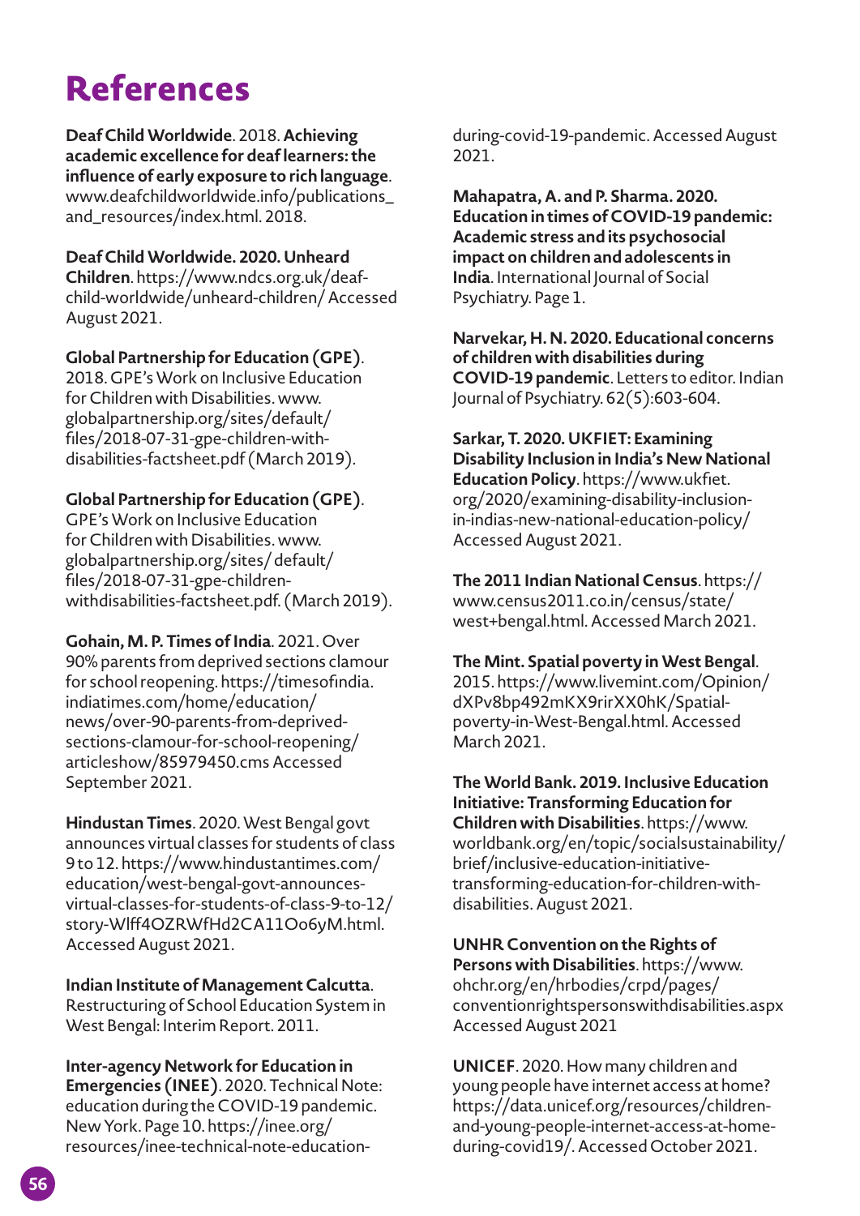# References

**Deaf Child Worldwide**. 2018. **Achieving academic excellence for deaf learners: the influence of early exposure to rich language**. www.deafchildworldwide.info/publications_and_resources/index.html. 2018.

**Deaf Child Worldwide. 2020. Unheard Children**. https://www.ndcs.org.uk/deaf-child-worldwide/unheard-children/ Accessed August 2021.

**Global Partnership for Education (GPE)**. 2018. GPE's Work on Inclusive Education for Children with Disabilities. www.globalpartnership.org/sites/default/files/2018-07-31-gpe-children-with-disabilities-factsheet.pdf (March 2019).

**Global Partnership for Education (GPE)**. GPE's Work on Inclusive Education for Children with Disabilities. www.globalpartnership.org/sites/ default/files/2018-07-31-gpe-children-withdisabilities-factsheet.pdf. (March 2019).

**Gohain, M. P. Times of India**. 2021. Over 90% parents from deprived sections clamour for school reopening. https://timesofindia.indiatimes.com/home/education/news/over-90-parents-from-deprived-sections-clamour-for-school-reopening/articleshow/85979450.cms Accessed September 2021.

**Hindustan Times**. 2020. West Bengal govt announces virtual classes for students of class 9 to 12. https://www.hindustantimes.com/education/west-bengal-govt-announces-virtual-classes-for-students-of-class-9-to-12/story-Wlff4OZRWfHd2CA11Oo6yM.html. Accessed August 2021.

**Indian Institute of Management Calcutta**. Restructuring of School Education System in West Bengal: Interim Report. 2011.

**Inter-agency Network for Education in Emergencies (INEE)**. 2020. Technical Note: education during the COVID-19 pandemic. New York. Page 10. https://inee.org/resources/inee-technical-note-education-during-covid-19-pandemic. Accessed August 2021.

**Mahapatra, A. and P. Sharma. 2020. Education in times of COVID-19 pandemic: Academic stress and its psychosocial impact on children and adolescents in India**. International Journal of Social Psychiatry. Page 1.

**Narvekar, H. N. 2020. Educational concerns of children with disabilities during COVID-19 pandemic**. Letters to editor. Indian Journal of Psychiatry. 62(5):603-604.

**Sarkar, T. 2020. UKFIET: Examining Disability Inclusion in India's New National Education Policy**. https://www.ukfiet.org/2020/examining-disability-inclusion-in-indias-new-national-education-policy/ Accessed August 2021.

**The 2011 Indian National Census**. https://www.census2011.co.in/census/state/west+bengal.html. Accessed March 2021.

**The Mint. Spatial poverty in West Bengal**. 2015. https://www.livemint.com/Opinion/dXPv8bp492mKX9rirXX0hK/Spatial-poverty-in-West-Bengal.html. Accessed March 2021.

**The World Bank. 2019. Inclusive Education Initiative: Transforming Education for Children with Disabilities**. https://www.worldbank.org/en/topic/socialsustainability/brief/inclusive-education-initiative-transforming-education-for-children-with-disabilities. August 2021.

**UNHR Convention on the Rights of Persons with Disabilities**. https://www.ohchr.org/en/hrbodies/crpd/pages/conventionrightspersonswithdisabilities.aspx Accessed August 2021

**UNICEF**. 2020. How many children and young people have internet access at home? https://data.unicef.org/resources/children-and-young-people-internet-access-at-home-during-covid19/. Accessed October 2021.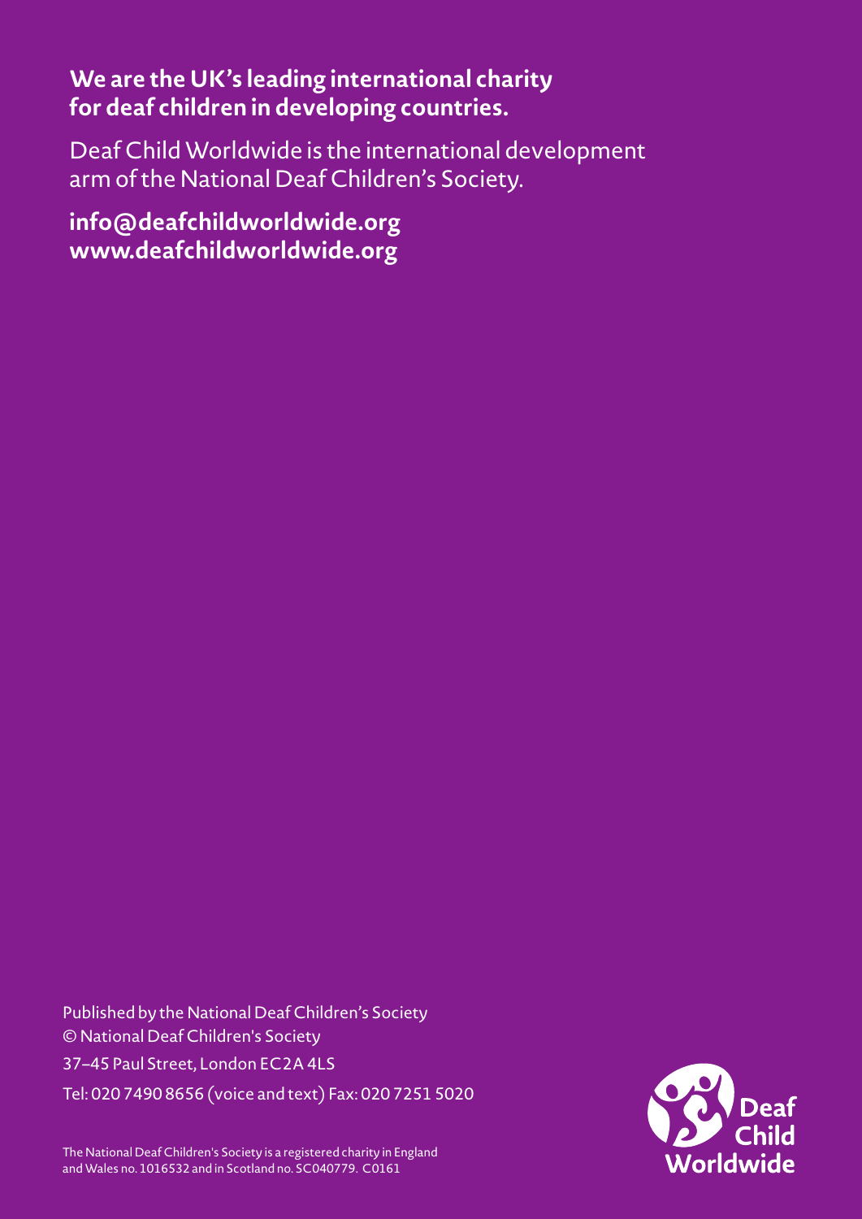**We are the UK's leading international charity for deaf children in developing countries.**

Deaf Child Worldwide is the international development arm of the National Deaf Children's Society.

**info@deafchildworldwide.org**
**www.deafchildworldwide.org**

Published by the National Deaf Children's Society
© National Deaf Children's Society
37–45 Paul Street, London EC2A 4LS
Tel: 020 7490 8656 (voice and text) Fax: 020 7251 5020

The National Deaf Children's Society is a registered charity in England and Wales no. 1016532 and in Scotland no. SC040779. C0161

Deaf Child Worldwide